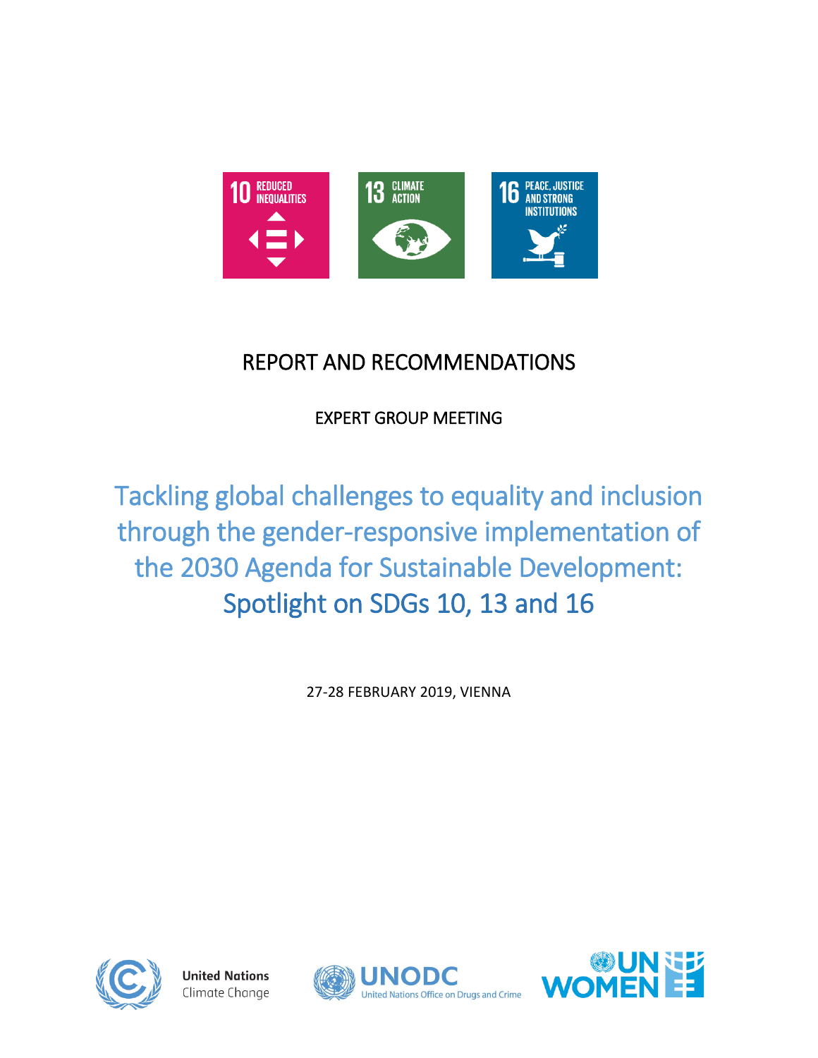REPORT AND RECOMMENDATIONS

EXPERT GROUP MEETING

# Tackling global challenges to equality and inclusion through the gender-responsive implementation of the 2030 Agenda for Sustainable Development: Spotlight on SDGs 10, 13 and 16

27-28 FEBRUARY 2019, VIENNA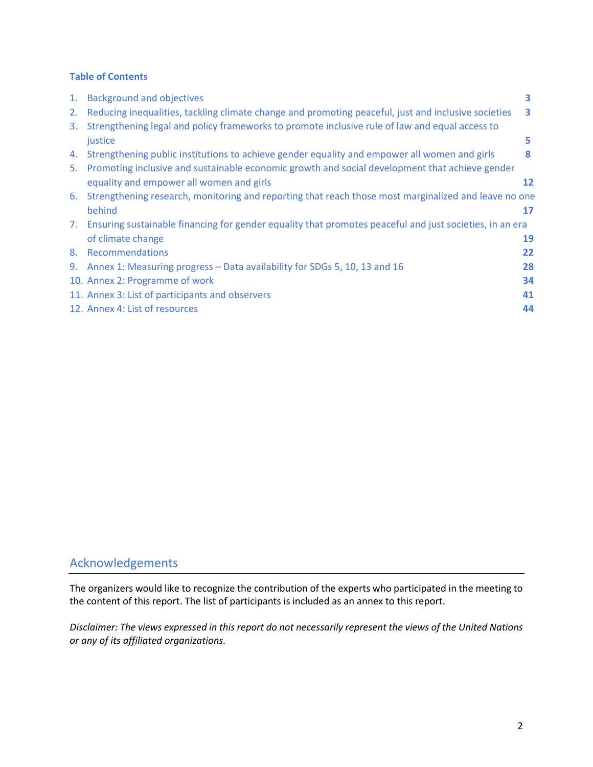**Table of Contents**

1. Background and objectives 3
2. Reducing inequalities, tackling climate change and promoting peaceful, just and inclusive societies 3
3. Strengthening legal and policy frameworks to promote inclusive rule of law and equal access to justice 5
4. Strengthening public institutions to achieve gender equality and empower all women and girls 8
5. Promoting inclusive and sustainable economic growth and social development that achieve gender equality and empower all women and girls 12
6. Strengthening research, monitoring and reporting that reach those most marginalized and leave no one behind 17
7. Ensuring sustainable financing for gender equality that promotes peaceful and just societies, in an era of climate change 19
8. Recommendations 22
9. Annex 1: Measuring progress – Data availability for SDGs 5, 10, 13 and 16 28
10. Annex 2: Programme of work 34
11. Annex 3: List of participants and observers 41
12. Annex 4: List of resources 44

## Acknowledgements

The organizers would like to recognize the contribution of the experts who participated in the meeting to the content of this report. The list of participants is included as an annex to this report.

*Disclaimer: The views expressed in this report do not necessarily represent the views of the United Nations or any of its affiliated organizations.*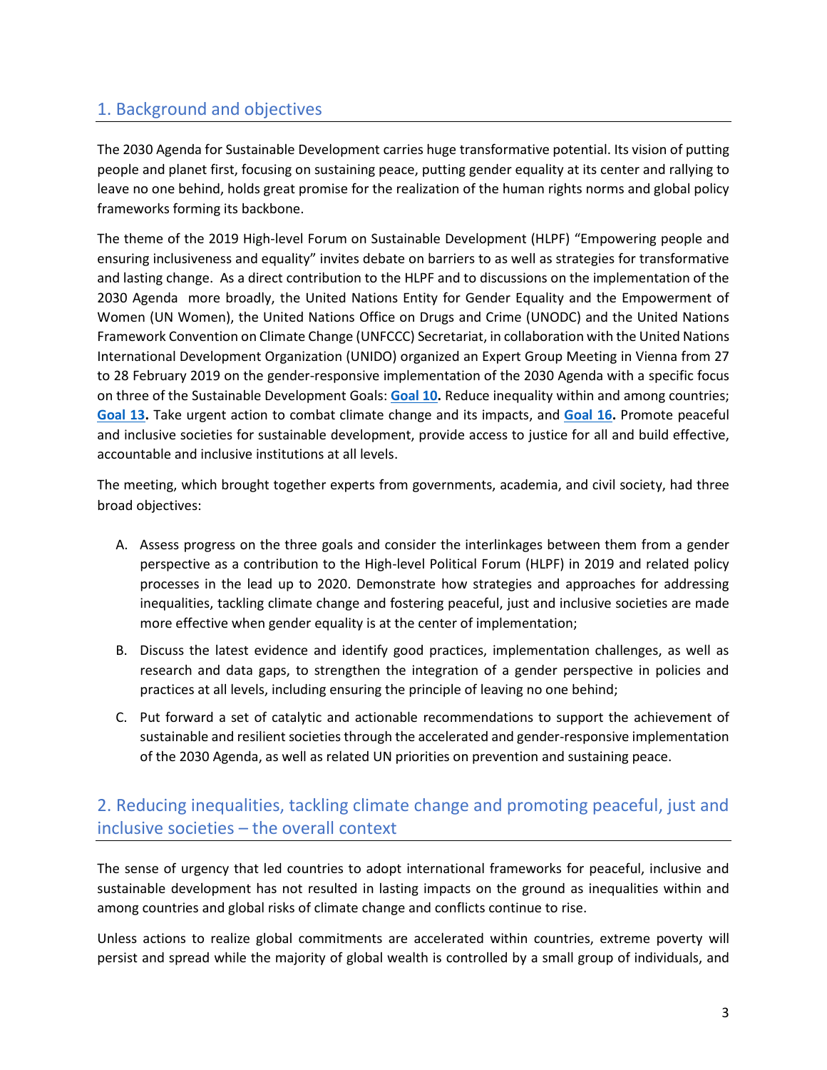## 1. Background and objectives

The 2030 Agenda for Sustainable Development carries huge transformative potential. Its vision of putting people and planet first, focusing on sustaining peace, putting gender equality at its center and rallying to leave no one behind, holds great promise for the realization of the human rights norms and global policy frameworks forming its backbone.

The theme of the 2019 High-level Forum on Sustainable Development (HLPF) "Empowering people and ensuring inclusiveness and equality" invites debate on barriers to as well as strategies for transformative and lasting change. As a direct contribution to the HLPF and to discussions on the implementation of the 2030 Agenda more broadly, the United Nations Entity for Gender Equality and the Empowerment of Women (UN Women), the United Nations Office on Drugs and Crime (UNODC) and the United Nations Framework Convention on Climate Change (UNFCCC) Secretariat, in collaboration with the United Nations International Development Organization (UNIDO) organized an Expert Group Meeting in Vienna from 27 to 28 February 2019 on the gender-responsive implementation of the 2030 Agenda with a specific focus on three of the Sustainable Development Goals: **Goal 10.** Reduce inequality within and among countries; **Goal 13.** Take urgent action to combat climate change and its impacts, and **Goal 16.** Promote peaceful and inclusive societies for sustainable development, provide access to justice for all and build effective, accountable and inclusive institutions at all levels.

The meeting, which brought together experts from governments, academia, and civil society, had three broad objectives:

A. Assess progress on the three goals and consider the interlinkages between them from a gender perspective as a contribution to the High-level Political Forum (HLPF) in 2019 and related policy processes in the lead up to 2020. Demonstrate how strategies and approaches for addressing inequalities, tackling climate change and fostering peaceful, just and inclusive societies are made more effective when gender equality is at the center of implementation;

B. Discuss the latest evidence and identify good practices, implementation challenges, as well as research and data gaps, to strengthen the integration of a gender perspective in policies and practices at all levels, including ensuring the principle of leaving no one behind;

C. Put forward a set of catalytic and actionable recommendations to support the achievement of sustainable and resilient societies through the accelerated and gender-responsive implementation of the 2030 Agenda, as well as related UN priorities on prevention and sustaining peace.

## 2. Reducing inequalities, tackling climate change and promoting peaceful, just and inclusive societies – the overall context

The sense of urgency that led countries to adopt international frameworks for peaceful, inclusive and sustainable development has not resulted in lasting impacts on the ground as inequalities within and among countries and global risks of climate change and conflicts continue to rise.

Unless actions to realize global commitments are accelerated within countries, extreme poverty will persist and spread while the majority of global wealth is controlled by a small group of individuals, and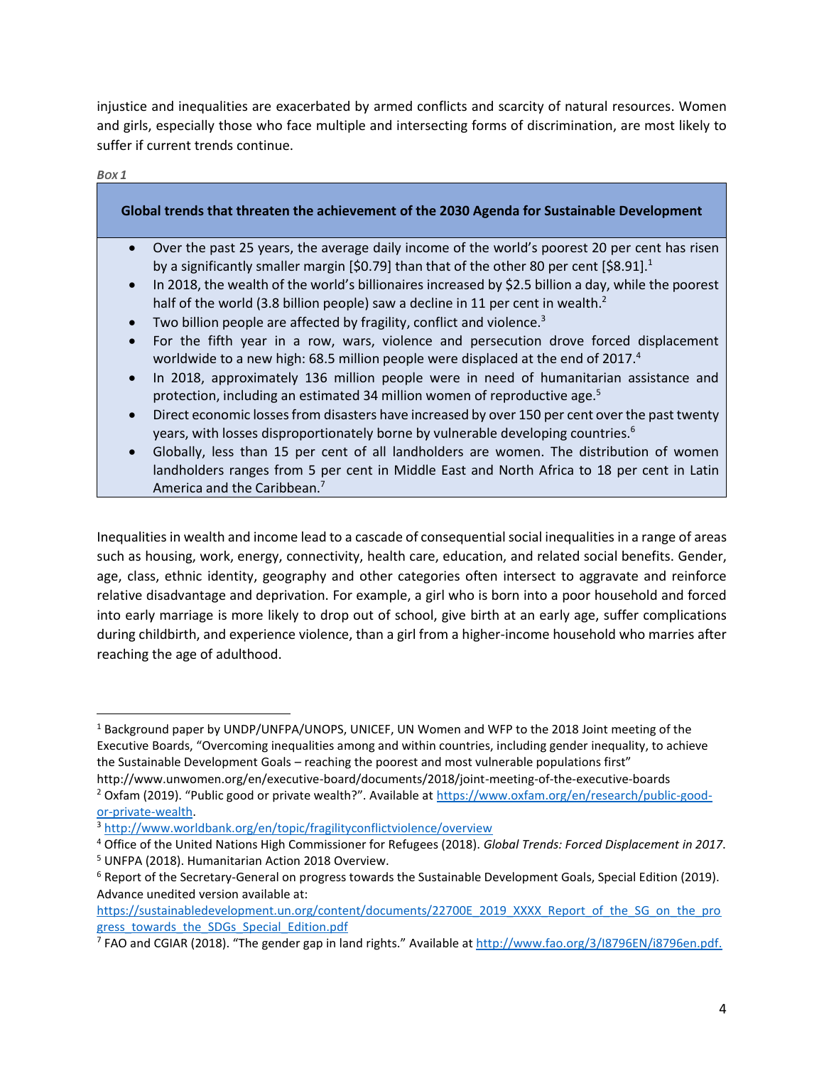injustice and inequalities are exacerbated by armed conflicts and scarcity of natural resources. Women and girls, especially those who face multiple and intersecting forms of discrimination, are most likely to suffer if current trends continue.

*Box 1*

**Global trends that threaten the achievement of the 2030 Agenda for Sustainable Development**

- Over the past 25 years, the average daily income of the world's poorest 20 per cent has risen by a significantly smaller margin [$0.79] than that of the other 80 per cent [$8.91].[1]
- In 2018, the wealth of the world's billionaires increased by $2.5 billion a day, while the poorest half of the world (3.8 billion people) saw a decline in 11 per cent in wealth.[2]
- Two billion people are affected by fragility, conflict and violence.[3]
- For the fifth year in a row, wars, violence and persecution drove forced displacement worldwide to a new high: 68.5 million people were displaced at the end of 2017.[4]
- In 2018, approximately 136 million people were in need of humanitarian assistance and protection, including an estimated 34 million women of reproductive age.[5]
- Direct economic losses from disasters have increased by over 150 per cent over the past twenty years, with losses disproportionately borne by vulnerable developing countries.[6]
- Globally, less than 15 per cent of all landholders are women. The distribution of women landholders ranges from 5 per cent in Middle East and North Africa to 18 per cent in Latin America and the Caribbean.[7]

Inequalities in wealth and income lead to a cascade of consequential social inequalities in a range of areas such as housing, work, energy, connectivity, health care, education, and related social benefits. Gender, age, class, ethnic identity, geography and other categories often intersect to aggravate and reinforce relative disadvantage and deprivation. For example, a girl who is born into a poor household and forced into early marriage is more likely to drop out of school, give birth at an early age, suffer complications during childbirth, and experience violence, than a girl from a higher-income household who marries after reaching the age of adulthood.

---

[1] Background paper by UNDP/UNFPA/UNOPS, UNICEF, UN Women and WFP to the 2018 Joint meeting of the Executive Boards, "Overcoming inequalities among and within countries, including gender inequality, to achieve the Sustainable Development Goals – reaching the poorest and most vulnerable populations first" http://www.unwomen.org/en/executive-board/documents/2018/joint-meeting-of-the-executive-boards

[2] Oxfam (2019). "Public good or private wealth?". Available at https://www.oxfam.org/en/research/public-good-or-private-wealth.

[3] http://www.worldbank.org/en/topic/fragilityconflictviolence/overview

[4] Office of the United Nations High Commissioner for Refugees (2018). *Global Trends: Forced Displacement in 2017*.

[5] UNFPA (2018). Humanitarian Action 2018 Overview.

[6] Report of the Secretary-General on progress towards the Sustainable Development Goals, Special Edition (2019). Advance unedited version available at: https://sustainabledevelopment.un.org/content/documents/22700E_2019_XXXX_Report_of_the_SG_on_the_progress_towards_the_SDGs_Special_Edition.pdf

[7] FAO and CGIAR (2018). "The gender gap in land rights." Available at http://www.fao.org/3/I8796EN/i8796en.pdf.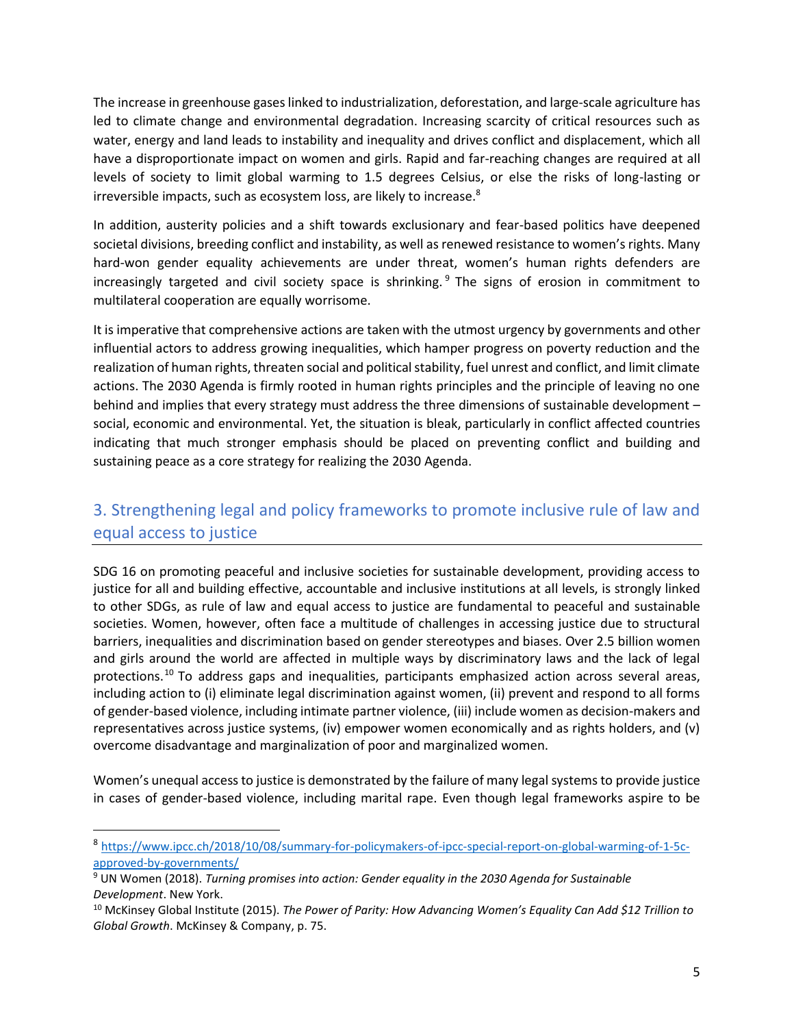The increase in greenhouse gases linked to industrialization, deforestation, and large-scale agriculture has led to climate change and environmental degradation. Increasing scarcity of critical resources such as water, energy and land leads to instability and inequality and drives conflict and displacement, which all have a disproportionate impact on women and girls. Rapid and far-reaching changes are required at all levels of society to limit global warming to 1.5 degrees Celsius, or else the risks of long-lasting or irreversible impacts, such as ecosystem loss, are likely to increase.[8]

In addition, austerity policies and a shift towards exclusionary and fear-based politics have deepened societal divisions, breeding conflict and instability, as well as renewed resistance to women's rights. Many hard-won gender equality achievements are under threat, women's human rights defenders are increasingly targeted and civil society space is shrinking.[9] The signs of erosion in commitment to multilateral cooperation are equally worrisome.

It is imperative that comprehensive actions are taken with the utmost urgency by governments and other influential actors to address growing inequalities, which hamper progress on poverty reduction and the realization of human rights, threaten social and political stability, fuel unrest and conflict, and limit climate actions. The 2030 Agenda is firmly rooted in human rights principles and the principle of leaving no one behind and implies that every strategy must address the three dimensions of sustainable development – social, economic and environmental. Yet, the situation is bleak, particularly in conflict affected countries indicating that much stronger emphasis should be placed on preventing conflict and building and sustaining peace as a core strategy for realizing the 2030 Agenda.

## 3. Strengthening legal and policy frameworks to promote inclusive rule of law and equal access to justice

SDG 16 on promoting peaceful and inclusive societies for sustainable development, providing access to justice for all and building effective, accountable and inclusive institutions at all levels, is strongly linked to other SDGs, as rule of law and equal access to justice are fundamental to peaceful and sustainable societies. Women, however, often face a multitude of challenges in accessing justice due to structural barriers, inequalities and discrimination based on gender stereotypes and biases. Over 2.5 billion women and girls around the world are affected in multiple ways by discriminatory laws and the lack of legal protections.[10] To address gaps and inequalities, participants emphasized action across several areas, including action to (i) eliminate legal discrimination against women, (ii) prevent and respond to all forms of gender-based violence, including intimate partner violence, (iii) include women as decision-makers and representatives across justice systems, (iv) empower women economically and as rights holders, and (v) overcome disadvantage and marginalization of poor and marginalized women.

Women's unequal access to justice is demonstrated by the failure of many legal systems to provide justice in cases of gender-based violence, including marital rape. Even though legal frameworks aspire to be

---

[8] https://www.ipcc.ch/2018/10/08/summary-for-policymakers-of-ipcc-special-report-on-global-warming-of-1-5c-approved-by-governments/

[9] UN Women (2018). *Turning promises into action: Gender equality in the 2030 Agenda for Sustainable Development*. New York.

[10] McKinsey Global Institute (2015). *The Power of Parity: How Advancing Women's Equality Can Add $12 Trillion to Global Growth*. McKinsey & Company, p. 75.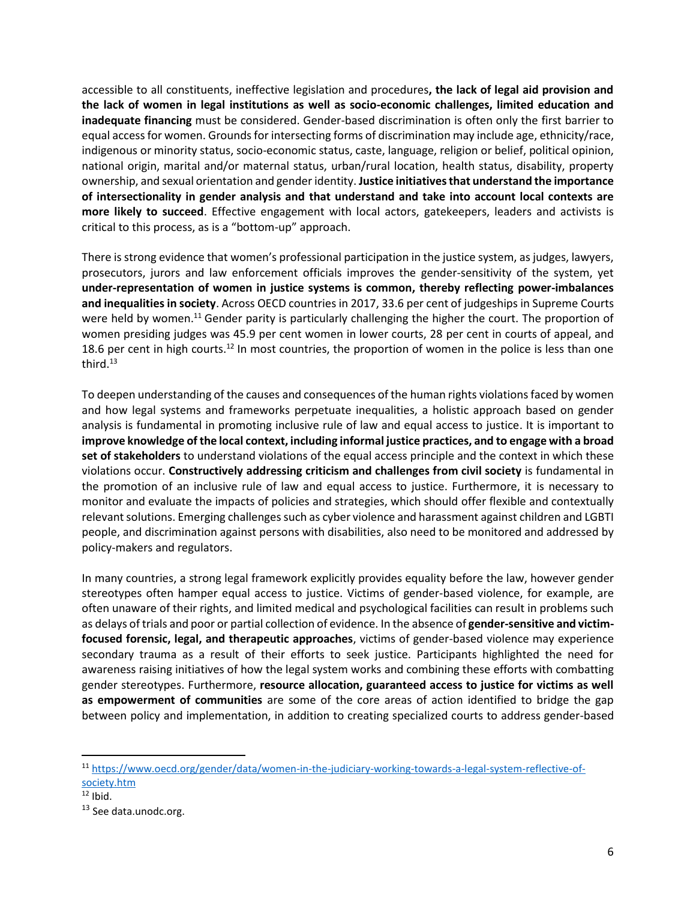accessible to all constituents, ineffective legislation and procedures**, the lack of legal aid provision and the lack of women in legal institutions as well as socio-economic challenges, limited education and inadequate financing** must be considered. Gender-based discrimination is often only the first barrier to equal access for women. Grounds for intersecting forms of discrimination may include age, ethnicity/race, indigenous or minority status, socio-economic status, caste, language, religion or belief, political opinion, national origin, marital and/or maternal status, urban/rural location, health status, disability, property ownership, and sexual orientation and gender identity. **Justice initiatives that understand the importance of intersectionality in gender analysis and that understand and take into account local contexts are more likely to succeed**. Effective engagement with local actors, gatekeepers, leaders and activists is critical to this process, as is a "bottom-up" approach.

There is strong evidence that women's professional participation in the justice system, as judges, lawyers, prosecutors, jurors and law enforcement officials improves the gender-sensitivity of the system, yet **under-representation of women in justice systems is common, thereby reflecting power-imbalances and inequalities in society**. Across OECD countries in 2017, 33.6 per cent of judgeships in Supreme Courts were held by women.[11] Gender parity is particularly challenging the higher the court. The proportion of women presiding judges was 45.9 per cent women in lower courts, 28 per cent in courts of appeal, and 18.6 per cent in high courts.[12] In most countries, the proportion of women in the police is less than one third.[13]

To deepen understanding of the causes and consequences of the human rights violations faced by women and how legal systems and frameworks perpetuate inequalities, a holistic approach based on gender analysis is fundamental in promoting inclusive rule of law and equal access to justice. It is important to **improve knowledge of the local context, including informal justice practices, and to engage with a broad set of stakeholders** to understand violations of the equal access principle and the context in which these violations occur. **Constructively addressing criticism and challenges from civil society** is fundamental in the promotion of an inclusive rule of law and equal access to justice. Furthermore, it is necessary to monitor and evaluate the impacts of policies and strategies, which should offer flexible and contextually relevant solutions. Emerging challenges such as cyber violence and harassment against children and LGBTI people, and discrimination against persons with disabilities, also need to be monitored and addressed by policy-makers and regulators.

In many countries, a strong legal framework explicitly provides equality before the law, however gender stereotypes often hamper equal access to justice. Victims of gender-based violence, for example, are often unaware of their rights, and limited medical and psychological facilities can result in problems such as delays of trials and poor or partial collection of evidence. In the absence of **gender-sensitive and victim-focused forensic, legal, and therapeutic approaches**, victims of gender-based violence may experience secondary trauma as a result of their efforts to seek justice. Participants highlighted the need for awareness raising initiatives of how the legal system works and combining these efforts with combatting gender stereotypes. Furthermore, **resource allocation, guaranteed access to justice for victims as well as empowerment of communities** are some of the core areas of action identified to bridge the gap between policy and implementation, in addition to creating specialized courts to address gender-based

---

[11] https://www.oecd.org/gender/data/women-in-the-judiciary-working-towards-a-legal-system-reflective-of-society.htm

[12] Ibid.

[13] See data.unodc.org.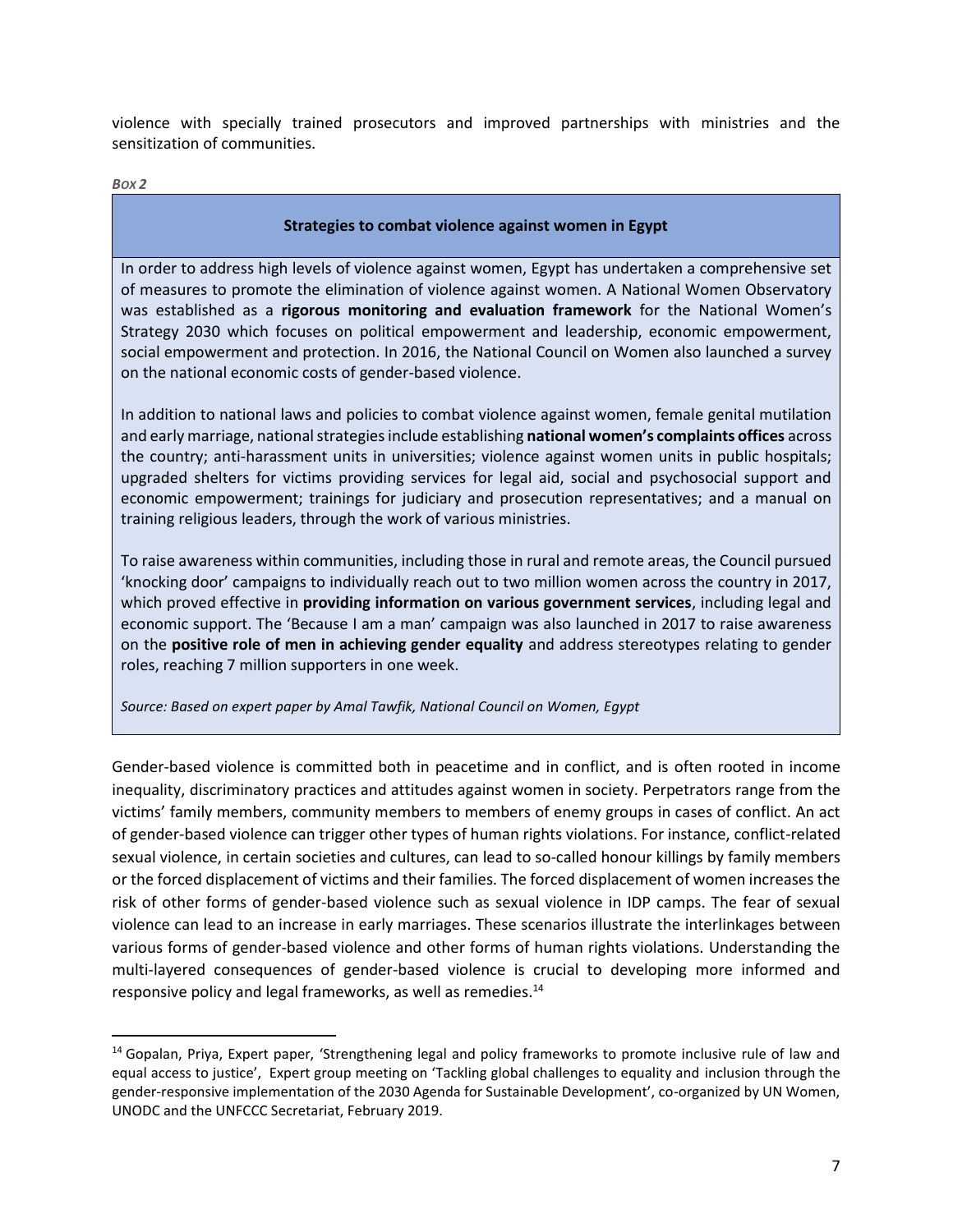violence with specially trained prosecutors and improved partnerships with ministries and the sensitization of communities.

*Box 2*

**Strategies to combat violence against women in Egypt**

In order to address high levels of violence against women, Egypt has undertaken a comprehensive set of measures to promote the elimination of violence against women. A National Women Observatory was established as a **rigorous monitoring and evaluation framework** for the National Women's Strategy 2030 which focuses on political empowerment and leadership, economic empowerment, social empowerment and protection. In 2016, the National Council on Women also launched a survey on the national economic costs of gender-based violence.

In addition to national laws and policies to combat violence against women, female genital mutilation and early marriage, national strategies include establishing **national women's complaints offices** across the country; anti-harassment units in universities; violence against women units in public hospitals; upgraded shelters for victims providing services for legal aid, social and psychosocial support and economic empowerment; trainings for judiciary and prosecution representatives; and a manual on training religious leaders, through the work of various ministries.

To raise awareness within communities, including those in rural and remote areas, the Council pursued 'knocking door' campaigns to individually reach out to two million women across the country in 2017, which proved effective in **providing information on various government services**, including legal and economic support. The 'Because I am a man' campaign was also launched in 2017 to raise awareness on the **positive role of men in achieving gender equality** and address stereotypes relating to gender roles, reaching 7 million supporters in one week.

*Source: Based on expert paper by Amal Tawfik, National Council on Women, Egypt*

Gender-based violence is committed both in peacetime and in conflict, and is often rooted in income inequality, discriminatory practices and attitudes against women in society. Perpetrators range from the victims' family members, community members to members of enemy groups in cases of conflict. An act of gender-based violence can trigger other types of human rights violations. For instance, conflict-related sexual violence, in certain societies and cultures, can lead to so-called honour killings by family members or the forced displacement of victims and their families. The forced displacement of women increases the risk of other forms of gender-based violence such as sexual violence in IDP camps. The fear of sexual violence can lead to an increase in early marriages. These scenarios illustrate the interlinkages between various forms of gender-based violence and other forms of human rights violations. Understanding the multi-layered consequences of gender-based violence is crucial to developing more informed and responsive policy and legal frameworks, as well as remedies.[14]

[14] Gopalan, Priya, Expert paper, 'Strengthening legal and policy frameworks to promote inclusive rule of law and equal access to justice', Expert group meeting on 'Tackling global challenges to equality and inclusion through the gender-responsive implementation of the 2030 Agenda for Sustainable Development', co-organized by UN Women, UNODC and the UNFCCC Secretariat, February 2019.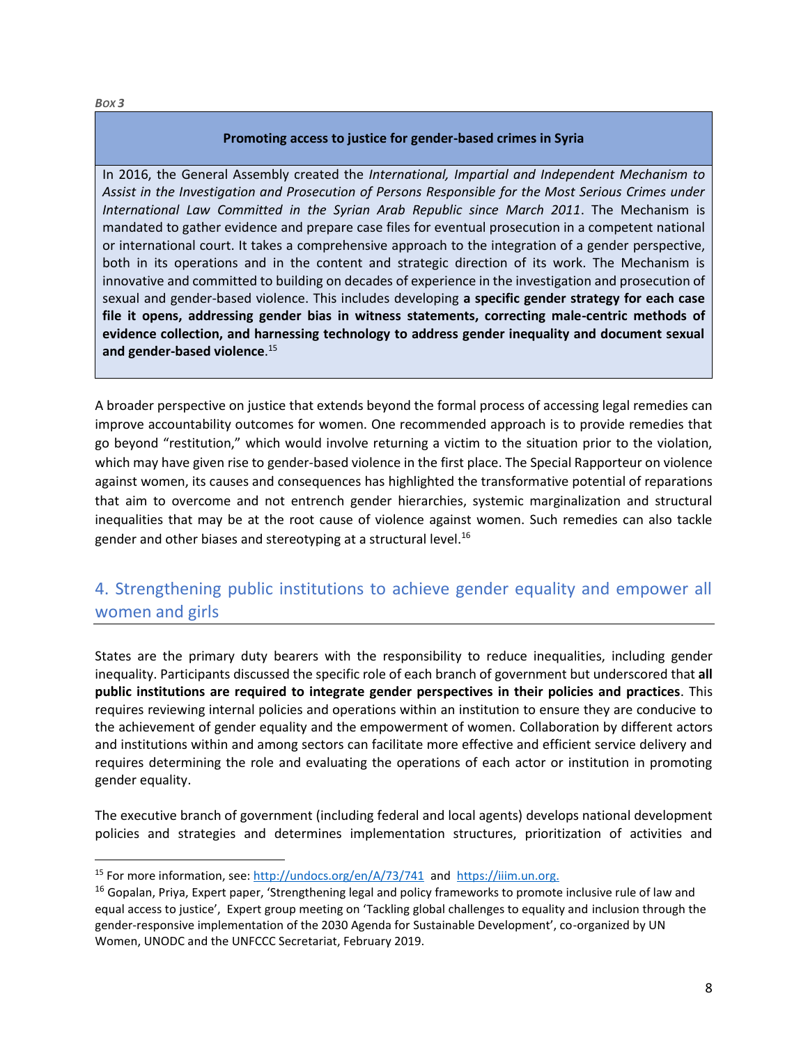*Box 3*

| **Promoting access to justice for gender-based crimes in Syria** |
|---|
| In 2016, the General Assembly created the *International, Impartial and Independent Mechanism to Assist in the Investigation and Prosecution of Persons Responsible for the Most Serious Crimes under International Law Committed in the Syrian Arab Republic since March 2011*. The Mechanism is mandated to gather evidence and prepare case files for eventual prosecution in a competent national or international court. It takes a comprehensive approach to the integration of a gender perspective, both in its operations and in the content and strategic direction of its work. The Mechanism is innovative and committed to building on decades of experience in the investigation and prosecution of sexual and gender-based violence. This includes developing **a specific gender strategy for each case file it opens, addressing gender bias in witness statements, correcting male-centric methods of evidence collection, and harnessing technology to address gender inequality and document sexual and gender-based violence**.[15] |

A broader perspective on justice that extends beyond the formal process of accessing legal remedies can improve accountability outcomes for women. One recommended approach is to provide remedies that go beyond "restitution," which would involve returning a victim to the situation prior to the violation, which may have given rise to gender-based violence in the first place. The Special Rapporteur on violence against women, its causes and consequences has highlighted the transformative potential of reparations that aim to overcome and not entrench gender hierarchies, systemic marginalization and structural inequalities that may be at the root cause of violence against women. Such remedies can also tackle gender and other biases and stereotyping at a structural level.[16]

## 4. Strengthening public institutions to achieve gender equality and empower all women and girls

States are the primary duty bearers with the responsibility to reduce inequalities, including gender inequality. Participants discussed the specific role of each branch of government but underscored that **all public institutions are required to integrate gender perspectives in their policies and practices**. This requires reviewing internal policies and operations within an institution to ensure they are conducive to the achievement of gender equality and the empowerment of women. Collaboration by different actors and institutions within and among sectors can facilitate more effective and efficient service delivery and requires determining the role and evaluating the operations of each actor or institution in promoting gender equality.

The executive branch of government (including federal and local agents) develops national development policies and strategies and determines implementation structures, prioritization of activities and

---

[15] For more information, see: http://undocs.org/en/A/73/741 and https://iiim.un.org.

[16] Gopalan, Priya, Expert paper, 'Strengthening legal and policy frameworks to promote inclusive rule of law and equal access to justice', Expert group meeting on 'Tackling global challenges to equality and inclusion through the gender-responsive implementation of the 2030 Agenda for Sustainable Development', co-organized by UN Women, UNODC and the UNFCCC Secretariat, February 2019.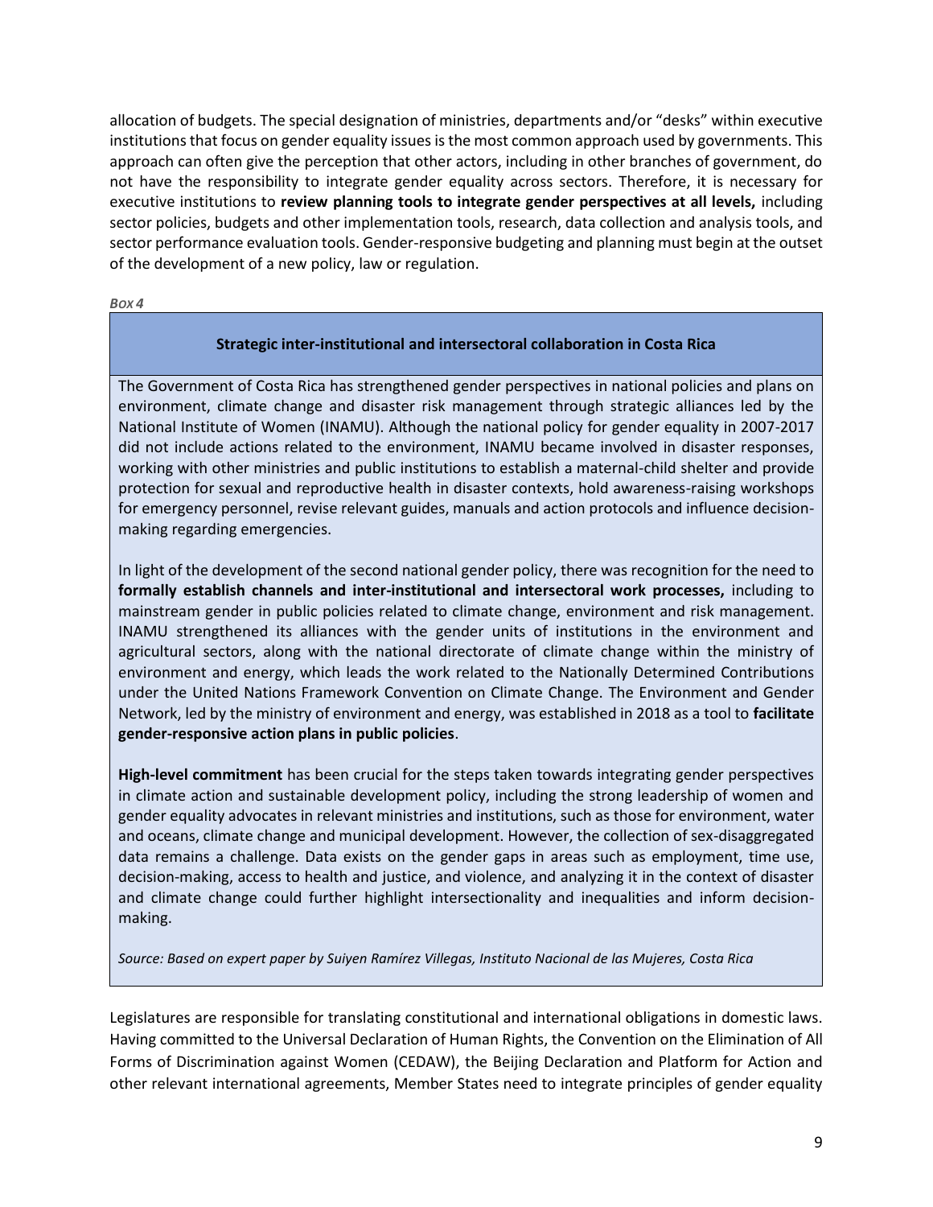allocation of budgets. The special designation of ministries, departments and/or "desks" within executive institutions that focus on gender equality issues is the most common approach used by governments. This approach can often give the perception that other actors, including in other branches of government, do not have the responsibility to integrate gender equality across sectors. Therefore, it is necessary for executive institutions to **review planning tools to integrate gender perspectives at all levels,** including sector policies, budgets and other implementation tools, research, data collection and analysis tools, and sector performance evaluation tools. Gender-responsive budgeting and planning must begin at the outset of the development of a new policy, law or regulation.

***Box 4***

**Strategic inter-institutional and intersectoral collaboration in Costa Rica**

The Government of Costa Rica has strengthened gender perspectives in national policies and plans on environment, climate change and disaster risk management through strategic alliances led by the National Institute of Women (INAMU). Although the national policy for gender equality in 2007-2017 did not include actions related to the environment, INAMU became involved in disaster responses, working with other ministries and public institutions to establish a maternal-child shelter and provide protection for sexual and reproductive health in disaster contexts, hold awareness-raising workshops for emergency personnel, revise relevant guides, manuals and action protocols and influence decision-making regarding emergencies.

In light of the development of the second national gender policy, there was recognition for the need to **formally establish channels and inter-institutional and intersectoral work processes,** including to mainstream gender in public policies related to climate change, environment and risk management. INAMU strengthened its alliances with the gender units of institutions in the environment and agricultural sectors, along with the national directorate of climate change within the ministry of environment and energy, which leads the work related to the Nationally Determined Contributions under the United Nations Framework Convention on Climate Change. The Environment and Gender Network, led by the ministry of environment and energy, was established in 2018 as a tool to **facilitate gender-responsive action plans in public policies**.

**High-level commitment** has been crucial for the steps taken towards integrating gender perspectives in climate action and sustainable development policy, including the strong leadership of women and gender equality advocates in relevant ministries and institutions, such as those for environment, water and oceans, climate change and municipal development. However, the collection of sex-disaggregated data remains a challenge. Data exists on the gender gaps in areas such as employment, time use, decision-making, access to health and justice, and violence, and analyzing it in the context of disaster and climate change could further highlight intersectionality and inequalities and inform decision-making.

*Source: Based on expert paper by Suiyen Ramírez Villegas, Instituto Nacional de las Mujeres, Costa Rica*

Legislatures are responsible for translating constitutional and international obligations in domestic laws. Having committed to the Universal Declaration of Human Rights, the Convention on the Elimination of All Forms of Discrimination against Women (CEDAW), the Beijing Declaration and Platform for Action and other relevant international agreements, Member States need to integrate principles of gender equality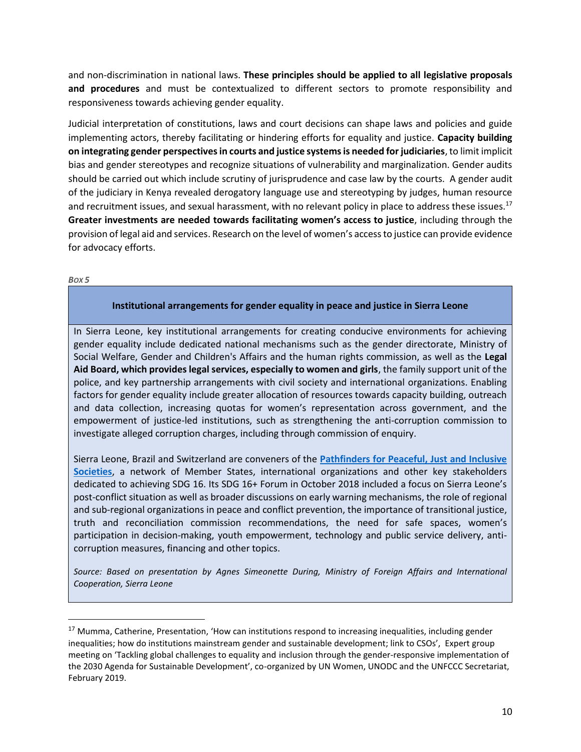and non-discrimination in national laws. **These principles should be applied to all legislative proposals and procedures** and must be contextualized to different sectors to promote responsibility and responsiveness towards achieving gender equality.

Judicial interpretation of constitutions, laws and court decisions can shape laws and policies and guide implementing actors, thereby facilitating or hindering efforts for equality and justice. **Capacity building on integrating gender perspectives in courts and justice systems is needed for judiciaries**, to limit implicit bias and gender stereotypes and recognize situations of vulnerability and marginalization. Gender audits should be carried out which include scrutiny of jurisprudence and case law by the courts. A gender audit of the judiciary in Kenya revealed derogatory language use and stereotyping by judges, human resource and recruitment issues, and sexual harassment, with no relevant policy in place to address these issues.[17] **Greater investments are needed towards facilitating women's access to justice**, including through the provision of legal aid and services. Research on the level of women's access to justice can provide evidence for advocacy efforts.

*Box 5*

**Institutional arrangements for gender equality in peace and justice in Sierra Leone**

In Sierra Leone, key institutional arrangements for creating conducive environments for achieving gender equality include dedicated national mechanisms such as the gender directorate, Ministry of Social Welfare, Gender and Children's Affairs and the human rights commission, as well as the **Legal Aid Board, which provides legal services, especially to women and girls**, the family support unit of the police, and key partnership arrangements with civil society and international organizations. Enabling factors for gender equality include greater allocation of resources towards capacity building, outreach and data collection, increasing quotas for women's representation across government, and the empowerment of justice-led institutions, such as strengthening the anti-corruption commission to investigate alleged corruption charges, including through commission of enquiry.

Sierra Leone, Brazil and Switzerland are conveners of the **Pathfinders for Peaceful, Just and Inclusive Societies**, a network of Member States, international organizations and other key stakeholders dedicated to achieving SDG 16. Its SDG 16+ Forum in October 2018 included a focus on Sierra Leone's post-conflict situation as well as broader discussions on early warning mechanisms, the role of regional and sub-regional organizations in peace and conflict prevention, the importance of transitional justice, truth and reconciliation commission recommendations, the need for safe spaces, women's participation in decision-making, youth empowerment, technology and public service delivery, anti-corruption measures, financing and other topics.

*Source: Based on presentation by Agnes Simeonette During, Ministry of Foreign Affairs and International Cooperation, Sierra Leone*

---

[17] Mumma, Catherine, Presentation, 'How can institutions respond to increasing inequalities, including gender inequalities; how do institutions mainstream gender and sustainable development; link to CSOs', Expert group meeting on 'Tackling global challenges to equality and inclusion through the gender-responsive implementation of the 2030 Agenda for Sustainable Development', co-organized by UN Women, UNODC and the UNFCCC Secretariat, February 2019.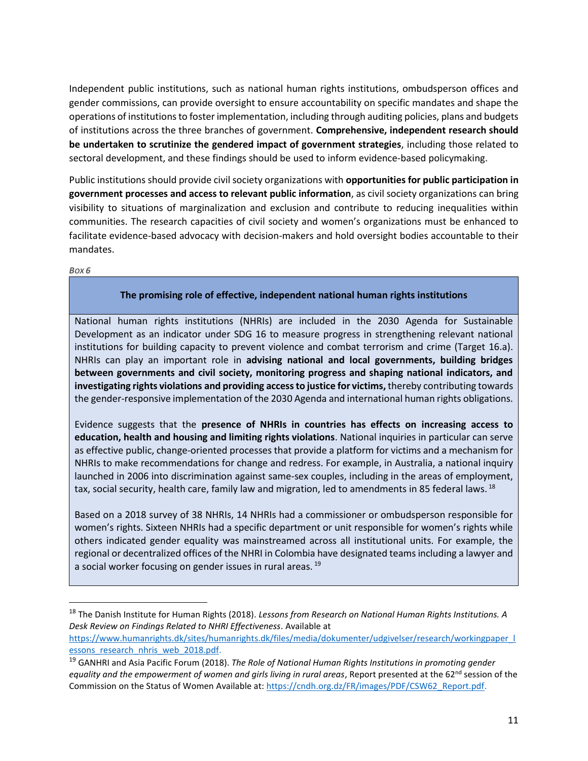Independent public institutions, such as national human rights institutions, ombudsperson offices and gender commissions, can provide oversight to ensure accountability on specific mandates and shape the operations of institutions to foster implementation, including through auditing policies, plans and budgets of institutions across the three branches of government. **Comprehensive, independent research should be undertaken to scrutinize the gendered impact of government strategies**, including those related to sectoral development, and these findings should be used to inform evidence-based policymaking.

Public institutions should provide civil society organizations with **opportunities for public participation in government processes and access to relevant public information**, as civil society organizations can bring visibility to situations of marginalization and exclusion and contribute to reducing inequalities within communities. The research capacities of civil society and women's organizations must be enhanced to facilitate evidence-based advocacy with decision-makers and hold oversight bodies accountable to their mandates.

*Box 6*

**The promising role of effective, independent national human rights institutions**

National human rights institutions (NHRIs) are included in the 2030 Agenda for Sustainable Development as an indicator under SDG 16 to measure progress in strengthening relevant national institutions for building capacity to prevent violence and combat terrorism and crime (Target 16.a). NHRIs can play an important role in **advising national and local governments, building bridges between governments and civil society, monitoring progress and shaping national indicators, and investigating rights violations and providing access to justice for victims,** thereby contributing towards the gender-responsive implementation of the 2030 Agenda and international human rights obligations.

Evidence suggests that the **presence of NHRIs in countries has effects on increasing access to education, health and housing and limiting rights violations**. National inquiries in particular can serve as effective public, change-oriented processes that provide a platform for victims and a mechanism for NHRIs to make recommendations for change and redress. For example, in Australia, a national inquiry launched in 2006 into discrimination against same-sex couples, including in the areas of employment, tax, social security, health care, family law and migration, led to amendments in 85 federal laws. [18]

Based on a 2018 survey of 38 NHRIs, 14 NHRIs had a commissioner or ombudsperson responsible for women's rights. Sixteen NHRIs had a specific department or unit responsible for women's rights while others indicated gender equality was mainstreamed across all institutional units. For example, the regional or decentralized offices of the NHRI in Colombia have designated teams including a lawyer and a social worker focusing on gender issues in rural areas. [19]

---

[18] The Danish Institute for Human Rights (2018). *Lessons from Research on National Human Rights Institutions. A Desk Review on Findings Related to NHRI Effectiveness*. Available at https://www.humanrights.dk/sites/humanrights.dk/files/media/dokumenter/udgivelser/research/workingpaper_lessons_research_nhris_web_2018.pdf.

[19] GANHRI and Asia Pacific Forum (2018). *The Role of National Human Rights Institutions in promoting gender equality and the empowerment of women and girls living in rural areas*, Report presented at the 62nd session of the Commission on the Status of Women Available at: https://cndh.org.dz/FR/images/PDF/CSW62_Report.pdf.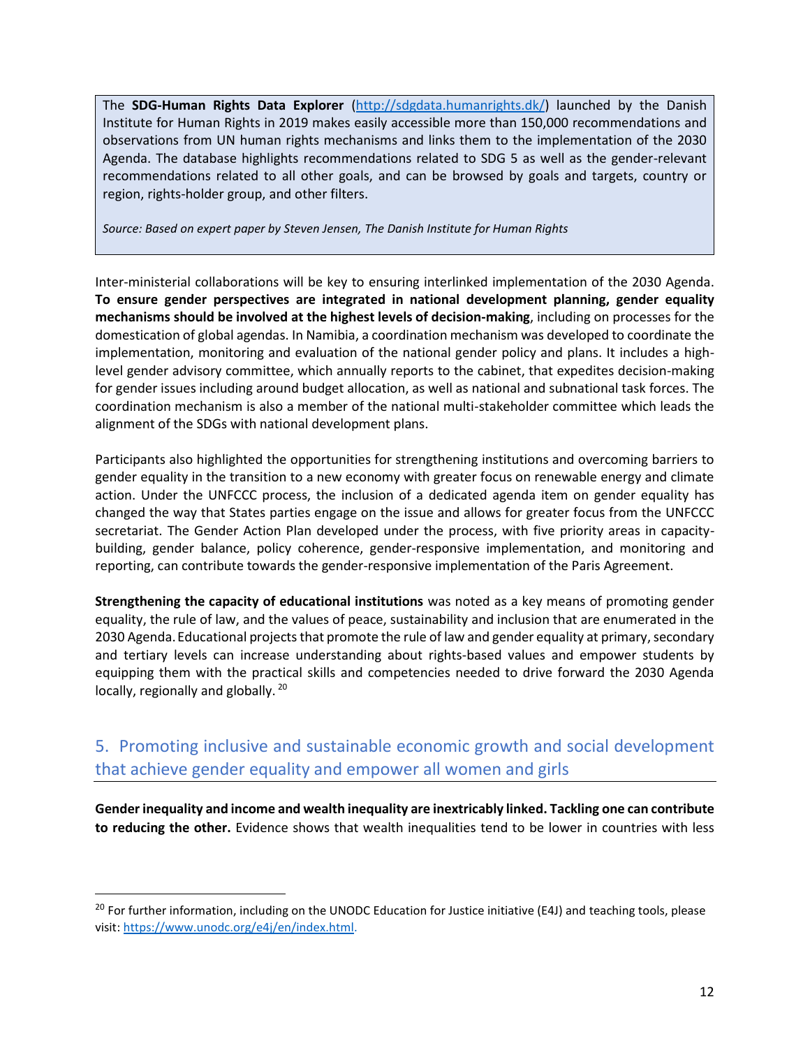> The **SDG-Human Rights Data Explorer** (http://sdgdata.humanrights.dk/) launched by the Danish Institute for Human Rights in 2019 makes easily accessible more than 150,000 recommendations and observations from UN human rights mechanisms and links them to the implementation of the 2030 Agenda. The database highlights recommendations related to SDG 5 as well as the gender-relevant recommendations related to all other goals, and can be browsed by goals and targets, country or region, rights-holder group, and other filters.
>
> *Source: Based on expert paper by Steven Jensen, The Danish Institute for Human Rights*

Inter-ministerial collaborations will be key to ensuring interlinked implementation of the 2030 Agenda. **To ensure gender perspectives are integrated in national development planning, gender equality mechanisms should be involved at the highest levels of decision-making**, including on processes for the domestication of global agendas. In Namibia, a coordination mechanism was developed to coordinate the implementation, monitoring and evaluation of the national gender policy and plans. It includes a high-level gender advisory committee, which annually reports to the cabinet, that expedites decision-making for gender issues including around budget allocation, as well as national and subnational task forces. The coordination mechanism is also a member of the national multi-stakeholder committee which leads the alignment of the SDGs with national development plans.

Participants also highlighted the opportunities for strengthening institutions and overcoming barriers to gender equality in the transition to a new economy with greater focus on renewable energy and climate action. Under the UNFCCC process, the inclusion of a dedicated agenda item on gender equality has changed the way that States parties engage on the issue and allows for greater focus from the UNFCCC secretariat. The Gender Action Plan developed under the process, with five priority areas in capacity-building, gender balance, policy coherence, gender-responsive implementation, and monitoring and reporting, can contribute towards the gender-responsive implementation of the Paris Agreement.

**Strengthening the capacity of educational institutions** was noted as a key means of promoting gender equality, the rule of law, and the values of peace, sustainability and inclusion that are enumerated in the 2030 Agenda. Educational projects that promote the rule of law and gender equality at primary, secondary and tertiary levels can increase understanding about rights-based values and empower students by equipping them with the practical skills and competencies needed to drive forward the 2030 Agenda locally, regionally and globally. [20]

## 5. Promoting inclusive and sustainable economic growth and social development that achieve gender equality and empower all women and girls

**Gender inequality and income and wealth inequality are inextricably linked. Tackling one can contribute to reducing the other.** Evidence shows that wealth inequalities tend to be lower in countries with less

---

[20] For further information, including on the UNODC Education for Justice initiative (E4J) and teaching tools, please visit: https://www.unodc.org/e4j/en/index.html.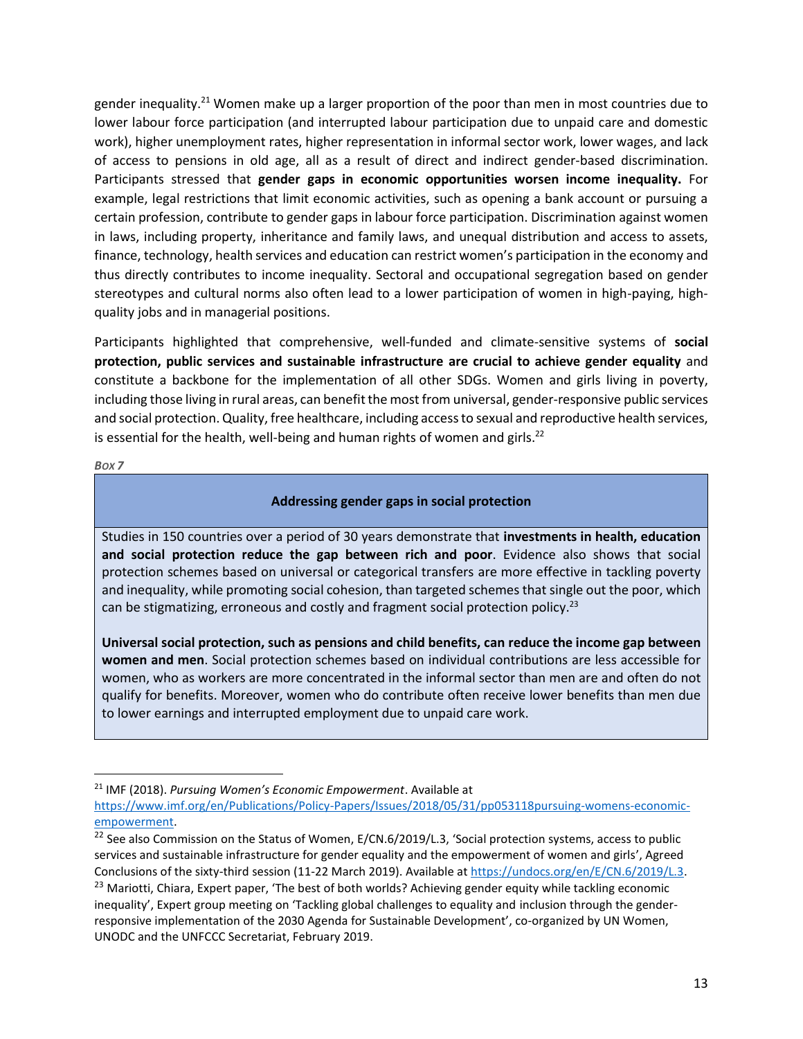gender inequality.[21] Women make up a larger proportion of the poor than men in most countries due to lower labour force participation (and interrupted labour participation due to unpaid care and domestic work), higher unemployment rates, higher representation in informal sector work, lower wages, and lack of access to pensions in old age, all as a result of direct and indirect gender-based discrimination. Participants stressed that **gender gaps in economic opportunities worsen income inequality.** For example, legal restrictions that limit economic activities, such as opening a bank account or pursuing a certain profession, contribute to gender gaps in labour force participation. Discrimination against women in laws, including property, inheritance and family laws, and unequal distribution and access to assets, finance, technology, health services and education can restrict women's participation in the economy and thus directly contributes to income inequality. Sectoral and occupational segregation based on gender stereotypes and cultural norms also often lead to a lower participation of women in high-paying, high-quality jobs and in managerial positions.

Participants highlighted that comprehensive, well-funded and climate-sensitive systems of **social protection, public services and sustainable infrastructure are crucial to achieve gender equality** and constitute a backbone for the implementation of all other SDGs. Women and girls living in poverty, including those living in rural areas, can benefit the most from universal, gender-responsive public services and social protection. Quality, free healthcare, including access to sexual and reproductive health services, is essential for the health, well-being and human rights of women and girls.[22]

*Box 7*

**Addressing gender gaps in social protection**

Studies in 150 countries over a period of 30 years demonstrate that **investments in health, education and social protection reduce the gap between rich and poor**. Evidence also shows that social protection schemes based on universal or categorical transfers are more effective in tackling poverty and inequality, while promoting social cohesion, than targeted schemes that single out the poor, which can be stigmatizing, erroneous and costly and fragment social protection policy.[23]

**Universal social protection, such as pensions and child benefits, can reduce the income gap between women and men**. Social protection schemes based on individual contributions are less accessible for women, who as workers are more concentrated in the informal sector than men are and often do not qualify for benefits. Moreover, women who do contribute often receive lower benefits than men due to lower earnings and interrupted employment due to unpaid care work.

---

[21] IMF (2018). *Pursuing Women's Economic Empowerment*. Available at https://www.imf.org/en/Publications/Policy-Papers/Issues/2018/05/31/pp053118pursuing-womens-economic-empowerment.

[22] See also Commission on the Status of Women, E/CN.6/2019/L.3, 'Social protection systems, access to public services and sustainable infrastructure for gender equality and the empowerment of women and girls', Agreed Conclusions of the sixty-third session (11-22 March 2019). Available at https://undocs.org/en/E/CN.6/2019/L.3.

[23] Mariotti, Chiara, Expert paper, 'The best of both worlds? Achieving gender equity while tackling economic inequality', Expert group meeting on 'Tackling global challenges to equality and inclusion through the gender-responsive implementation of the 2030 Agenda for Sustainable Development', co-organized by UN Women, UNODC and the UNFCCC Secretariat, February 2019.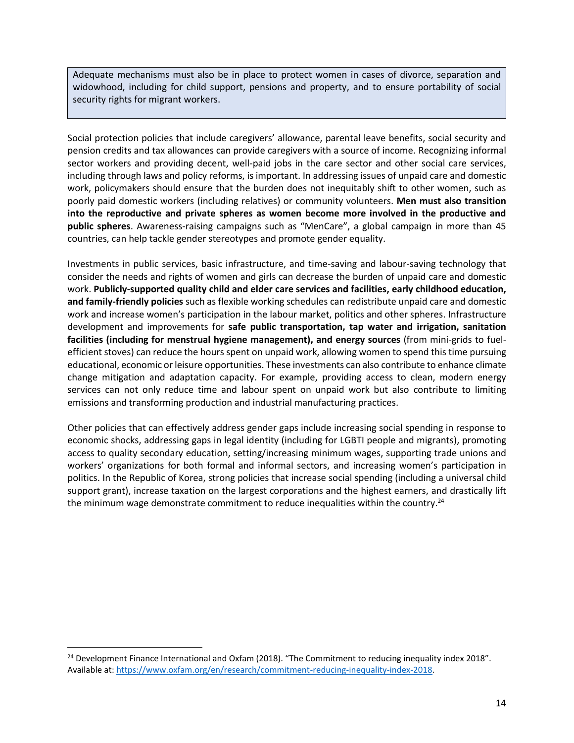Adequate mechanisms must also be in place to protect women in cases of divorce, separation and widowhood, including for child support, pensions and property, and to ensure portability of social security rights for migrant workers.

Social protection policies that include caregivers' allowance, parental leave benefits, social security and pension credits and tax allowances can provide caregivers with a source of income. Recognizing informal sector workers and providing decent, well-paid jobs in the care sector and other social care services, including through laws and policy reforms, is important. In addressing issues of unpaid care and domestic work, policymakers should ensure that the burden does not inequitably shift to other women, such as poorly paid domestic workers (including relatives) or community volunteers. **Men must also transition into the reproductive and private spheres as women become more involved in the productive and public spheres**. Awareness-raising campaigns such as "MenCare", a global campaign in more than 45 countries, can help tackle gender stereotypes and promote gender equality.

Investments in public services, basic infrastructure, and time-saving and labour-saving technology that consider the needs and rights of women and girls can decrease the burden of unpaid care and domestic work. **Publicly-supported quality child and elder care services and facilities, early childhood education, and family-friendly policies** such as flexible working schedules can redistribute unpaid care and domestic work and increase women's participation in the labour market, politics and other spheres. Infrastructure development and improvements for **safe public transportation, tap water and irrigation, sanitation facilities (including for menstrual hygiene management), and energy sources** (from mini-grids to fuel-efficient stoves) can reduce the hours spent on unpaid work, allowing women to spend this time pursuing educational, economic or leisure opportunities. These investments can also contribute to enhance climate change mitigation and adaptation capacity. For example, providing access to clean, modern energy services can not only reduce time and labour spent on unpaid work but also contribute to limiting emissions and transforming production and industrial manufacturing practices.

Other policies that can effectively address gender gaps include increasing social spending in response to economic shocks, addressing gaps in legal identity (including for LGBTI people and migrants), promoting access to quality secondary education, setting/increasing minimum wages, supporting trade unions and workers' organizations for both formal and informal sectors, and increasing women's participation in politics. In the Republic of Korea, strong policies that increase social spending (including a universal child support grant), increase taxation on the largest corporations and the highest earners, and drastically lift the minimum wage demonstrate commitment to reduce inequalities within the country.[24]

---

[24] Development Finance International and Oxfam (2018). "The Commitment to reducing inequality index 2018". Available at: https://www.oxfam.org/en/research/commitment-reducing-inequality-index-2018.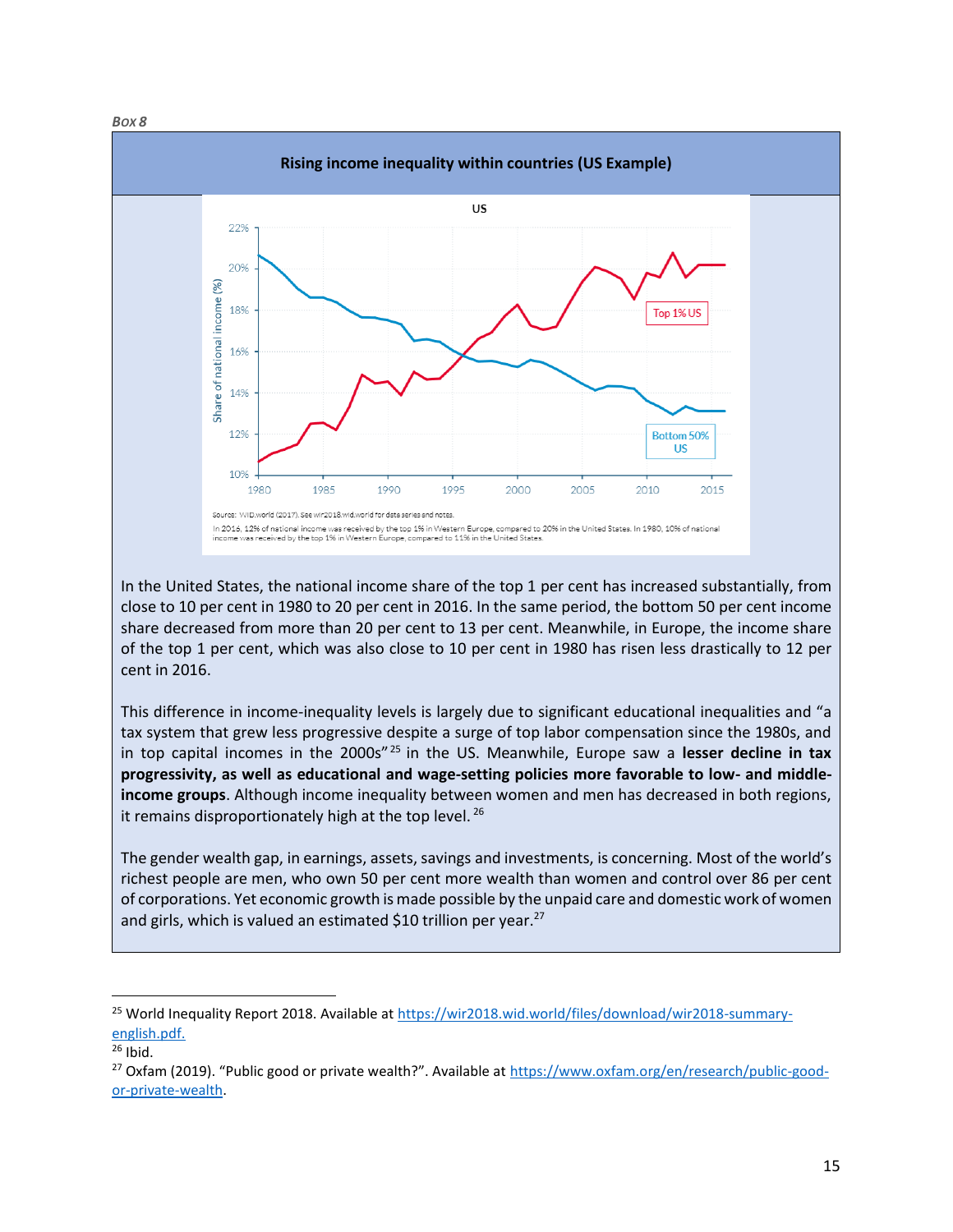*Box 8*

**Rising income inequality within countries (US Example)**

US

Source: WID.world (2017). See wir2018.wid.world for data series and notes.

In 2016, 12% of national income was received by the top 1% in Western Europe, compared to 20% in the United States. In 1980, 10% of national income was received by the top 1% in Western Europe, compared to 11% in the United States.

In the United States, the national income share of the top 1 per cent has increased substantially, from close to 10 per cent in 1980 to 20 per cent in 2016. In the same period, the bottom 50 per cent income share decreased from more than 20 per cent to 13 per cent. Meanwhile, in Europe, the income share of the top 1 per cent, which was also close to 10 per cent in 1980 has risen less drastically to 12 per cent in 2016.

This difference in income-inequality levels is largely due to significant educational inequalities and "a tax system that grew less progressive despite a surge of top labor compensation since the 1980s, and in top capital incomes in the 2000s"[25] in the US. Meanwhile, Europe saw a **lesser decline in tax progressivity, as well as educational and wage-setting policies more favorable to low- and middle-income groups**. Although income inequality between women and men has decreased in both regions, it remains disproportionately high at the top level.[26]

The gender wealth gap, in earnings, assets, savings and investments, is concerning. Most of the world's richest people are men, who own 50 per cent more wealth than women and control over 86 per cent of corporations. Yet economic growth is made possible by the unpaid care and domestic work of women and girls, which is valued an estimated $10 trillion per year.[27]

---

[25] World Inequality Report 2018. Available at https://wir2018.wid.world/files/download/wir2018-summary-english.pdf.

[26] Ibid.

[27] Oxfam (2019). "Public good or private wealth?". Available at https://www.oxfam.org/en/research/public-good-or-private-wealth.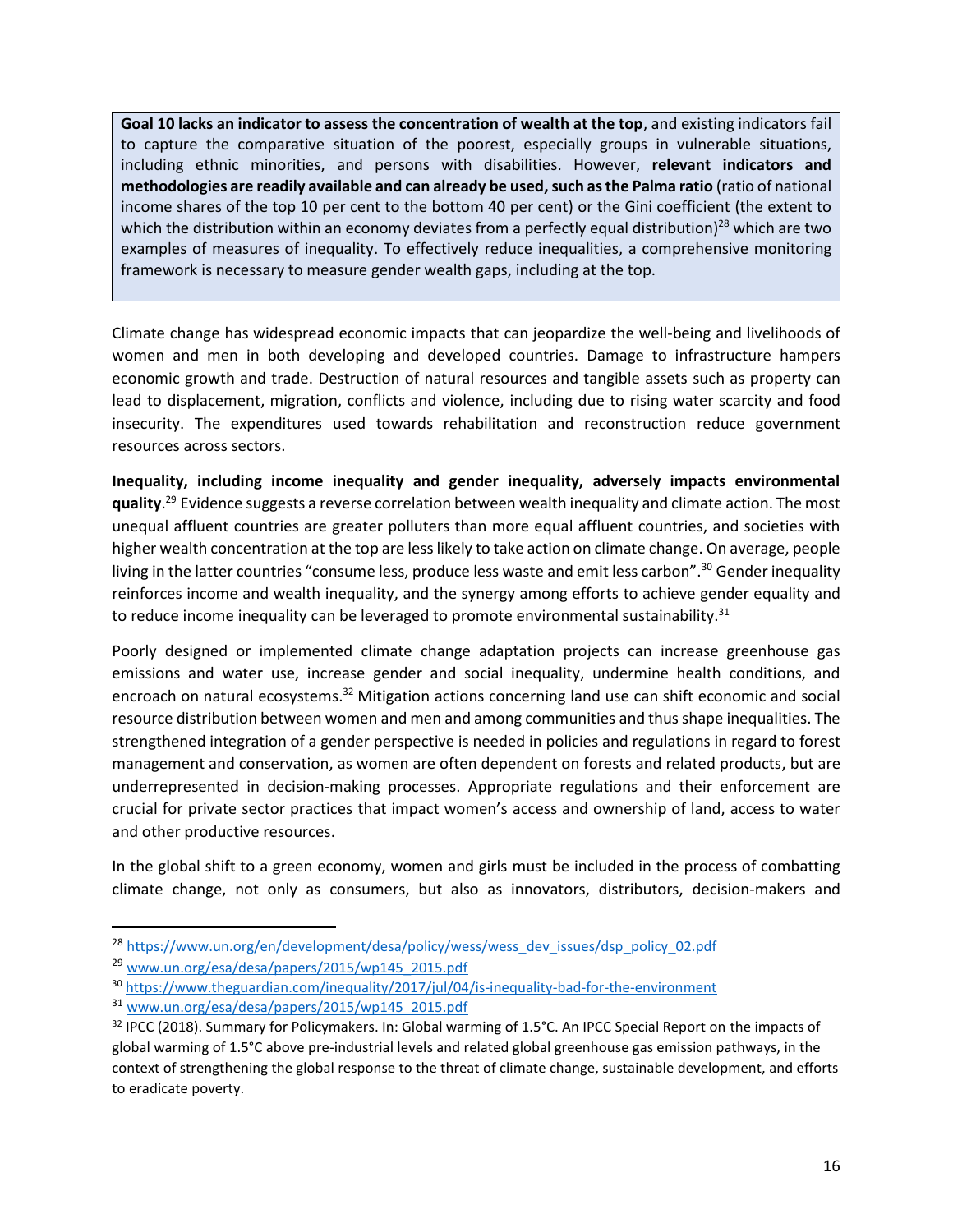**Goal 10 lacks an indicator to assess the concentration of wealth at the top**, and existing indicators fail to capture the comparative situation of the poorest, especially groups in vulnerable situations, including ethnic minorities, and persons with disabilities. However, **relevant indicators and methodologies are readily available and can already be used, such as the Palma ratio** (ratio of national income shares of the top 10 per cent to the bottom 40 per cent) or the Gini coefficient (the extent to which the distribution within an economy deviates from a perfectly equal distribution)[28] which are two examples of measures of inequality. To effectively reduce inequalities, a comprehensive monitoring framework is necessary to measure gender wealth gaps, including at the top.

Climate change has widespread economic impacts that can jeopardize the well-being and livelihoods of women and men in both developing and developed countries. Damage to infrastructure hampers economic growth and trade. Destruction of natural resources and tangible assets such as property can lead to displacement, migration, conflicts and violence, including due to rising water scarcity and food insecurity. The expenditures used towards rehabilitation and reconstruction reduce government resources across sectors.

**Inequality, including income inequality and gender inequality, adversely impacts environmental quality**.[29] Evidence suggests a reverse correlation between wealth inequality and climate action. The most unequal affluent countries are greater polluters than more equal affluent countries, and societies with higher wealth concentration at the top are less likely to take action on climate change. On average, people living in the latter countries "consume less, produce less waste and emit less carbon".[30] Gender inequality reinforces income and wealth inequality, and the synergy among efforts to achieve gender equality and to reduce income inequality can be leveraged to promote environmental sustainability.[31]

Poorly designed or implemented climate change adaptation projects can increase greenhouse gas emissions and water use, increase gender and social inequality, undermine health conditions, and encroach on natural ecosystems.[32] Mitigation actions concerning land use can shift economic and social resource distribution between women and men and among communities and thus shape inequalities. The strengthened integration of a gender perspective is needed in policies and regulations in regard to forest management and conservation, as women are often dependent on forests and related products, but are underrepresented in decision-making processes. Appropriate regulations and their enforcement are crucial for private sector practices that impact women's access and ownership of land, access to water and other productive resources.

In the global shift to a green economy, women and girls must be included in the process of combatting climate change, not only as consumers, but also as innovators, distributors, decision-makers and

---

[28] https://www.un.org/en/development/desa/policy/wess/wess_dev_issues/dsp_policy_02.pdf

[29] www.un.org/esa/desa/papers/2015/wp145_2015.pdf

[30] https://www.theguardian.com/inequality/2017/jul/04/is-inequality-bad-for-the-environment

[31] www.un.org/esa/desa/papers/2015/wp145_2015.pdf

[32] IPCC (2018). Summary for Policymakers. In: Global warming of 1.5°C. An IPCC Special Report on the impacts of global warming of 1.5°C above pre-industrial levels and related global greenhouse gas emission pathways, in the context of strengthening the global response to the threat of climate change, sustainable development, and efforts to eradicate poverty.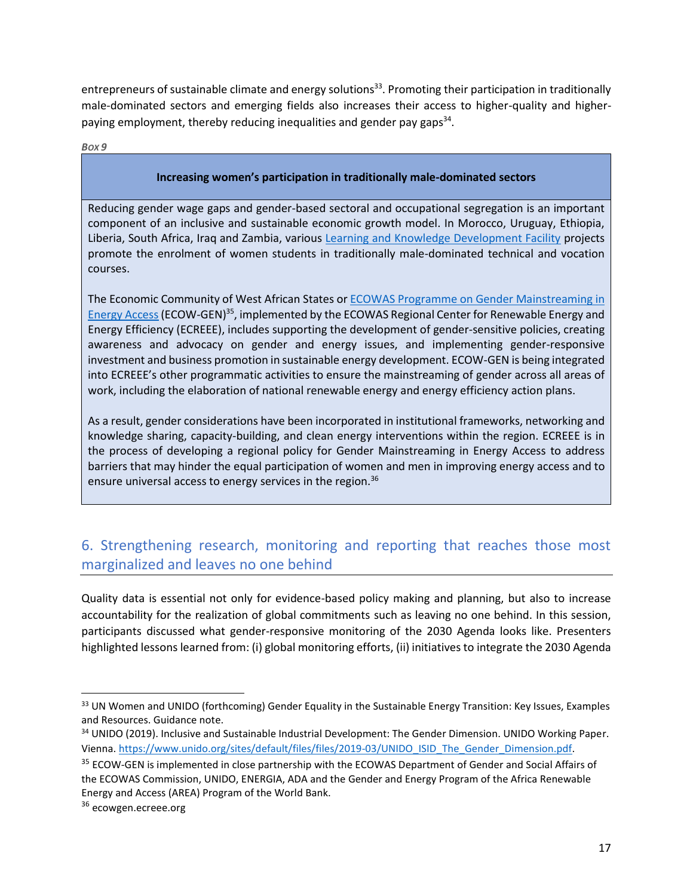entrepreneurs of sustainable climate and energy solutions[33]. Promoting their participation in traditionally male-dominated sectors and emerging fields also increases their access to higher-quality and higher-paying employment, thereby reducing inequalities and gender pay gaps[34].

***Box 9***

> **Increasing women's participation in traditionally male-dominated sectors**
>
> Reducing gender wage gaps and gender-based sectoral and occupational segregation is an important component of an inclusive and sustainable economic growth model. In Morocco, Uruguay, Ethiopia, Liberia, South Africa, Iraq and Zambia, various Learning and Knowledge Development Facility projects promote the enrolment of women students in traditionally male-dominated technical and vocation courses.
>
> The Economic Community of West African States or ECOWAS Programme on Gender Mainstreaming in Energy Access (ECOW-GEN)[35], implemented by the ECOWAS Regional Center for Renewable Energy and Energy Efficiency (ECREEE), includes supporting the development of gender-sensitive policies, creating awareness and advocacy on gender and energy issues, and implementing gender-responsive investment and business promotion in sustainable energy development. ECOW-GEN is being integrated into ECREEE's other programmatic activities to ensure the mainstreaming of gender across all areas of work, including the elaboration of national renewable energy and energy efficiency action plans.
>
> As a result, gender considerations have been incorporated in institutional frameworks, networking and knowledge sharing, capacity-building, and clean energy interventions within the region. ECREEE is in the process of developing a regional policy for Gender Mainstreaming in Energy Access to address barriers that may hinder the equal participation of women and men in improving energy access and to ensure universal access to energy services in the region.[36]

## 6. Strengthening research, monitoring and reporting that reaches those most marginalized and leaves no one behind

Quality data is essential not only for evidence-based policy making and planning, but also to increase accountability for the realization of global commitments such as leaving no one behind. In this session, participants discussed what gender-responsive monitoring of the 2030 Agenda looks like. Presenters highlighted lessons learned from: (i) global monitoring efforts, (ii) initiatives to integrate the 2030 Agenda

---

[33] UN Women and UNIDO (forthcoming) Gender Equality in the Sustainable Energy Transition: Key Issues, Examples and Resources. Guidance note.

[34] UNIDO (2019). Inclusive and Sustainable Industrial Development: The Gender Dimension. UNIDO Working Paper. Vienna. https://www.unido.org/sites/default/files/files/2019-03/UNIDO_ISID_The_Gender_Dimension.pdf.

[35] ECOW-GEN is implemented in close partnership with the ECOWAS Department of Gender and Social Affairs of the ECOWAS Commission, UNIDO, ENERGIA, ADA and the Gender and Energy Program of the Africa Renewable Energy and Access (AREA) Program of the World Bank.

[36] ecowgen.ecreee.org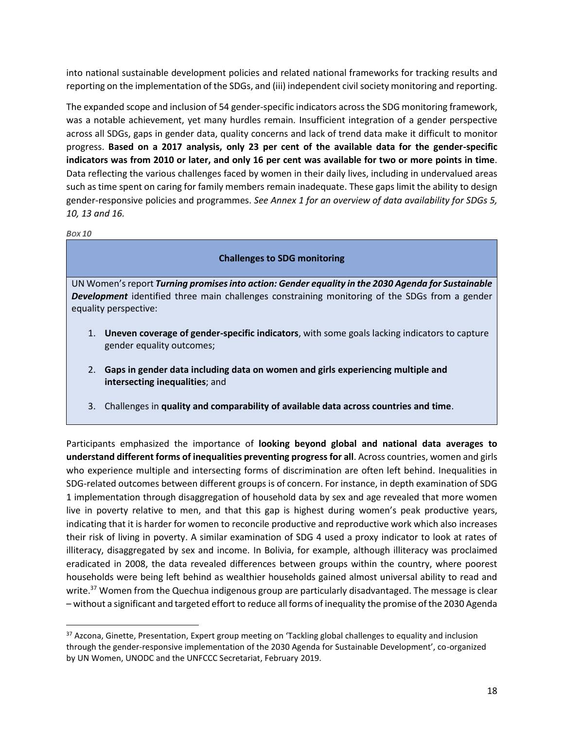into national sustainable development policies and related national frameworks for tracking results and reporting on the implementation of the SDGs, and (iii) independent civil society monitoring and reporting.

The expanded scope and inclusion of 54 gender-specific indicators across the SDG monitoring framework, was a notable achievement, yet many hurdles remain. Insufficient integration of a gender perspective across all SDGs, gaps in gender data, quality concerns and lack of trend data make it difficult to monitor progress. **Based on a 2017 analysis, only 23 per cent of the available data for the gender-specific indicators was from 2010 or later, and only 16 per cent was available for two or more points in time**. Data reflecting the various challenges faced by women in their daily lives, including in undervalued areas such as time spent on caring for family members remain inadequate. These gaps limit the ability to design gender-responsive policies and programmes. *See Annex 1 for an overview of data availability for SDGs 5, 10, 13 and 16.*

*Box 10*

**Challenges to SDG monitoring**

UN Women's report ***Turning promises into action: Gender equality in the 2030 Agenda for Sustainable Development*** identified three main challenges constraining monitoring of the SDGs from a gender equality perspective:

1. **Uneven coverage of gender-specific indicators**, with some goals lacking indicators to capture gender equality outcomes;
2. **Gaps in gender data including data on women and girls experiencing multiple and intersecting inequalities**; and
3. Challenges in **quality and comparability of available data across countries and time**.

Participants emphasized the importance of **looking beyond global and national data averages to understand different forms of inequalities preventing progress for all**. Across countries, women and girls who experience multiple and intersecting forms of discrimination are often left behind. Inequalities in SDG-related outcomes between different groups is of concern. For instance, in depth examination of SDG 1 implementation through disaggregation of household data by sex and age revealed that more women live in poverty relative to men, and that this gap is highest during women's peak productive years, indicating that it is harder for women to reconcile productive and reproductive work which also increases their risk of living in poverty. A similar examination of SDG 4 used a proxy indicator to look at rates of illiteracy, disaggregated by sex and income. In Bolivia, for example, although illiteracy was proclaimed eradicated in 2008, the data revealed differences between groups within the country, where poorest households were being left behind as wealthier households gained almost universal ability to read and write.[37] Women from the Quechua indigenous group are particularly disadvantaged. The message is clear – without a significant and targeted effort to reduce all forms of inequality the promise of the 2030 Agenda

[37] Azcona, Ginette, Presentation, Expert group meeting on 'Tackling global challenges to equality and inclusion through the gender-responsive implementation of the 2030 Agenda for Sustainable Development', co-organized by UN Women, UNODC and the UNFCCC Secretariat, February 2019.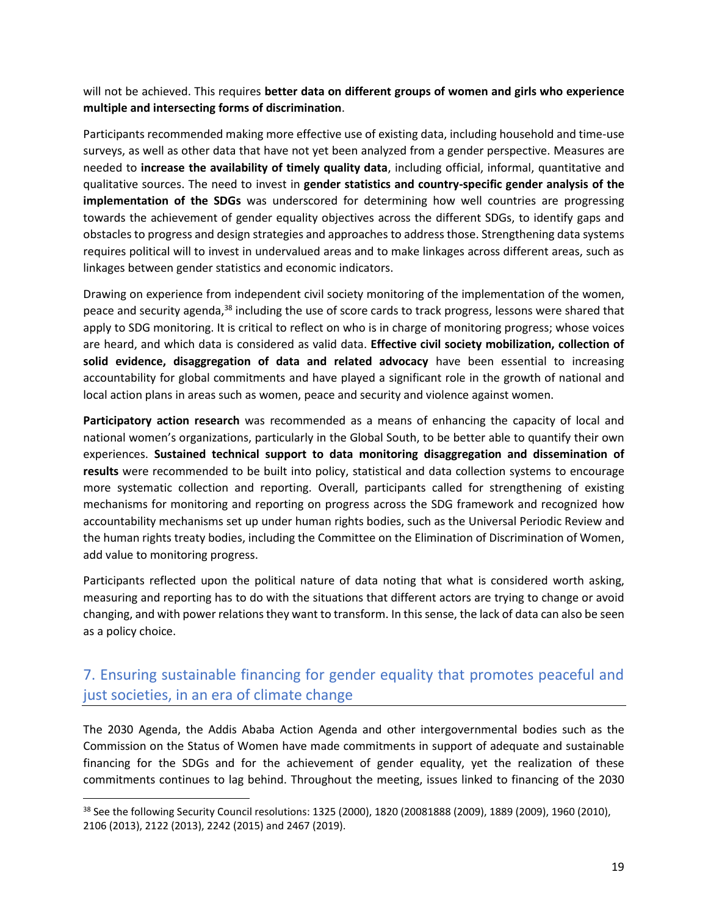will not be achieved. This requires **better data on different groups of women and girls who experience multiple and intersecting forms of discrimination**.

Participants recommended making more effective use of existing data, including household and time-use surveys, as well as other data that have not yet been analyzed from a gender perspective. Measures are needed to **increase the availability of timely quality data**, including official, informal, quantitative and qualitative sources. The need to invest in **gender statistics and country-specific gender analysis of the implementation of the SDGs** was underscored for determining how well countries are progressing towards the achievement of gender equality objectives across the different SDGs, to identify gaps and obstacles to progress and design strategies and approaches to address those. Strengthening data systems requires political will to invest in undervalued areas and to make linkages across different areas, such as linkages between gender statistics and economic indicators.

Drawing on experience from independent civil society monitoring of the implementation of the women, peace and security agenda,[38] including the use of score cards to track progress, lessons were shared that apply to SDG monitoring. It is critical to reflect on who is in charge of monitoring progress; whose voices are heard, and which data is considered as valid data. **Effective civil society mobilization, collection of solid evidence, disaggregation of data and related advocacy** have been essential to increasing accountability for global commitments and have played a significant role in the growth of national and local action plans in areas such as women, peace and security and violence against women.

**Participatory action research** was recommended as a means of enhancing the capacity of local and national women's organizations, particularly in the Global South, to be better able to quantify their own experiences. **Sustained technical support to data monitoring disaggregation and dissemination of results** were recommended to be built into policy, statistical and data collection systems to encourage more systematic collection and reporting. Overall, participants called for strengthening of existing mechanisms for monitoring and reporting on progress across the SDG framework and recognized how accountability mechanisms set up under human rights bodies, such as the Universal Periodic Review and the human rights treaty bodies, including the Committee on the Elimination of Discrimination of Women, add value to monitoring progress.

Participants reflected upon the political nature of data noting that what is considered worth asking, measuring and reporting has to do with the situations that different actors are trying to change or avoid changing, and with power relations they want to transform. In this sense, the lack of data can also be seen as a policy choice.

## 7. Ensuring sustainable financing for gender equality that promotes peaceful and just societies, in an era of climate change

The 2030 Agenda, the Addis Ababa Action Agenda and other intergovernmental bodies such as the Commission on the Status of Women have made commitments in support of adequate and sustainable financing for the SDGs and for the achievement of gender equality, yet the realization of these commitments continues to lag behind. Throughout the meeting, issues linked to financing of the 2030

[38] See the following Security Council resolutions: 1325 (2000), 1820 (20081888 (2009), 1889 (2009), 1960 (2010), 2106 (2013), 2122 (2013), 2242 (2015) and 2467 (2019).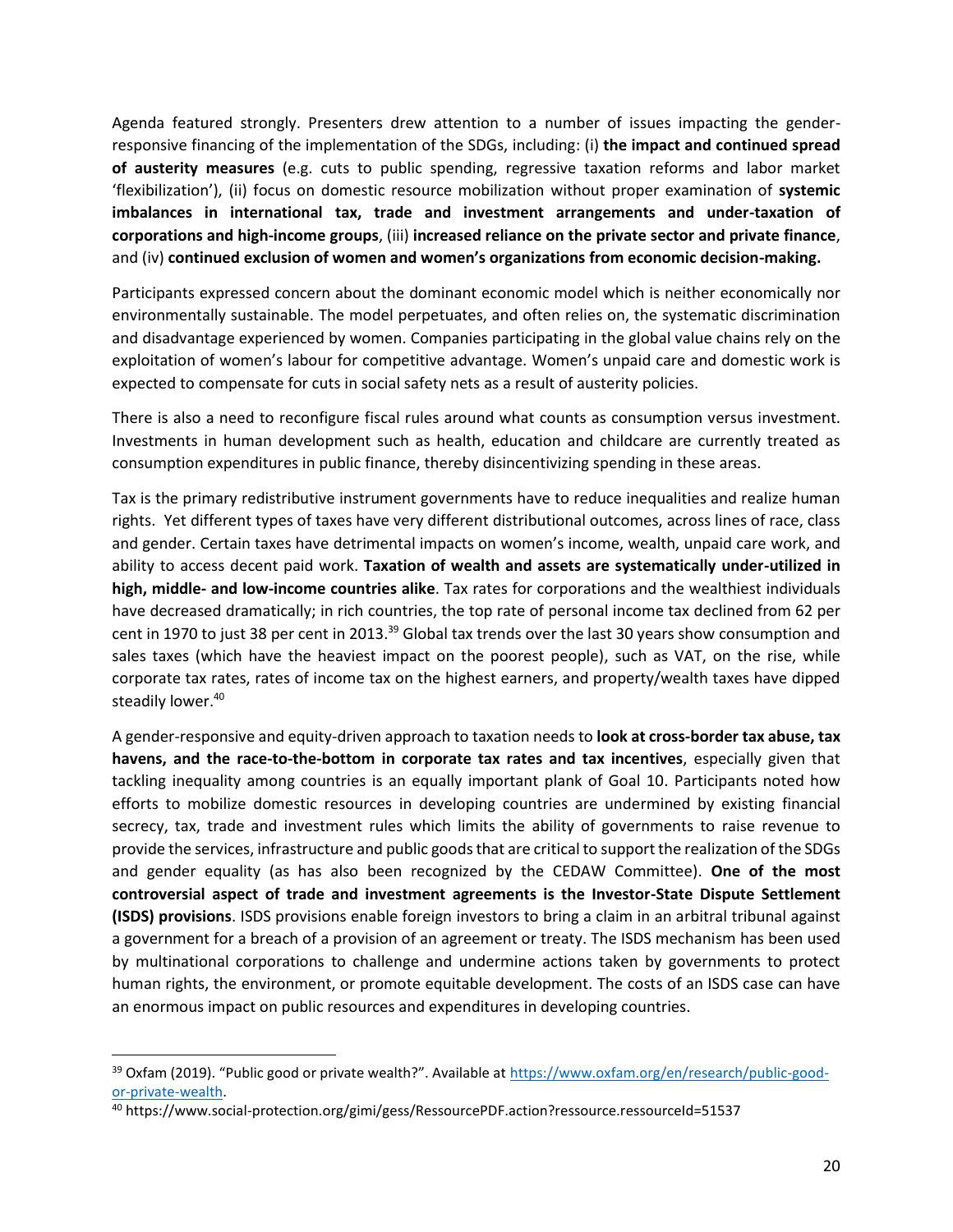Agenda featured strongly. Presenters drew attention to a number of issues impacting the gender-responsive financing of the implementation of the SDGs, including: (i) **the impact and continued spread of austerity measures** (e.g. cuts to public spending, regressive taxation reforms and labor market 'flexibilization'), (ii) focus on domestic resource mobilization without proper examination of **systemic imbalances in international tax, trade and investment arrangements and under-taxation of corporations and high-income groups**, (iii) **increased reliance on the private sector and private finance**, and (iv) **continued exclusion of women and women's organizations from economic decision-making.**

Participants expressed concern about the dominant economic model which is neither economically nor environmentally sustainable. The model perpetuates, and often relies on, the systematic discrimination and disadvantage experienced by women. Companies participating in the global value chains rely on the exploitation of women's labour for competitive advantage. Women's unpaid care and domestic work is expected to compensate for cuts in social safety nets as a result of austerity policies.

There is also a need to reconfigure fiscal rules around what counts as consumption versus investment. Investments in human development such as health, education and childcare are currently treated as consumption expenditures in public finance, thereby disincentivizing spending in these areas.

Tax is the primary redistributive instrument governments have to reduce inequalities and realize human rights. Yet different types of taxes have very different distributional outcomes, across lines of race, class and gender. Certain taxes have detrimental impacts on women's income, wealth, unpaid care work, and ability to access decent paid work. **Taxation of wealth and assets are systematically under-utilized in high, middle- and low-income countries alike**. Tax rates for corporations and the wealthiest individuals have decreased dramatically; in rich countries, the top rate of personal income tax declined from 62 per cent in 1970 to just 38 per cent in 2013.[39] Global tax trends over the last 30 years show consumption and sales taxes (which have the heaviest impact on the poorest people), such as VAT, on the rise, while corporate tax rates, rates of income tax on the highest earners, and property/wealth taxes have dipped steadily lower.[40]

A gender-responsive and equity-driven approach to taxation needs to **look at cross-border tax abuse, tax havens, and the race-to-the-bottom in corporate tax rates and tax incentives**, especially given that tackling inequality among countries is an equally important plank of Goal 10. Participants noted how efforts to mobilize domestic resources in developing countries are undermined by existing financial secrecy, tax, trade and investment rules which limits the ability of governments to raise revenue to provide the services, infrastructure and public goods that are critical to support the realization of the SDGs and gender equality (as has also been recognized by the CEDAW Committee). **One of the most controversial aspect of trade and investment agreements is the Investor-State Dispute Settlement (ISDS) provisions**. ISDS provisions enable foreign investors to bring a claim in an arbitral tribunal against a government for a breach of a provision of an agreement or treaty. The ISDS mechanism has been used by multinational corporations to challenge and undermine actions taken by governments to protect human rights, the environment, or promote equitable development. The costs of an ISDS case can have an enormous impact on public resources and expenditures in developing countries.

---

[39] Oxfam (2019). "Public good or private wealth?". Available at https://www.oxfam.org/en/research/public-good-or-private-wealth.

[40] https://www.social-protection.org/gimi/gess/RessourcePDF.action?ressource.ressourceId=51537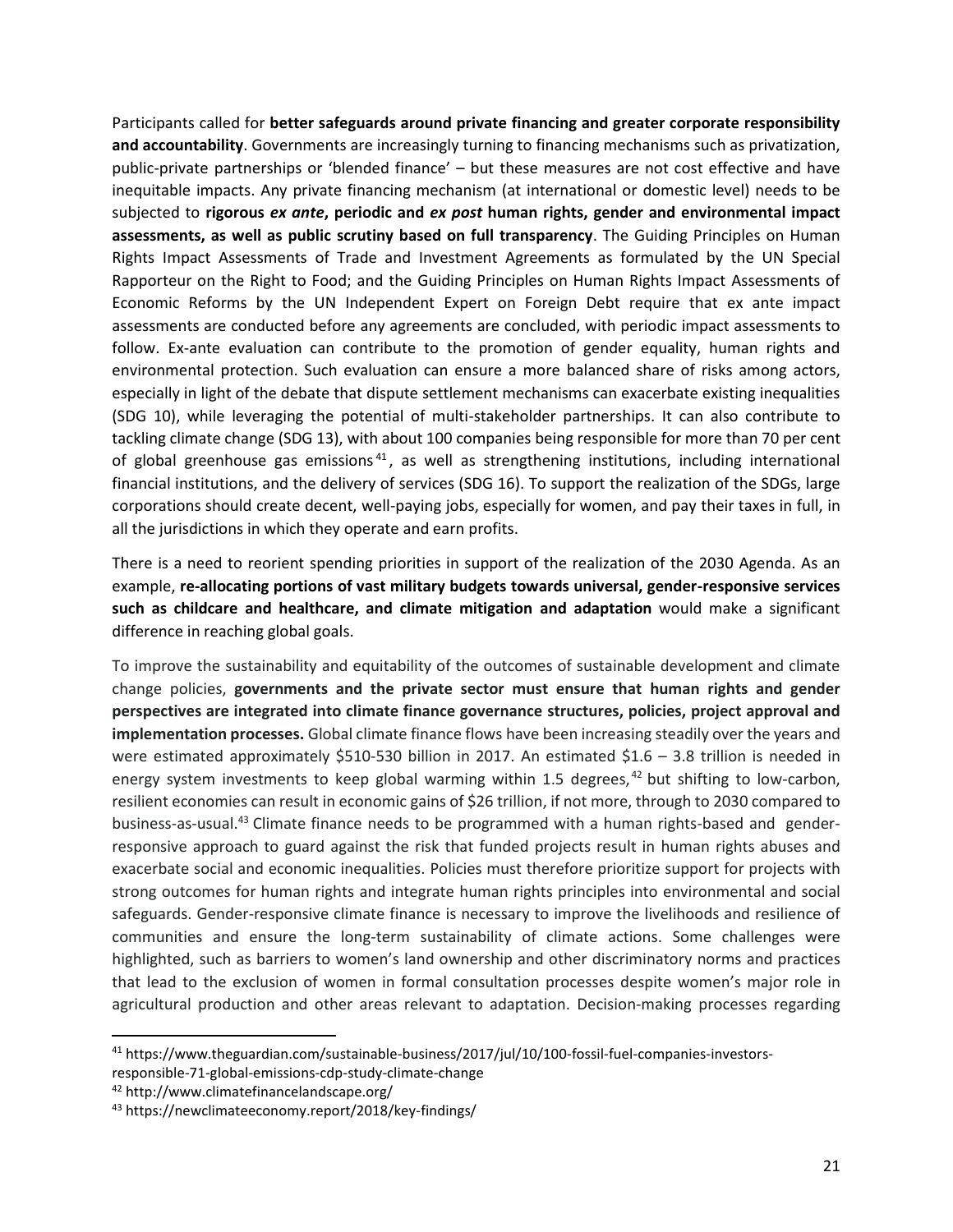Participants called for **better safeguards around private financing and greater corporate responsibility and accountability**. Governments are increasingly turning to financing mechanisms such as privatization, public-private partnerships or 'blended finance' – but these measures are not cost effective and have inequitable impacts. Any private financing mechanism (at international or domestic level) needs to be subjected to **rigorous *ex ante*, periodic and *ex post* human rights, gender and environmental impact assessments, as well as public scrutiny based on full transparency**. The Guiding Principles on Human Rights Impact Assessments of Trade and Investment Agreements as formulated by the UN Special Rapporteur on the Right to Food; and the Guiding Principles on Human Rights Impact Assessments of Economic Reforms by the UN Independent Expert on Foreign Debt require that ex ante impact assessments are conducted before any agreements are concluded, with periodic impact assessments to follow. Ex-ante evaluation can contribute to the promotion of gender equality, human rights and environmental protection. Such evaluation can ensure a more balanced share of risks among actors, especially in light of the debate that dispute settlement mechanisms can exacerbate existing inequalities (SDG 10), while leveraging the potential of multi-stakeholder partnerships. It can also contribute to tackling climate change (SDG 13), with about 100 companies being responsible for more than 70 per cent of global greenhouse gas emissions[41], as well as strengthening institutions, including international financial institutions, and the delivery of services (SDG 16). To support the realization of the SDGs, large corporations should create decent, well-paying jobs, especially for women, and pay their taxes in full, in all the jurisdictions in which they operate and earn profits.

There is a need to reorient spending priorities in support of the realization of the 2030 Agenda. As an example, **re-allocating portions of vast military budgets towards universal, gender-responsive services such as childcare and healthcare, and climate mitigation and adaptation** would make a significant difference in reaching global goals.

To improve the sustainability and equitability of the outcomes of sustainable development and climate change policies, **governments and the private sector must ensure that human rights and gender perspectives are integrated into climate finance governance structures, policies, project approval and implementation processes.** Global climate finance flows have been increasing steadily over the years and were estimated approximately $510-530 billion in 2017. An estimated $1.6 – 3.8 trillion is needed in energy system investments to keep global warming within 1.5 degrees,[42] but shifting to low-carbon, resilient economies can result in economic gains of $26 trillion, if not more, through to 2030 compared to business-as-usual.[43] Climate finance needs to be programmed with a human rights-based and gender-responsive approach to guard against the risk that funded projects result in human rights abuses and exacerbate social and economic inequalities. Policies must therefore prioritize support for projects with strong outcomes for human rights and integrate human rights principles into environmental and social safeguards. Gender-responsive climate finance is necessary to improve the livelihoods and resilience of communities and ensure the long-term sustainability of climate actions. Some challenges were highlighted, such as barriers to women's land ownership and other discriminatory norms and practices that lead to the exclusion of women in formal consultation processes despite women's major role in agricultural production and other areas relevant to adaptation. Decision-making processes regarding

---

[41] https://www.theguardian.com/sustainable-business/2017/jul/10/100-fossil-fuel-companies-investors-responsible-71-global-emissions-cdp-study-climate-change

[42] http://www.climatefinancelandscape.org/

[43] https://newclimateeconomy.report/2018/key-findings/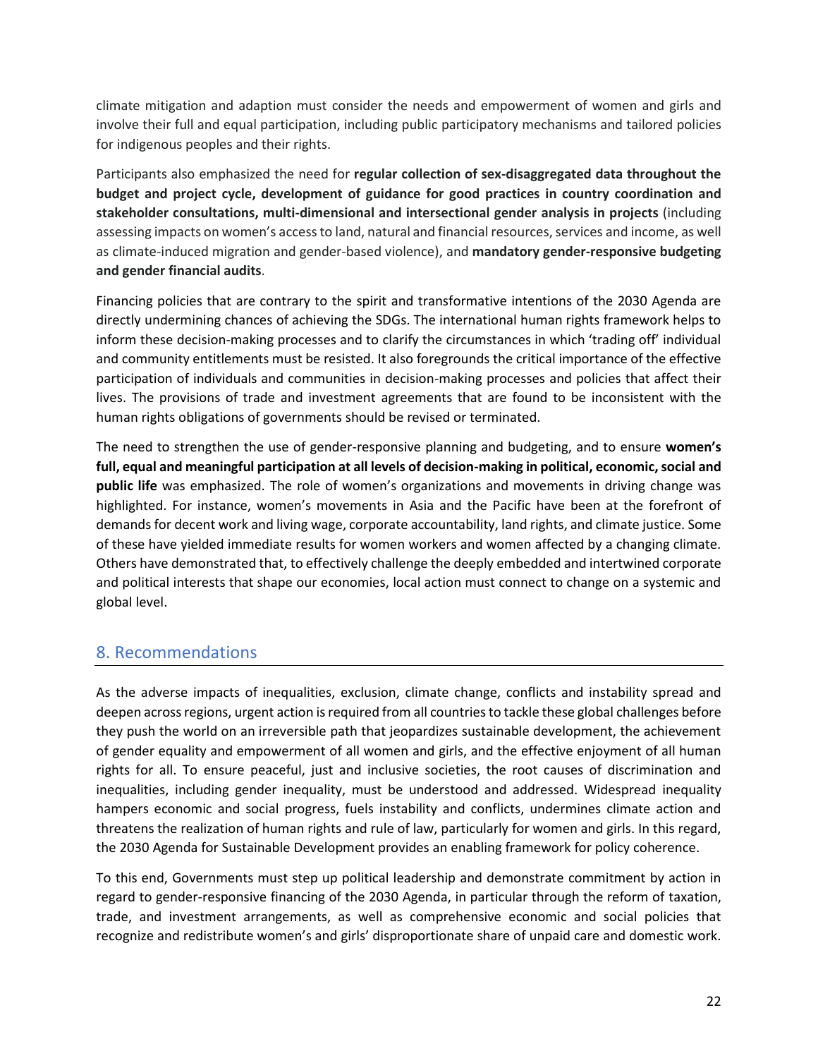climate mitigation and adaption must consider the needs and empowerment of women and girls and involve their full and equal participation, including public participatory mechanisms and tailored policies for indigenous peoples and their rights.

Participants also emphasized the need for **regular collection of sex-disaggregated data throughout the budget and project cycle, development of guidance for good practices in country coordination and stakeholder consultations, multi-dimensional and intersectional gender analysis in projects** (including assessing impacts on women's access to land, natural and financial resources, services and income, as well as climate-induced migration and gender-based violence), and **mandatory gender-responsive budgeting and gender financial audits**.

Financing policies that are contrary to the spirit and transformative intentions of the 2030 Agenda are directly undermining chances of achieving the SDGs. The international human rights framework helps to inform these decision-making processes and to clarify the circumstances in which 'trading off' individual and community entitlements must be resisted. It also foregrounds the critical importance of the effective participation of individuals and communities in decision-making processes and policies that affect their lives. The provisions of trade and investment agreements that are found to be inconsistent with the human rights obligations of governments should be revised or terminated.

The need to strengthen the use of gender-responsive planning and budgeting, and to ensure **women's full, equal and meaningful participation at all levels of decision-making in political, economic, social and public life** was emphasized. The role of women's organizations and movements in driving change was highlighted. For instance, women's movements in Asia and the Pacific have been at the forefront of demands for decent work and living wage, corporate accountability, land rights, and climate justice. Some of these have yielded immediate results for women workers and women affected by a changing climate. Others have demonstrated that, to effectively challenge the deeply embedded and intertwined corporate and political interests that shape our economies, local action must connect to change on a systemic and global level.

## 8. Recommendations

As the adverse impacts of inequalities, exclusion, climate change, conflicts and instability spread and deepen across regions, urgent action is required from all countries to tackle these global challenges before they push the world on an irreversible path that jeopardizes sustainable development, the achievement of gender equality and empowerment of all women and girls, and the effective enjoyment of all human rights for all. To ensure peaceful, just and inclusive societies, the root causes of discrimination and inequalities, including gender inequality, must be understood and addressed. Widespread inequality hampers economic and social progress, fuels instability and conflicts, undermines climate action and threatens the realization of human rights and rule of law, particularly for women and girls. In this regard, the 2030 Agenda for Sustainable Development provides an enabling framework for policy coherence.

To this end, Governments must step up political leadership and demonstrate commitment by action in regard to gender-responsive financing of the 2030 Agenda, in particular through the reform of taxation, trade, and investment arrangements, as well as comprehensive economic and social policies that recognize and redistribute women's and girls' disproportionate share of unpaid care and domestic work.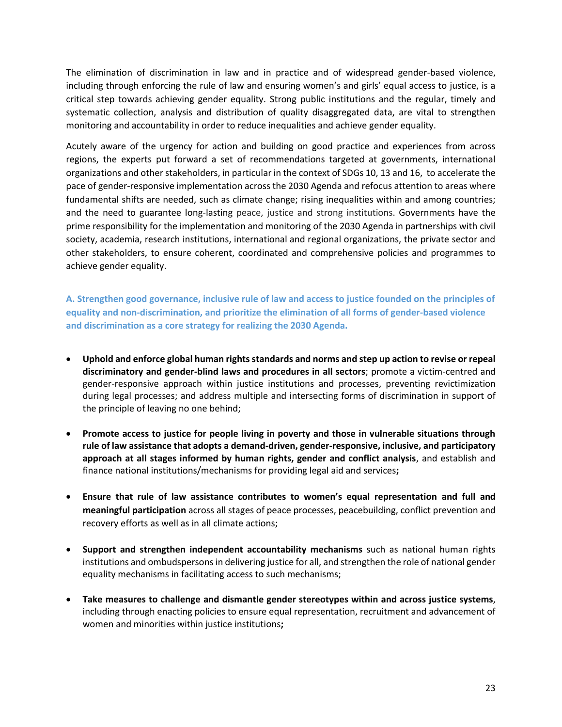The elimination of discrimination in law and in practice and of widespread gender-based violence, including through enforcing the rule of law and ensuring women's and girls' equal access to justice, is a critical step towards achieving gender equality. Strong public institutions and the regular, timely and systematic collection, analysis and distribution of quality disaggregated data, are vital to strengthen monitoring and accountability in order to reduce inequalities and achieve gender equality.

Acutely aware of the urgency for action and building on good practice and experiences from across regions, the experts put forward a set of recommendations targeted at governments, international organizations and other stakeholders, in particular in the context of SDGs 10, 13 and 16, to accelerate the pace of gender-responsive implementation across the 2030 Agenda and refocus attention to areas where fundamental shifts are needed, such as climate change; rising inequalities within and among countries; and the need to guarantee long-lasting peace, justice and strong institutions. Governments have the prime responsibility for the implementation and monitoring of the 2030 Agenda in partnerships with civil society, academia, research institutions, international and regional organizations, the private sector and other stakeholders, to ensure coherent, coordinated and comprehensive policies and programmes to achieve gender equality.

### A. Strengthen good governance, inclusive rule of law and access to justice founded on the principles of equality and non-discrimination, and prioritize the elimination of all forms of gender-based violence and discrimination as a core strategy for realizing the 2030 Agenda.

- **Uphold and enforce global human rights standards and norms and step up action to revise or repeal discriminatory and gender-blind laws and procedures in all sectors**; promote a victim-centred and gender-responsive approach within justice institutions and processes, preventing revictimization during legal processes; and address multiple and intersecting forms of discrimination in support of the principle of leaving no one behind;

- **Promote access to justice for people living in poverty and those in vulnerable situations through rule of law assistance that adopts a demand-driven, gender-responsive, inclusive, and participatory approach at all stages informed by human rights, gender and conflict analysis**, and establish and finance national institutions/mechanisms for providing legal aid and services**;**

- **Ensure that rule of law assistance contributes to women's equal representation and full and meaningful participation** across all stages of peace processes, peacebuilding, conflict prevention and recovery efforts as well as in all climate actions;

- **Support and strengthen independent accountability mechanisms** such as national human rights institutions and ombudspersons in delivering justice for all, and strengthen the role of national gender equality mechanisms in facilitating access to such mechanisms;

- **Take measures to challenge and dismantle gender stereotypes within and across justice systems**, including through enacting policies to ensure equal representation, recruitment and advancement of women and minorities within justice institutions**;**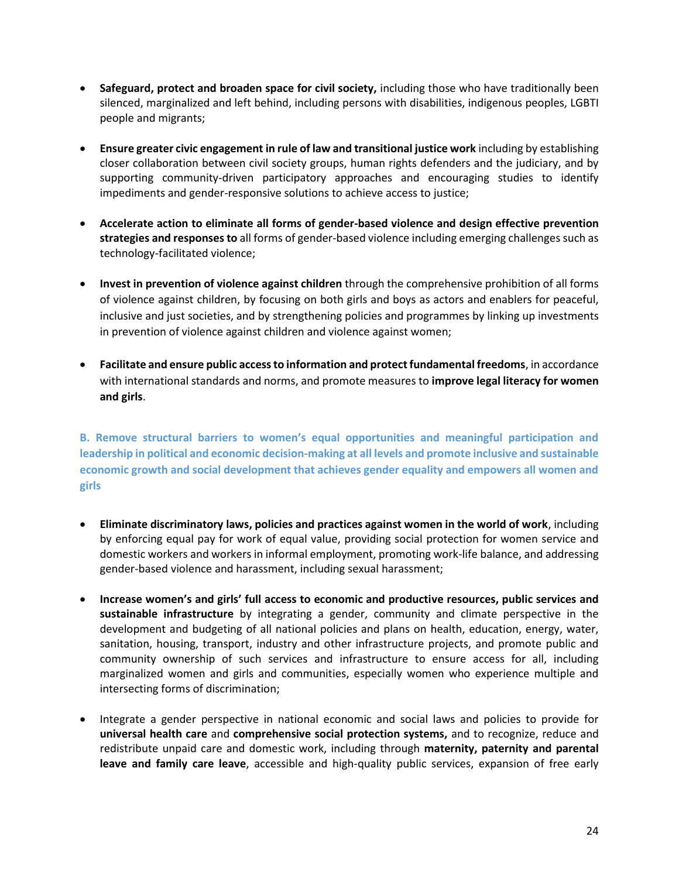- **Safeguard, protect and broaden space for civil society,** including those who have traditionally been silenced, marginalized and left behind, including persons with disabilities, indigenous peoples, LGBTI people and migrants;

- **Ensure greater civic engagement in rule of law and transitional justice work** including by establishing closer collaboration between civil society groups, human rights defenders and the judiciary, and by supporting community-driven participatory approaches and encouraging studies to identify impediments and gender-responsive solutions to achieve access to justice;

- **Accelerate action to eliminate all forms of gender-based violence and design effective prevention strategies and responses to** all forms of gender-based violence including emerging challenges such as technology-facilitated violence;

- **Invest in prevention of violence against children** through the comprehensive prohibition of all forms of violence against children, by focusing on both girls and boys as actors and enablers for peaceful, inclusive and just societies, and by strengthening policies and programmes by linking up investments in prevention of violence against children and violence against women;

- **Facilitate and ensure public access to information and protect fundamental freedoms**, in accordance with international standards and norms, and promote measures to **improve legal literacy for women and girls**.

### B. Remove structural barriers to women's equal opportunities and meaningful participation and leadership in political and economic decision-making at all levels and promote inclusive and sustainable economic growth and social development that achieves gender equality and empowers all women and girls

- **Eliminate discriminatory laws, policies and practices against women in the world of work**, including by enforcing equal pay for work of equal value, providing social protection for women service and domestic workers and workers in informal employment, promoting work-life balance, and addressing gender-based violence and harassment, including sexual harassment;

- **Increase women's and girls' full access to economic and productive resources, public services and sustainable infrastructure** by integrating a gender, community and climate perspective in the development and budgeting of all national policies and plans on health, education, energy, water, sanitation, housing, transport, industry and other infrastructure projects, and promote public and community ownership of such services and infrastructure to ensure access for all, including marginalized women and girls and communities, especially women who experience multiple and intersecting forms of discrimination;

- Integrate a gender perspective in national economic and social laws and policies to provide for **universal health care** and **comprehensive social protection systems,** and to recognize, reduce and redistribute unpaid care and domestic work, including through **maternity, paternity and parental leave and family care leave**, accessible and high-quality public services, expansion of free early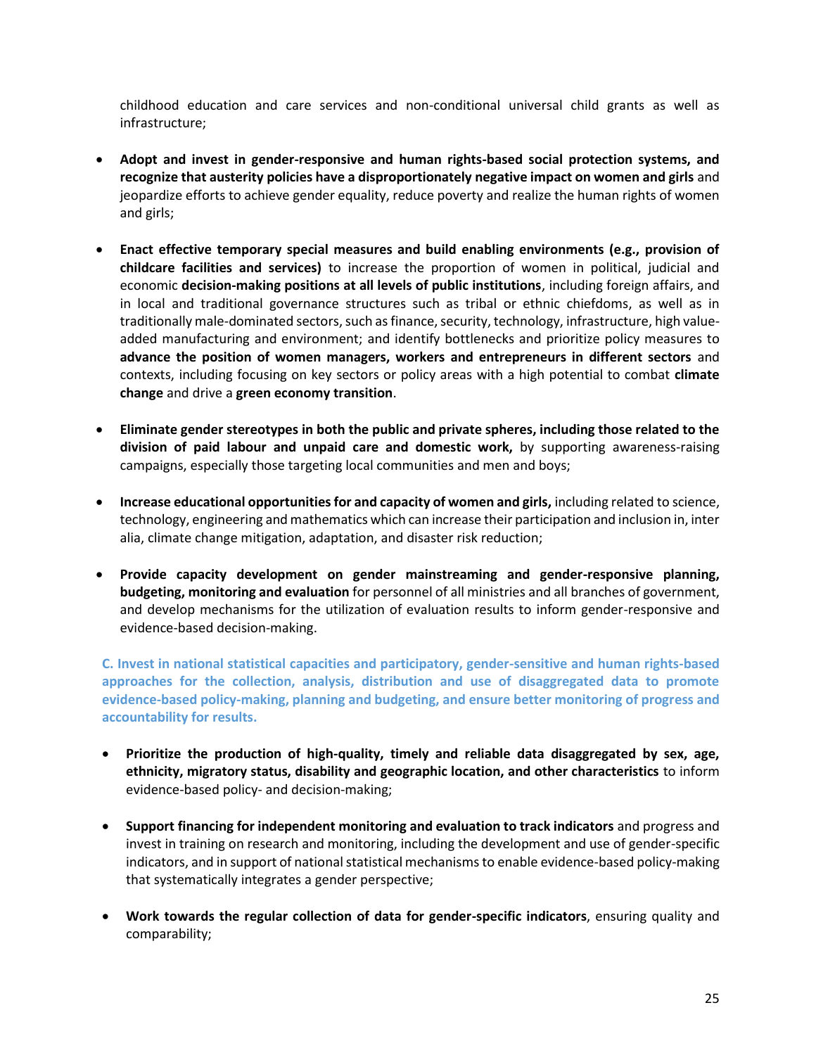childhood education and care services and non-conditional universal child grants as well as infrastructure;

- **Adopt and invest in gender-responsive and human rights-based social protection systems, and recognize that austerity policies have a disproportionately negative impact on women and girls** and jeopardize efforts to achieve gender equality, reduce poverty and realize the human rights of women and girls;

- **Enact effective temporary special measures and build enabling environments (e.g., provision of childcare facilities and services)** to increase the proportion of women in political, judicial and economic **decision-making positions at all levels of public institutions**, including foreign affairs, and in local and traditional governance structures such as tribal or ethnic chiefdoms, as well as in traditionally male-dominated sectors, such as finance, security, technology, infrastructure, high value-added manufacturing and environment; and identify bottlenecks and prioritize policy measures to **advance the position of women managers, workers and entrepreneurs in different sectors** and contexts, including focusing on key sectors or policy areas with a high potential to combat **climate change** and drive a **green economy transition**.

- **Eliminate gender stereotypes in both the public and private spheres, including those related to the division of paid labour and unpaid care and domestic work,** by supporting awareness-raising campaigns, especially those targeting local communities and men and boys;

- **Increase educational opportunities for and capacity of women and girls,** including related to science, technology, engineering and mathematics which can increase their participation and inclusion in, inter alia, climate change mitigation, adaptation, and disaster risk reduction;

- **Provide capacity development on gender mainstreaming and gender-responsive planning, budgeting, monitoring and evaluation** for personnel of all ministries and all branches of government, and develop mechanisms for the utilization of evaluation results to inform gender-responsive and evidence-based decision-making.

### C. Invest in national statistical capacities and participatory, gender-sensitive and human rights-based approaches for the collection, analysis, distribution and use of disaggregated data to promote evidence-based policy-making, planning and budgeting, and ensure better monitoring of progress and accountability for results.

- **Prioritize the production of high-quality, timely and reliable data disaggregated by sex, age, ethnicity, migratory status, disability and geographic location, and other characteristics** to inform evidence-based policy- and decision-making;

- **Support financing for independent monitoring and evaluation to track indicators** and progress and invest in training on research and monitoring, including the development and use of gender-specific indicators, and in support of national statistical mechanisms to enable evidence-based policy-making that systematically integrates a gender perspective;

- **Work towards the regular collection of data for gender-specific indicators**, ensuring quality and comparability;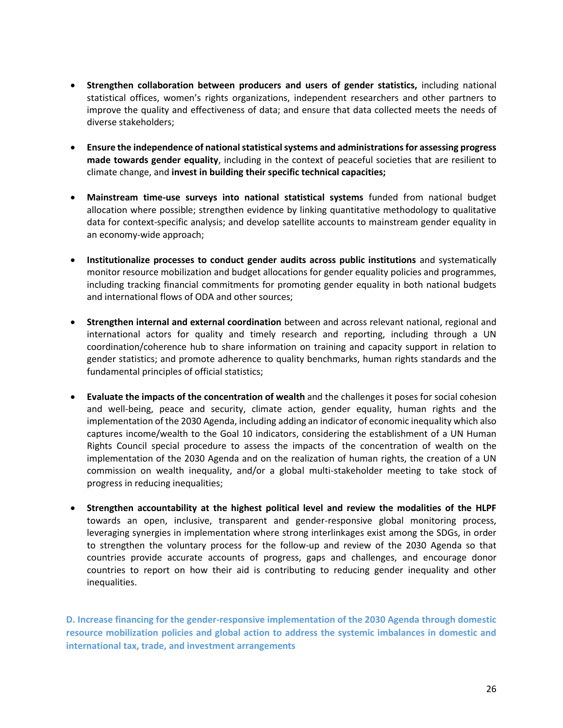- **Strengthen collaboration between producers and users of gender statistics,** including national statistical offices, women's rights organizations, independent researchers and other partners to improve the quality and effectiveness of data; and ensure that data collected meets the needs of diverse stakeholders;

- **Ensure the independence of national statistical systems and administrations for assessing progress made towards gender equality**, including in the context of peaceful societies that are resilient to climate change, and **invest in building their specific technical capacities;**

- **Mainstream time-use surveys into national statistical systems** funded from national budget allocation where possible; strengthen evidence by linking quantitative methodology to qualitative data for context-specific analysis; and develop satellite accounts to mainstream gender equality in an economy-wide approach;

- **Institutionalize processes to conduct gender audits across public institutions** and systematically monitor resource mobilization and budget allocations for gender equality policies and programmes, including tracking financial commitments for promoting gender equality in both national budgets and international flows of ODA and other sources;

- **Strengthen internal and external coordination** between and across relevant national, regional and international actors for quality and timely research and reporting, including through a UN coordination/coherence hub to share information on training and capacity support in relation to gender statistics; and promote adherence to quality benchmarks, human rights standards and the fundamental principles of official statistics;

- **Evaluate the impacts of the concentration of wealth** and the challenges it poses for social cohesion and well-being, peace and security, climate action, gender equality, human rights and the implementation of the 2030 Agenda, including adding an indicator of economic inequality which also captures income/wealth to the Goal 10 indicators, considering the establishment of a UN Human Rights Council special procedure to assess the impacts of the concentration of wealth on the implementation of the 2030 Agenda and on the realization of human rights, the creation of a UN commission on wealth inequality, and/or a global multi-stakeholder meeting to take stock of progress in reducing inequalities;

- **Strengthen accountability at the highest political level and review the modalities of the HLPF** towards an open, inclusive, transparent and gender-responsive global monitoring process, leveraging synergies in implementation where strong interlinkages exist among the SDGs, in order to strengthen the voluntary process for the follow-up and review of the 2030 Agenda so that countries provide accurate accounts of progress, gaps and challenges, and encourage donor countries to report on how their aid is contributing to reducing gender inequality and other inequalities.

### D. Increase financing for the gender-responsive implementation of the 2030 Agenda through domestic resource mobilization policies and global action to address the systemic imbalances in domestic and international tax, trade, and investment arrangements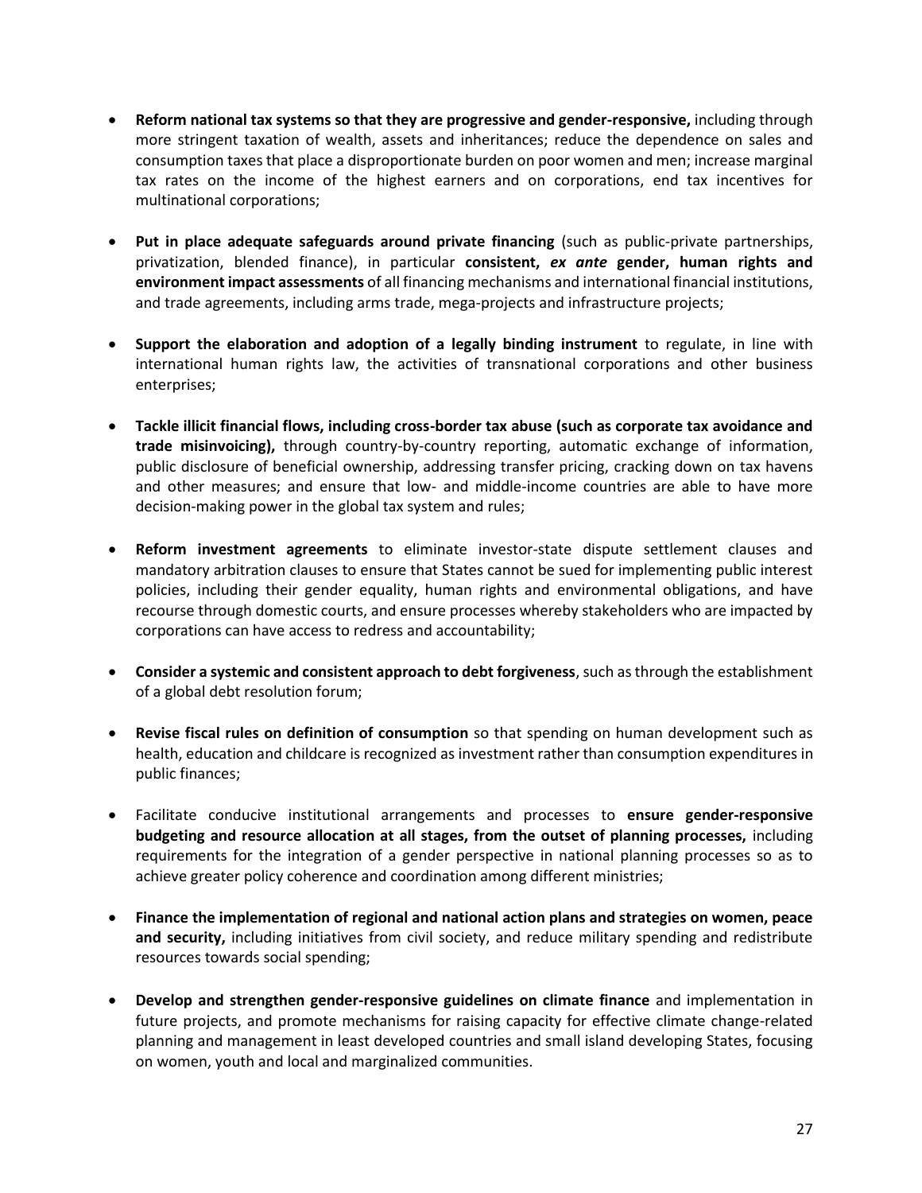- **Reform national tax systems so that they are progressive and gender-responsive,** including through more stringent taxation of wealth, assets and inheritances; reduce the dependence on sales and consumption taxes that place a disproportionate burden on poor women and men; increase marginal tax rates on the income of the highest earners and on corporations, end tax incentives for multinational corporations;

- **Put in place adequate safeguards around private financing** (such as public-private partnerships, privatization, blended finance), in particular **consistent, *ex ante* gender, human rights and environment impact assessments** of all financing mechanisms and international financial institutions, and trade agreements, including arms trade, mega-projects and infrastructure projects;

- **Support the elaboration and adoption of a legally binding instrument** to regulate, in line with international human rights law, the activities of transnational corporations and other business enterprises;

- **Tackle illicit financial flows, including cross-border tax abuse (such as corporate tax avoidance and trade misinvoicing),** through country-by-country reporting, automatic exchange of information, public disclosure of beneficial ownership, addressing transfer pricing, cracking down on tax havens and other measures; and ensure that low- and middle-income countries are able to have more decision-making power in the global tax system and rules;

- **Reform investment agreements** to eliminate investor-state dispute settlement clauses and mandatory arbitration clauses to ensure that States cannot be sued for implementing public interest policies, including their gender equality, human rights and environmental obligations, and have recourse through domestic courts, and ensure processes whereby stakeholders who are impacted by corporations can have access to redress and accountability;

- **Consider a systemic and consistent approach to debt forgiveness**, such as through the establishment of a global debt resolution forum;

- **Revise fiscal rules on definition of consumption** so that spending on human development such as health, education and childcare is recognized as investment rather than consumption expenditures in public finances;

- Facilitate conducive institutional arrangements and processes to **ensure gender-responsive budgeting and resource allocation at all stages, from the outset of planning processes,** including requirements for the integration of a gender perspective in national planning processes so as to achieve greater policy coherence and coordination among different ministries;

- **Finance the implementation of regional and national action plans and strategies on women, peace and security,** including initiatives from civil society, and reduce military spending and redistribute resources towards social spending;

- **Develop and strengthen gender-responsive guidelines on climate finance** and implementation in future projects, and promote mechanisms for raising capacity for effective climate change-related planning and management in least developed countries and small island developing States, focusing on women, youth and local and marginalized communities.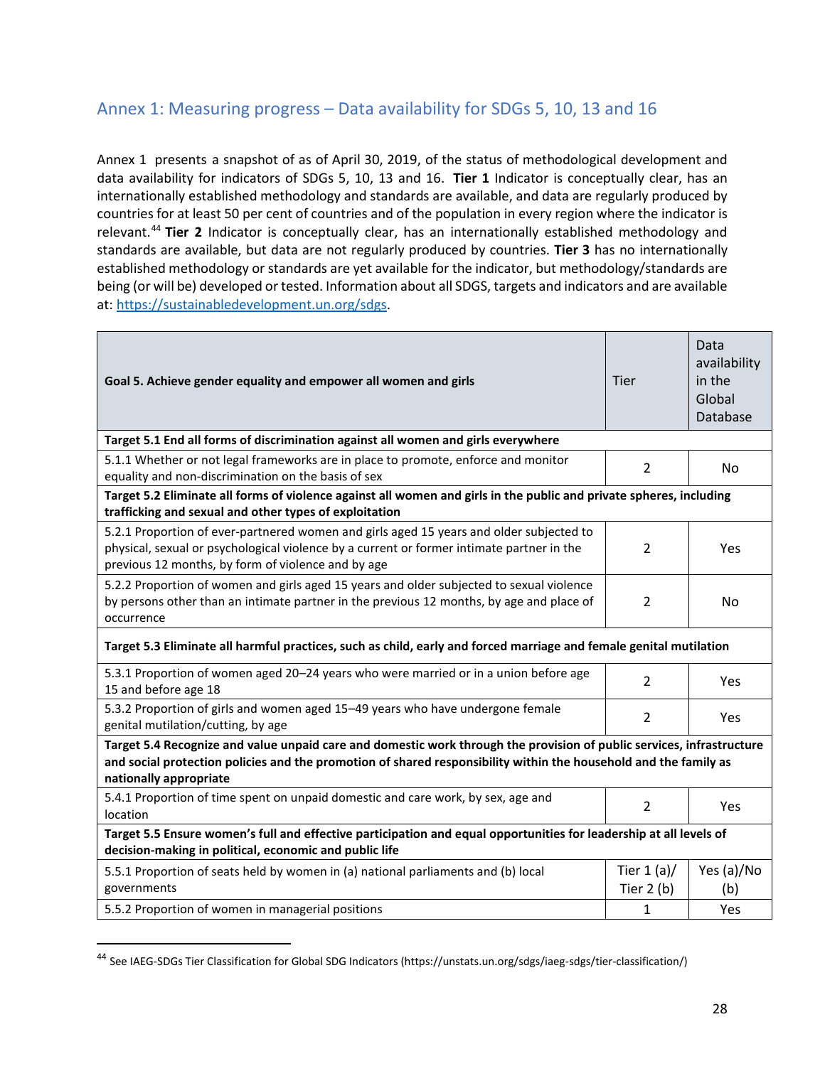## Annex 1: Measuring progress – Data availability for SDGs 5, 10, 13 and 16

Annex 1 presents a snapshot of as of April 30, 2019, of the status of methodological development and data availability for indicators of SDGs 5, 10, 13 and 16. **Tier 1** Indicator is conceptually clear, has an internationally established methodology and standards are available, and data are regularly produced by countries for at least 50 per cent of countries and of the population in every region where the indicator is relevant.[44] **Tier 2** Indicator is conceptually clear, has an internationally established methodology and standards are available, but data are not regularly produced by countries. **Tier 3** has no internationally established methodology or standards are yet available for the indicator, but methodology/standards are being (or will be) developed or tested. Information about all SDGS, targets and indicators and are available at: https://sustainabledevelopment.un.org/sdgs.

| **Goal 5. Achieve gender equality and empower all women and girls** | Tier | Data availability in the Global Database |
|---|---|---|
| **Target 5.1 End all forms of discrimination against all women and girls everywhere** | | |
| 5.1.1 Whether or not legal frameworks are in place to promote, enforce and monitor equality and non-discrimination on the basis of sex | 2 | No |
| **Target 5.2 Eliminate all forms of violence against all women and girls in the public and private spheres, including trafficking and sexual and other types of exploitation** | | |
| 5.2.1 Proportion of ever-partnered women and girls aged 15 years and older subjected to physical, sexual or psychological violence by a current or former intimate partner in the previous 12 months, by form of violence and by age | 2 | Yes |
| 5.2.2 Proportion of women and girls aged 15 years and older subjected to sexual violence by persons other than an intimate partner in the previous 12 months, by age and place of occurrence | 2 | No |
| **Target 5.3 Eliminate all harmful practices, such as child, early and forced marriage and female genital mutilation** | | |
| 5.3.1 Proportion of women aged 20–24 years who were married or in a union before age 15 and before age 18 | 2 | Yes |
| 5.3.2 Proportion of girls and women aged 15–49 years who have undergone female genital mutilation/cutting, by age | 2 | Yes |
| **Target 5.4 Recognize and value unpaid care and domestic work through the provision of public services, infrastructure and social protection policies and the promotion of shared responsibility within the household and the family as nationally appropriate** | | |
| 5.4.1 Proportion of time spent on unpaid domestic and care work, by sex, age and location | 2 | Yes |
| **Target 5.5 Ensure women's full and effective participation and equal opportunities for leadership at all levels of decision-making in political, economic and public life** | | |
| 5.5.1 Proportion of seats held by women in (a) national parliaments and (b) local governments | Tier 1 (a)/ Tier 2 (b) | Yes (a)/No (b) |
| 5.5.2 Proportion of women in managerial positions | 1 | Yes |

[44] See IAEG-SDGs Tier Classification for Global SDG Indicators (https://unstats.un.org/sdgs/iaeg-sdgs/tier-classification/)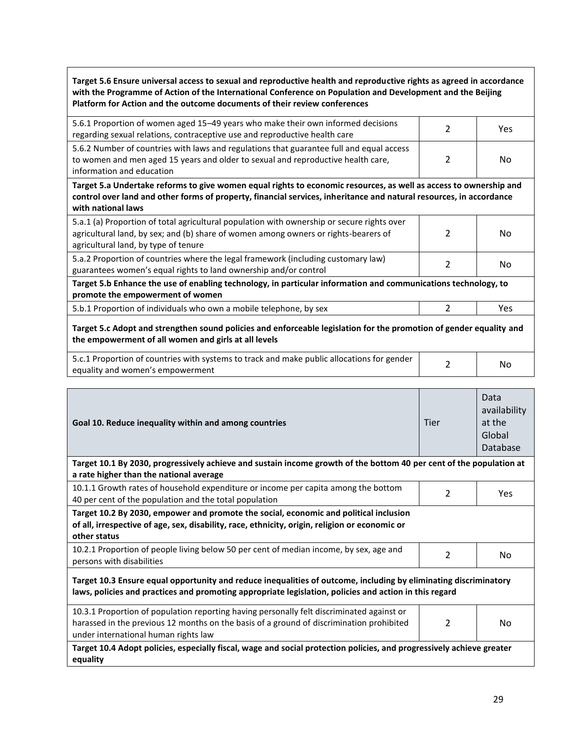| Target 5.6 Ensure universal access to sexual and reproductive health and reproductive rights as agreed in accordance with the Programme of Action of the International Conference on Population and Development and the Beijing Platform for Action and the outcome documents of their review conferences | | |
|---|---|---|
| 5.6.1 Proportion of women aged 15–49 years who make their own informed decisions regarding sexual relations, contraceptive use and reproductive health care | 2 | Yes |
| 5.6.2 Number of countries with laws and regulations that guarantee full and equal access to women and men aged 15 years and older to sexual and reproductive health care, information and education | 2 | No |
| **Target 5.a Undertake reforms to give women equal rights to economic resources, as well as access to ownership and control over land and other forms of property, financial services, inheritance and natural resources, in accordance with national laws** | | |
| 5.a.1 (a) Proportion of total agricultural population with ownership or secure rights over agricultural land, by sex; and (b) share of women among owners or rights-bearers of agricultural land, by type of tenure | 2 | No |
| 5.a.2 Proportion of countries where the legal framework (including customary law) guarantees women's equal rights to land ownership and/or control | 2 | No |
| **Target 5.b Enhance the use of enabling technology, in particular information and communications technology, to promote the empowerment of women** | | |
| 5.b.1 Proportion of individuals who own a mobile telephone, by sex | 2 | Yes |
| **Target 5.c Adopt and strengthen sound policies and enforceable legislation for the promotion of gender equality and the empowerment of all women and girls at all levels** | | |
| 5.c.1 Proportion of countries with systems to track and make public allocations for gender equality and women's empowerment | 2 | No |

| Goal 10. Reduce inequality within and among countries | Tier | Data availability at the Global Database |
|---|---|---|
| **Target 10.1 By 2030, progressively achieve and sustain income growth of the bottom 40 per cent of the population at a rate higher than the national average** | | |
| 10.1.1 Growth rates of household expenditure or income per capita among the bottom 40 per cent of the population and the total population | 2 | Yes |
| **Target 10.2 By 2030, empower and promote the social, economic and political inclusion of all, irrespective of age, sex, disability, race, ethnicity, origin, religion or economic or other status** | | |
| 10.2.1 Proportion of people living below 50 per cent of median income, by sex, age and persons with disabilities | 2 | No |
| **Target 10.3 Ensure equal opportunity and reduce inequalities of outcome, including by eliminating discriminatory laws, policies and practices and promoting appropriate legislation, policies and action in this regard** | | |
| 10.3.1 Proportion of population reporting having personally felt discriminated against or harassed in the previous 12 months on the basis of a ground of discrimination prohibited under international human rights law | 2 | No |
| **Target 10.4 Adopt policies, especially fiscal, wage and social protection policies, and progressively achieve greater equality** | | |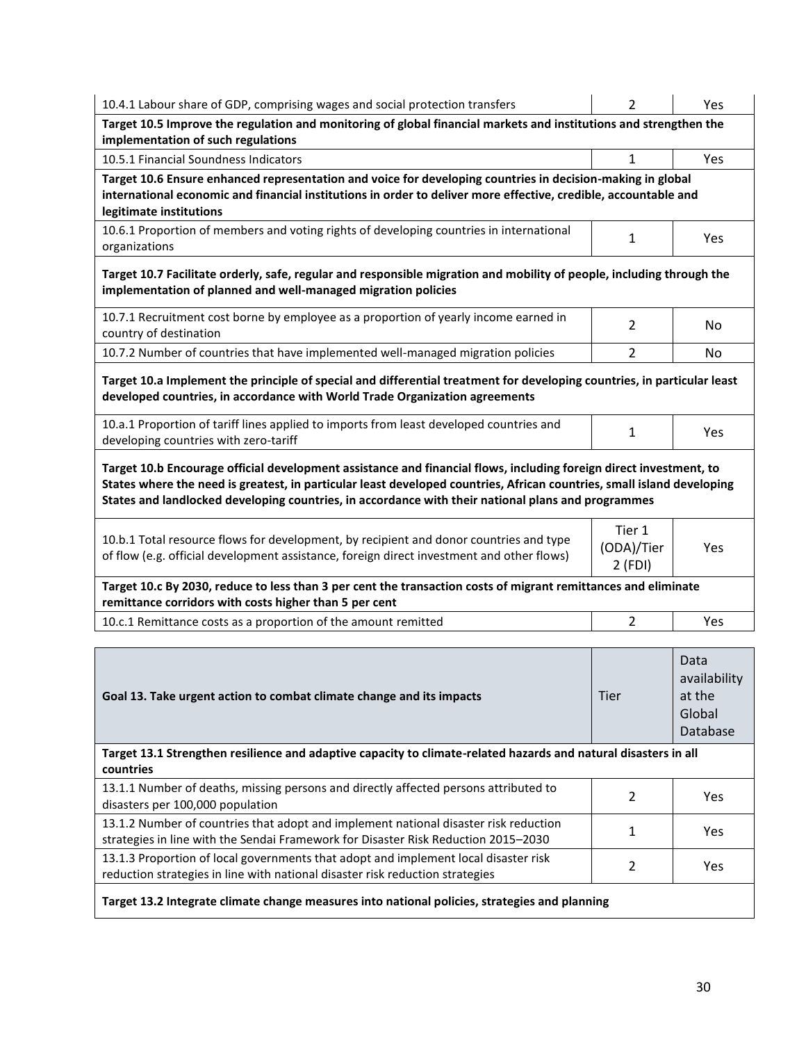| | | |
|---|---|---|
| 10.4.1 Labour share of GDP, comprising wages and social protection transfers | 2 | Yes |
| **Target 10.5 Improve the regulation and monitoring of global financial markets and institutions and strengthen the implementation of such regulations** | | |
| 10.5.1 Financial Soundness Indicators | 1 | Yes |
| **Target 10.6 Ensure enhanced representation and voice for developing countries in decision-making in global international economic and financial institutions in order to deliver more effective, credible, accountable and legitimate institutions** | | |
| 10.6.1 Proportion of members and voting rights of developing countries in international organizations | 1 | Yes |
| **Target 10.7 Facilitate orderly, safe, regular and responsible migration and mobility of people, including through the implementation of planned and well-managed migration policies** | | |
| 10.7.1 Recruitment cost borne by employee as a proportion of yearly income earned in country of destination | 2 | No |
| 10.7.2 Number of countries that have implemented well-managed migration policies | 2 | No |
| **Target 10.a Implement the principle of special and differential treatment for developing countries, in particular least developed countries, in accordance with World Trade Organization agreements** | | |
| 10.a.1 Proportion of tariff lines applied to imports from least developed countries and developing countries with zero-tariff | 1 | Yes |
| **Target 10.b Encourage official development assistance and financial flows, including foreign direct investment, to States where the need is greatest, in particular least developed countries, African countries, small island developing States and landlocked developing countries, in accordance with their national plans and programmes** | | |
| 10.b.1 Total resource flows for development, by recipient and donor countries and type of flow (e.g. official development assistance, foreign direct investment and other flows) | Tier 1 (ODA)/Tier 2 (FDI) | Yes |
| **Target 10.c By 2030, reduce to less than 3 per cent the transaction costs of migrant remittances and eliminate remittance corridors with costs higher than 5 per cent** | | |
| 10.c.1 Remittance costs as a proportion of the amount remitted | 2 | Yes |

| Goal 13. Take urgent action to combat climate change and its impacts | Tier | Data availability at the Global Database |
|---|---|---|
| **Target 13.1 Strengthen resilience and adaptive capacity to climate-related hazards and natural disasters in all countries** | | |
| 13.1.1 Number of deaths, missing persons and directly affected persons attributed to disasters per 100,000 population | 2 | Yes |
| 13.1.2 Number of countries that adopt and implement national disaster risk reduction strategies in line with the Sendai Framework for Disaster Risk Reduction 2015–2030 | 1 | Yes |
| 13.1.3 Proportion of local governments that adopt and implement local disaster risk reduction strategies in line with national disaster risk reduction strategies | 2 | Yes |
| **Target 13.2 Integrate climate change measures into national policies, strategies and planning** | | |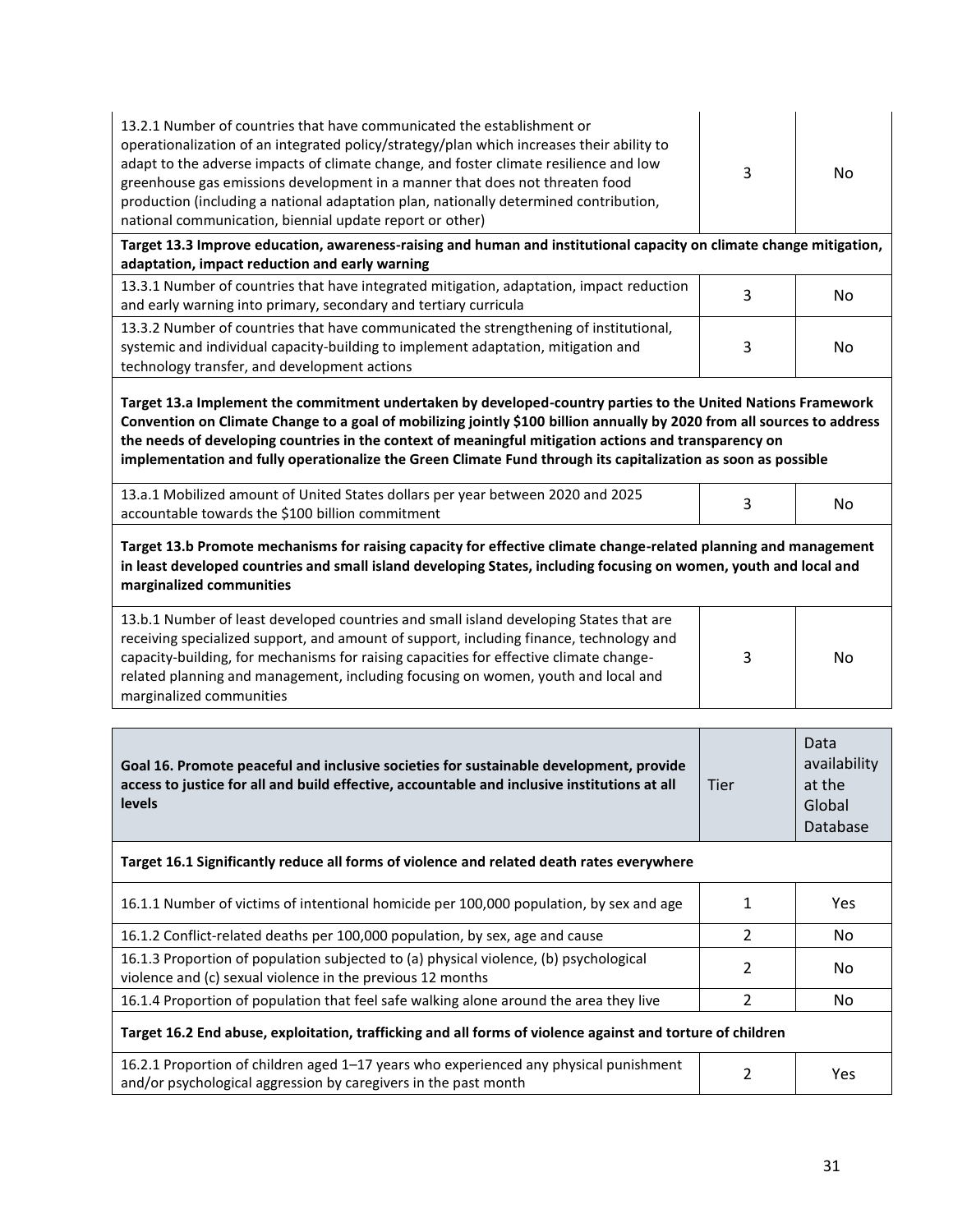| | | |
|---|---|---|
| 13.2.1 Number of countries that have communicated the establishment or operationalization of an integrated policy/strategy/plan which increases their ability to adapt to the adverse impacts of climate change, and foster climate resilience and low greenhouse gas emissions development in a manner that does not threaten food production (including a national adaptation plan, nationally determined contribution, national communication, biennial update report or other) | 3 | No |
| **Target 13.3 Improve education, awareness-raising and human and institutional capacity on climate change mitigation, adaptation, impact reduction and early warning** | | |
| 13.3.1 Number of countries that have integrated mitigation, adaptation, impact reduction and early warning into primary, secondary and tertiary curricula | 3 | No |
| 13.3.2 Number of countries that have communicated the strengthening of institutional, systemic and individual capacity-building to implement adaptation, mitigation and technology transfer, and development actions | 3 | No |
| **Target 13.a Implement the commitment undertaken by developed-country parties to the United Nations Framework Convention on Climate Change to a goal of mobilizing jointly $100 billion annually by 2020 from all sources to address the needs of developing countries in the context of meaningful mitigation actions and transparency on implementation and fully operationalize the Green Climate Fund through its capitalization as soon as possible** | | |
| 13.a.1 Mobilized amount of United States dollars per year between 2020 and 2025 accountable towards the $100 billion commitment | 3 | No |
| **Target 13.b Promote mechanisms for raising capacity for effective climate change-related planning and management in least developed countries and small island developing States, including focusing on women, youth and local and marginalized communities** | | |
| 13.b.1 Number of least developed countries and small island developing States that are receiving specialized support, and amount of support, including finance, technology and capacity-building, for mechanisms for raising capacities for effective climate change-related planning and management, including focusing on women, youth and local and marginalized communities | 3 | No |

| Goal 16. Promote peaceful and inclusive societies for sustainable development, provide access to justice for all and build effective, accountable and inclusive institutions at all levels | Tier | Data availability at the Global Database |
|---|---|---|
| **Target 16.1 Significantly reduce all forms of violence and related death rates everywhere** | | |
| 16.1.1 Number of victims of intentional homicide per 100,000 population, by sex and age | 1 | Yes |
| 16.1.2 Conflict-related deaths per 100,000 population, by sex, age and cause | 2 | No |
| 16.1.3 Proportion of population subjected to (a) physical violence, (b) psychological violence and (c) sexual violence in the previous 12 months | 2 | No |
| 16.1.4 Proportion of population that feel safe walking alone around the area they live | 2 | No |
| **Target 16.2 End abuse, exploitation, trafficking and all forms of violence against and torture of children** | | |
| 16.2.1 Proportion of children aged 1–17 years who experienced any physical punishment and/or psychological aggression by caregivers in the past month | 2 | Yes |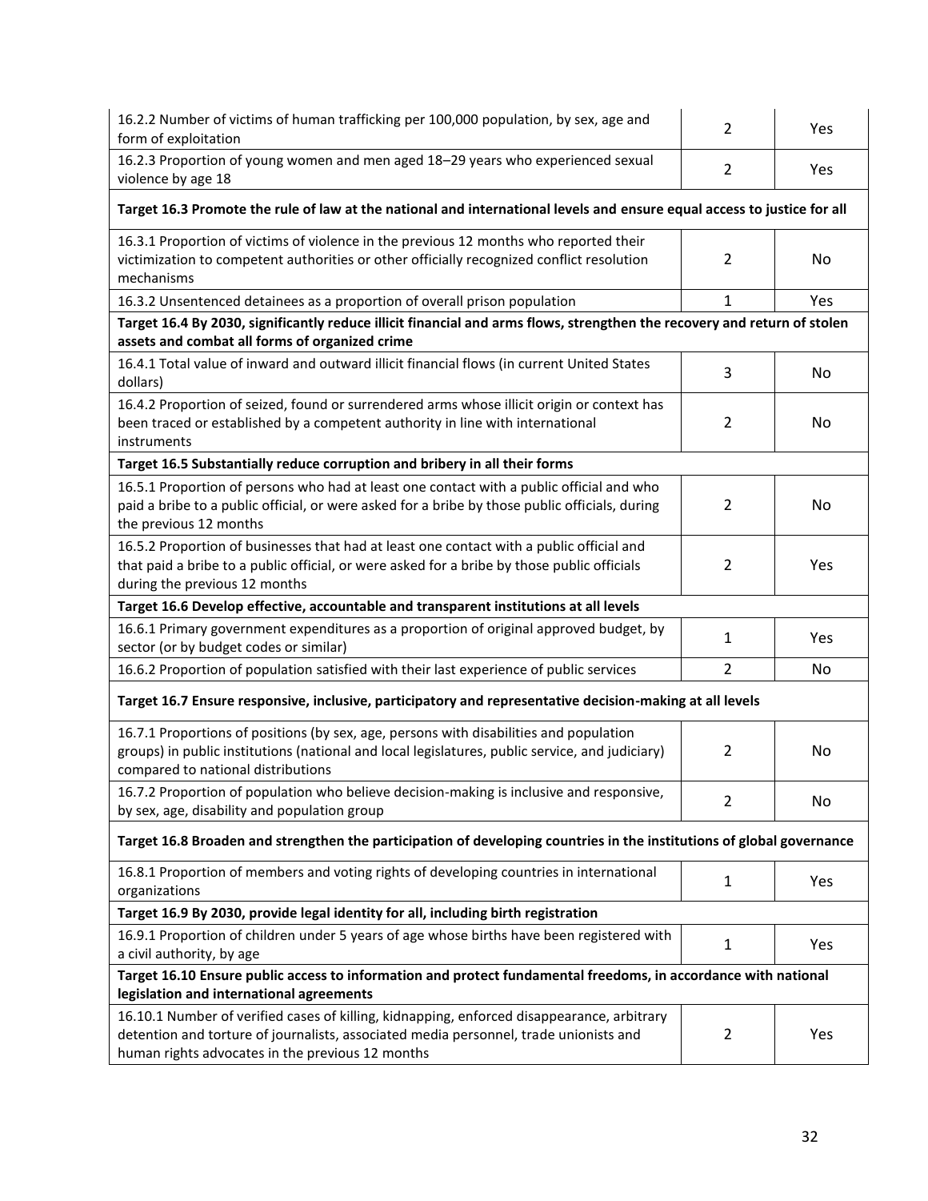| | | |
|---|---|---|
| 16.2.2 Number of victims of human trafficking per 100,000 population, by sex, age and form of exploitation | 2 | Yes |
| 16.2.3 Proportion of young women and men aged 18–29 years who experienced sexual violence by age 18 | 2 | Yes |
| **Target 16.3 Promote the rule of law at the national and international levels and ensure equal access to justice for all** | | |
| 16.3.1 Proportion of victims of violence in the previous 12 months who reported their victimization to competent authorities or other officially recognized conflict resolution mechanisms | 2 | No |
| 16.3.2 Unsentenced detainees as a proportion of overall prison population | 1 | Yes |
| **Target 16.4 By 2030, significantly reduce illicit financial and arms flows, strengthen the recovery and return of stolen assets and combat all forms of organized crime** | | |
| 16.4.1 Total value of inward and outward illicit financial flows (in current United States dollars) | 3 | No |
| 16.4.2 Proportion of seized, found or surrendered arms whose illicit origin or context has been traced or established by a competent authority in line with international instruments | 2 | No |
| **Target 16.5 Substantially reduce corruption and bribery in all their forms** | | |
| 16.5.1 Proportion of persons who had at least one contact with a public official and who paid a bribe to a public official, or were asked for a bribe by those public officials, during the previous 12 months | 2 | No |
| 16.5.2 Proportion of businesses that had at least one contact with a public official and that paid a bribe to a public official, or were asked for a bribe by those public officials during the previous 12 months | 2 | Yes |
| **Target 16.6 Develop effective, accountable and transparent institutions at all levels** | | |
| 16.6.1 Primary government expenditures as a proportion of original approved budget, by sector (or by budget codes or similar) | 1 | Yes |
| 16.6.2 Proportion of population satisfied with their last experience of public services | 2 | No |
| **Target 16.7 Ensure responsive, inclusive, participatory and representative decision-making at all levels** | | |
| 16.7.1 Proportions of positions (by sex, age, persons with disabilities and population groups) in public institutions (national and local legislatures, public service, and judiciary) compared to national distributions | 2 | No |
| 16.7.2 Proportion of population who believe decision-making is inclusive and responsive, by sex, age, disability and population group | 2 | No |
| **Target 16.8 Broaden and strengthen the participation of developing countries in the institutions of global governance** | | |
| 16.8.1 Proportion of members and voting rights of developing countries in international organizations | 1 | Yes |
| **Target 16.9 By 2030, provide legal identity for all, including birth registration** | | |
| 16.9.1 Proportion of children under 5 years of age whose births have been registered with a civil authority, by age | 1 | Yes |
| **Target 16.10 Ensure public access to information and protect fundamental freedoms, in accordance with national legislation and international agreements** | | |
| 16.10.1 Number of verified cases of killing, kidnapping, enforced disappearance, arbitrary detention and torture of journalists, associated media personnel, trade unionists and human rights advocates in the previous 12 months | 2 | Yes |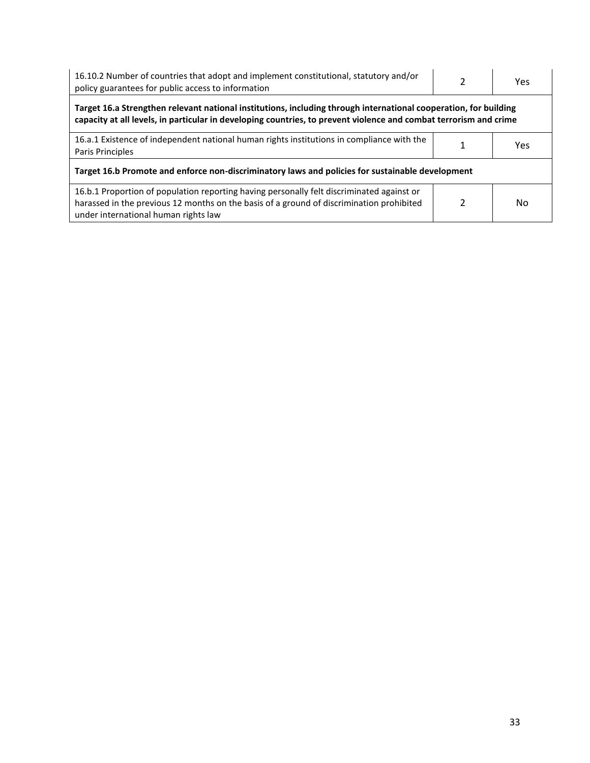| | | |
|---|---|---|
| 16.10.2 Number of countries that adopt and implement constitutional, statutory and/or policy guarantees for public access to information | 2 | Yes |
| **Target 16.a Strengthen relevant national institutions, including through international cooperation, for building capacity at all levels, in particular in developing countries, to prevent violence and combat terrorism and crime** | | |
| 16.a.1 Existence of independent national human rights institutions in compliance with the Paris Principles | 1 | Yes |
| **Target 16.b Promote and enforce non-discriminatory laws and policies for sustainable development** | | |
| 16.b.1 Proportion of population reporting having personally felt discriminated against or harassed in the previous 12 months on the basis of a ground of discrimination prohibited under international human rights law | 2 | No |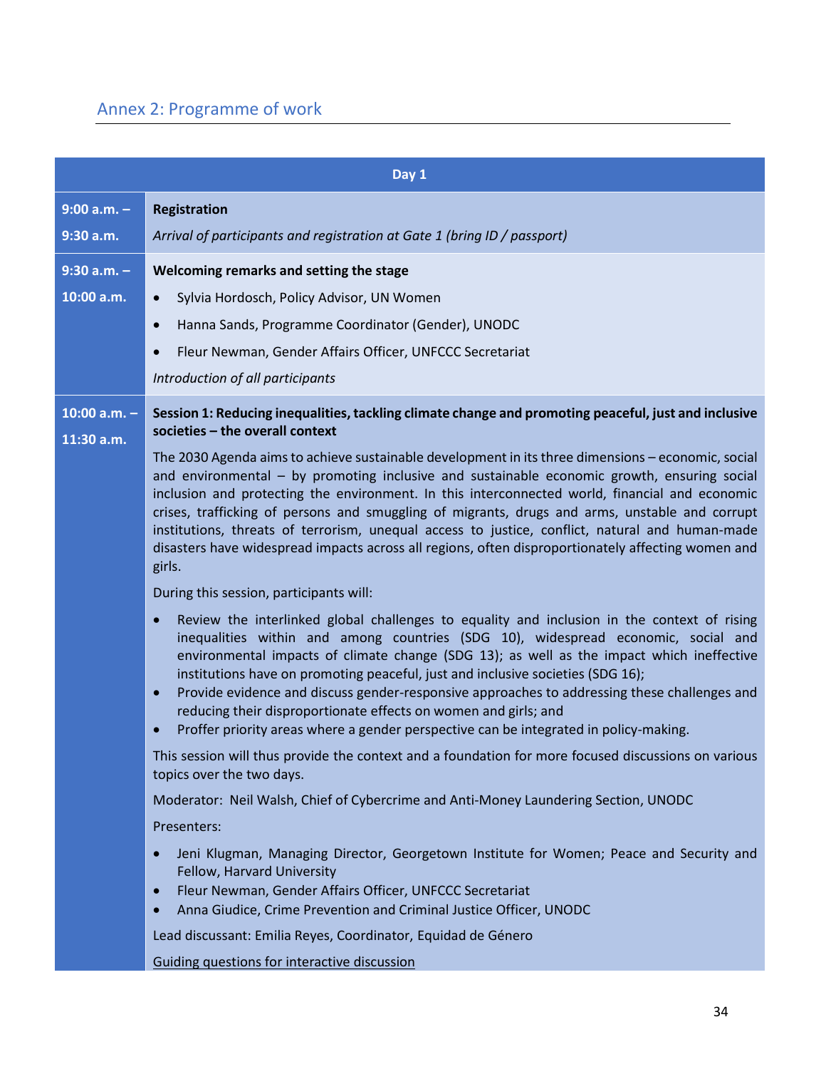## Annex 2: Programme of work

| Day 1 | |
|---|---|
| 9:00 a.m. – 9:30 a.m. | **Registration**<br>*Arrival of participants and registration at Gate 1 (bring ID / passport)* |
| 9:30 a.m. – 10:00 a.m. | **Welcoming remarks and setting the stage**<br>• Sylvia Hordosch, Policy Advisor, UN Women<br>• Hanna Sands, Programme Coordinator (Gender), UNODC<br>• Fleur Newman, Gender Affairs Officer, UNFCCC Secretariat<br>*Introduction of all participants* |
| 10:00 a.m. – 11:30 a.m. | **Session 1: Reducing inequalities, tackling climate change and promoting peaceful, just and inclusive societies – the overall context**<br>The 2030 Agenda aims to achieve sustainable development in its three dimensions – economic, social and environmental – by promoting inclusive and sustainable economic growth, ensuring social inclusion and protecting the environment. In this interconnected world, financial and economic crises, trafficking of persons and smuggling of migrants, drugs and arms, unstable and corrupt institutions, threats of terrorism, unequal access to justice, conflict, natural and human-made disasters have widespread impacts across all regions, often disproportionately affecting women and girls.<br>During this session, participants will:<br>• Review the interlinked global challenges to equality and inclusion in the context of rising inequalities within and among countries (SDG 10), widespread economic, social and environmental impacts of climate change (SDG 13); as well as the impact which ineffective institutions have on promoting peaceful, just and inclusive societies (SDG 16);<br>• Provide evidence and discuss gender-responsive approaches to addressing these challenges and reducing their disproportionate effects on women and girls; and<br>• Proffer priority areas where a gender perspective can be integrated in policy-making.<br>This session will thus provide the context and a foundation for more focused discussions on various topics over the two days.<br>Moderator: Neil Walsh, Chief of Cybercrime and Anti-Money Laundering Section, UNODC<br>Presenters:<br>• Jeni Klugman, Managing Director, Georgetown Institute for Women; Peace and Security and Fellow, Harvard University<br>• Fleur Newman, Gender Affairs Officer, UNFCCC Secretariat<br>• Anna Giudice, Crime Prevention and Criminal Justice Officer, UNODC<br>Lead discussant: Emilia Reyes, Coordinator, Equidad de Género<br>Guiding questions for interactive discussion |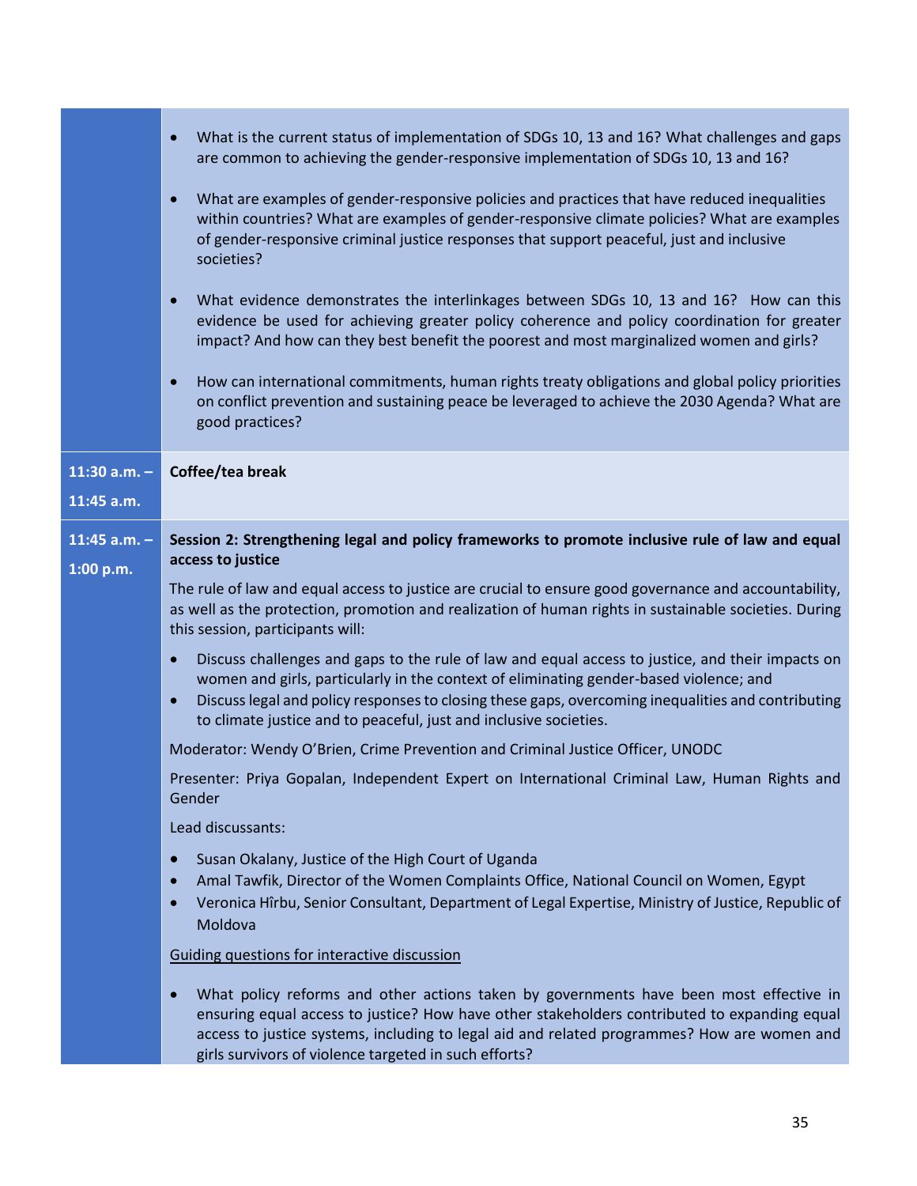| | |
|---|---|
| | • What is the current status of implementation of SDGs 10, 13 and 16? What challenges and gaps are common to achieving the gender-responsive implementation of SDGs 10, 13 and 16?<br><br>• What are examples of gender-responsive policies and practices that have reduced inequalities within countries? What are examples of gender-responsive climate policies? What are examples of gender-responsive criminal justice responses that support peaceful, just and inclusive societies?<br><br>• What evidence demonstrates the interlinkages between SDGs 10, 13 and 16? How can this evidence be used for achieving greater policy coherence and policy coordination for greater impact? And how can they best benefit the poorest and most marginalized women and girls?<br><br>• How can international commitments, human rights treaty obligations and global policy priorities on conflict prevention and sustaining peace be leveraged to achieve the 2030 Agenda? What are good practices? |
| **11:30 a.m. – 11:45 a.m.** | **Coffee/tea break** |
| **11:45 a.m. – 1:00 p.m.** | **Session 2: Strengthening legal and policy frameworks to promote inclusive rule of law and equal access to justice**<br><br>The rule of law and equal access to justice are crucial to ensure good governance and accountability, as well as the protection, promotion and realization of human rights in sustainable societies. During this session, participants will:<br><br>• Discuss challenges and gaps to the rule of law and equal access to justice, and their impacts on women and girls, particularly in the context of eliminating gender-based violence; and<br>• Discuss legal and policy responses to closing these gaps, overcoming inequalities and contributing to climate justice and to peaceful, just and inclusive societies.<br><br>Moderator: Wendy O'Brien, Crime Prevention and Criminal Justice Officer, UNODC<br><br>Presenter: Priya Gopalan, Independent Expert on International Criminal Law, Human Rights and Gender<br><br>Lead discussants:<br><br>• Susan Okalany, Justice of the High Court of Uganda<br>• Amal Tawfik, Director of the Women Complaints Office, National Council on Women, Egypt<br>• Veronica Hîrbu, Senior Consultant, Department of Legal Expertise, Ministry of Justice, Republic of Moldova<br><br><u>Guiding questions for interactive discussion</u><br><br>• What policy reforms and other actions taken by governments have been most effective in ensuring equal access to justice? How have other stakeholders contributed to expanding equal access to justice systems, including to legal aid and related programmes? How are women and girls survivors of violence targeted in such efforts? |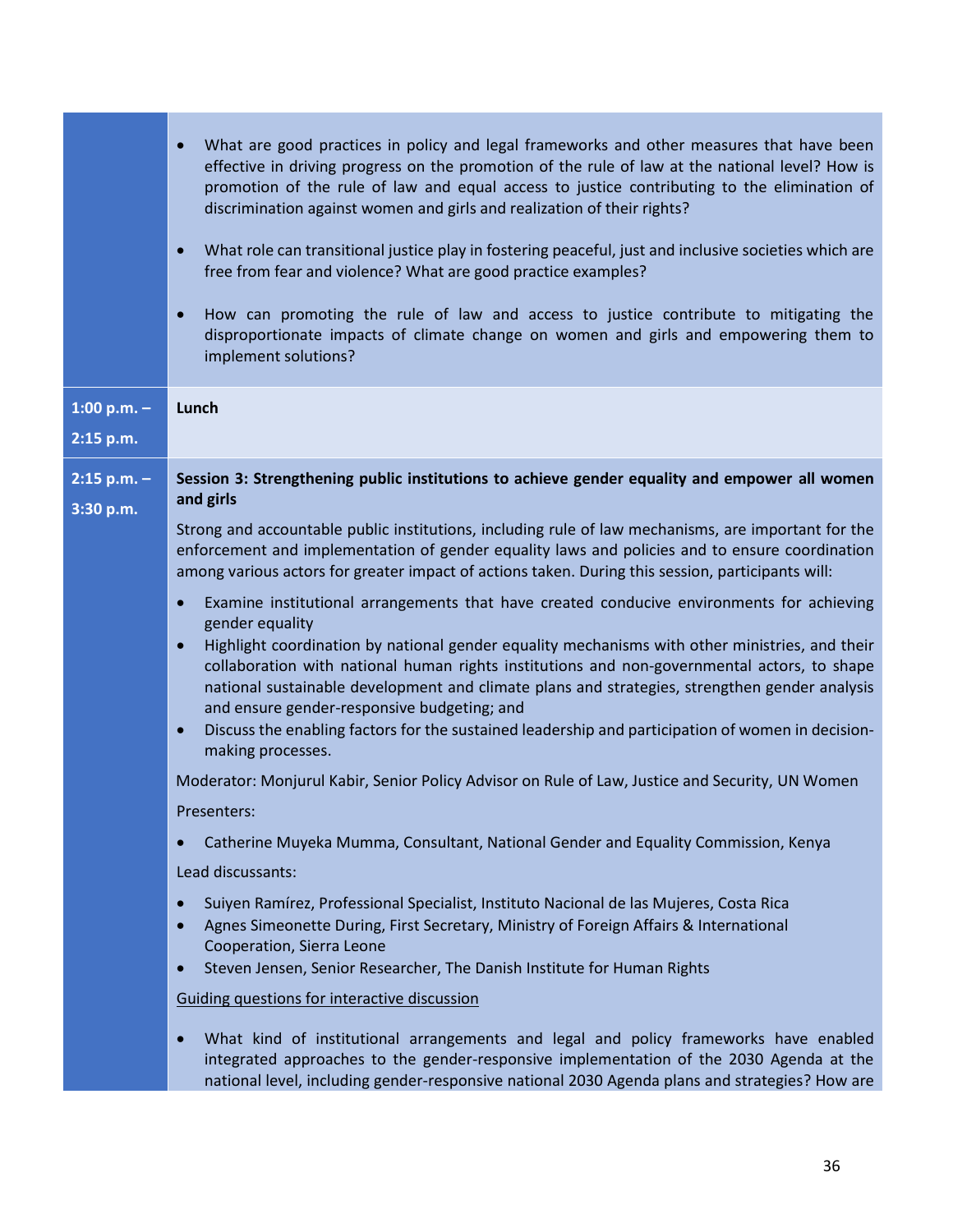| | |
|---|---|
| | • What are good practices in policy and legal frameworks and other measures that have been effective in driving progress on the promotion of the rule of law at the national level? How is promotion of the rule of law and equal access to justice contributing to the elimination of discrimination against women and girls and realization of their rights?<br><br>• What role can transitional justice play in fostering peaceful, just and inclusive societies which are free from fear and violence? What are good practice examples?<br><br>• How can promoting the rule of law and access to justice contribute to mitigating the disproportionate impacts of climate change on women and girls and empowering them to implement solutions? |
| **1:00 p.m. – 2:15 p.m.** | **Lunch** |
| **2:15 p.m. – 3:30 p.m.** | **Session 3: Strengthening public institutions to achieve gender equality and empower all women and girls**<br><br>Strong and accountable public institutions, including rule of law mechanisms, are important for the enforcement and implementation of gender equality laws and policies and to ensure coordination among various actors for greater impact of actions taken. During this session, participants will:<br><br>• Examine institutional arrangements that have created conducive environments for achieving gender equality<br>• Highlight coordination by national gender equality mechanisms with other ministries, and their collaboration with national human rights institutions and non-governmental actors, to shape national sustainable development and climate plans and strategies, strengthen gender analysis and ensure gender-responsive budgeting; and<br>• Discuss the enabling factors for the sustained leadership and participation of women in decision-making processes.<br><br>Moderator: Monjurul Kabir, Senior Policy Advisor on Rule of Law, Justice and Security, UN Women<br><br>Presenters:<br><br>• Catherine Muyeka Mumma, Consultant, National Gender and Equality Commission, Kenya<br><br>Lead discussants:<br><br>• Suiyen Ramírez, Professional Specialist, Instituto Nacional de las Mujeres, Costa Rica<br>• Agnes Simeonette During, First Secretary, Ministry of Foreign Affairs & International Cooperation, Sierra Leone<br>• Steven Jensen, Senior Researcher, The Danish Institute for Human Rights<br><br>Guiding questions for interactive discussion<br><br>• What kind of institutional arrangements and legal and policy frameworks have enabled integrated approaches to the gender-responsive implementation of the 2030 Agenda at the national level, including gender-responsive national 2030 Agenda plans and strategies? How are |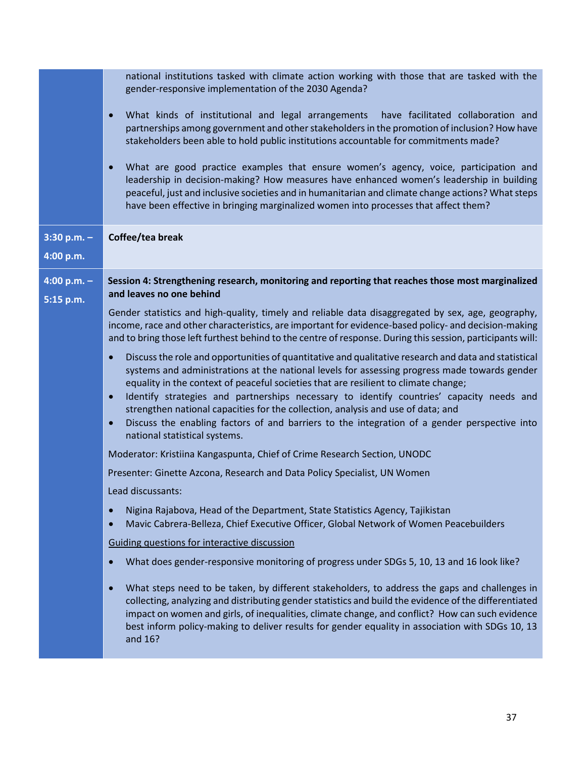| | |
|---|---|
| | national institutions tasked with climate action working with those that are tasked with the gender-responsive implementation of the 2030 Agenda?<br><br>• What kinds of institutional and legal arrangements have facilitated collaboration and partnerships among government and other stakeholders in the promotion of inclusion? How have stakeholders been able to hold public institutions accountable for commitments made?<br><br>• What are good practice examples that ensure women's agency, voice, participation and leadership in decision-making? How measures have enhanced women's leadership in building peaceful, just and inclusive societies and in humanitarian and climate change actions? What steps have been effective in bringing marginalized women into processes that affect them? |
| **3:30 p.m. – 4:00 p.m.** | **Coffee/tea break** |
| **4:00 p.m. – 5:15 p.m.** | **Session 4: Strengthening research, monitoring and reporting that reaches those most marginalized and leaves no one behind**<br><br>Gender statistics and high-quality, timely and reliable data disaggregated by sex, age, geography, income, race and other characteristics, are important for evidence-based policy- and decision-making and to bring those left furthest behind to the centre of response. During this session, participants will:<br><br>• Discuss the role and opportunities of quantitative and qualitative research and data and statistical systems and administrations at the national levels for assessing progress made towards gender equality in the context of peaceful societies that are resilient to climate change;<br>• Identify strategies and partnerships necessary to identify countries' capacity needs and strengthen national capacities for the collection, analysis and use of data; and<br>• Discuss the enabling factors of and barriers to the integration of a gender perspective into national statistical systems.<br><br>Moderator: Kristiina Kangaspunta, Chief of Crime Research Section, UNODC<br><br>Presenter: Ginette Azcona, Research and Data Policy Specialist, UN Women<br><br>Lead discussants:<br><br>• Nigina Rajabova, Head of the Department, State Statistics Agency, Tajikistan<br>• Mavic Cabrera-Belleza, Chief Executive Officer, Global Network of Women Peacebuilders<br><br><u>Guiding questions for interactive discussion</u><br><br>• What does gender-responsive monitoring of progress under SDGs 5, 10, 13 and 16 look like?<br><br>• What steps need to be taken, by different stakeholders, to address the gaps and challenges in collecting, analyzing and distributing gender statistics and build the evidence of the differentiated impact on women and girls, of inequalities, climate change, and conflict? How can such evidence best inform policy-making to deliver results for gender equality in association with SDGs 10, 13 and 16? |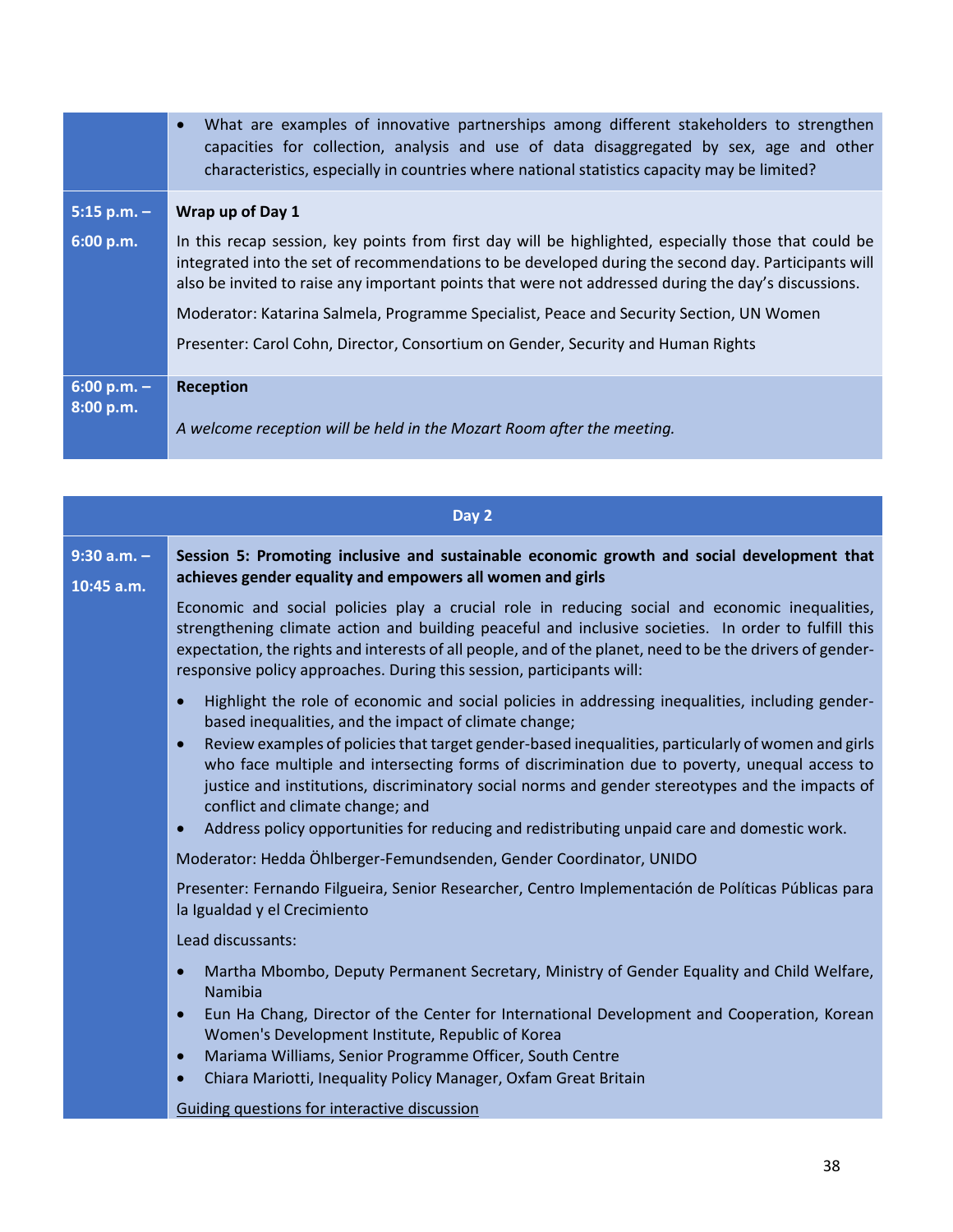| | |
|---|---|
| | • What are examples of innovative partnerships among different stakeholders to strengthen capacities for collection, analysis and use of data disaggregated by sex, age and other characteristics, especially in countries where national statistics capacity may be limited? |
| **5:15 p.m. – 6:00 p.m.** | **Wrap up of Day 1**<br><br>In this recap session, key points from first day will be highlighted, especially those that could be integrated into the set of recommendations to be developed during the second day. Participants will also be invited to raise any important points that were not addressed during the day's discussions.<br><br>Moderator: Katarina Salmela, Programme Specialist, Peace and Security Section, UN Women<br><br>Presenter: Carol Cohn, Director, Consortium on Gender, Security and Human Rights |
| **6:00 p.m. – 8:00 p.m.** | **Reception**<br><br>*A welcome reception will be held in the Mozart Room after the meeting.* |

| **Day 2** | |
|---|---|
| **9:30 a.m. – 10:45 a.m.** | **Session 5: Promoting inclusive and sustainable economic growth and social development that achieves gender equality and empowers all women and girls**<br><br>Economic and social policies play a crucial role in reducing social and economic inequalities, strengthening climate action and building peaceful and inclusive societies. In order to fulfill this expectation, the rights and interests of all people, and of the planet, need to be the drivers of gender-responsive policy approaches. During this session, participants will:<br><br>• Highlight the role of economic and social policies in addressing inequalities, including gender-based inequalities, and the impact of climate change;<br>• Review examples of policies that target gender-based inequalities, particularly of women and girls who face multiple and intersecting forms of discrimination due to poverty, unequal access to justice and institutions, discriminatory social norms and gender stereotypes and the impacts of conflict and climate change; and<br>• Address policy opportunities for reducing and redistributing unpaid care and domestic work.<br><br>Moderator: Hedda Öhlberger-Femundsenden, Gender Coordinator, UNIDO<br><br>Presenter: Fernando Filgueira, Senior Researcher, Centro Implementación de Políticas Públicas para la Igualdad y el Crecimiento<br><br>Lead discussants:<br><br>• Martha Mbombo, Deputy Permanent Secretary, Ministry of Gender Equality and Child Welfare, Namibia<br>• Eun Ha Chang, Director of the Center for International Development and Cooperation, Korean Women's Development Institute, Republic of Korea<br>• Mariama Williams, Senior Programme Officer, South Centre<br>• Chiara Mariotti, Inequality Policy Manager, Oxfam Great Britain<br><br><u>Guiding questions for interactive discussion</u> |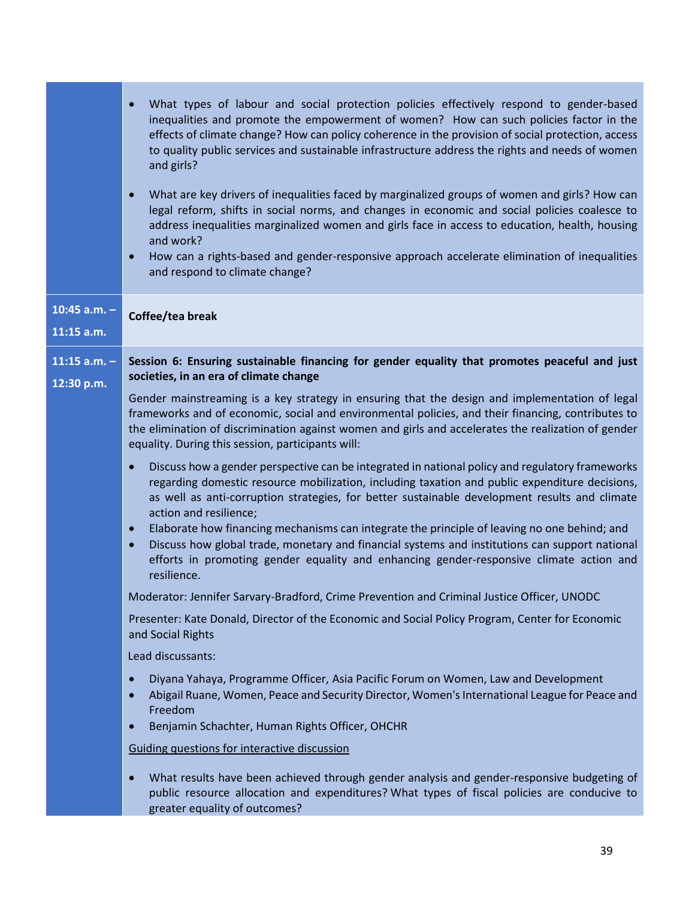| | |
|---|---|
| | • What types of labour and social protection policies effectively respond to gender-based inequalities and promote the empowerment of women? How can such policies factor in the effects of climate change? How can policy coherence in the provision of social protection, access to quality public services and sustainable infrastructure address the rights and needs of women and girls?<br><br>• What are key drivers of inequalities faced by marginalized groups of women and girls? How can legal reform, shifts in social norms, and changes in economic and social policies coalesce to address inequalities marginalized women and girls face in access to education, health, housing and work?<br>• How can a rights-based and gender-responsive approach accelerate elimination of inequalities and respond to climate change? |
| **10:45 a.m. – 11:15 a.m.** | **Coffee/tea break** |
| **11:15 a.m. – 12:30 p.m.** | **Session 6: Ensuring sustainable financing for gender equality that promotes peaceful and just societies, in an era of climate change**<br><br>Gender mainstreaming is a key strategy in ensuring that the design and implementation of legal frameworks and of economic, social and environmental policies, and their financing, contributes to the elimination of discrimination against women and girls and accelerates the realization of gender equality. During this session, participants will:<br><br>• Discuss how a gender perspective can be integrated in national policy and regulatory frameworks regarding domestic resource mobilization, including taxation and public expenditure decisions, as well as anti-corruption strategies, for better sustainable development results and climate action and resilience;<br>• Elaborate how financing mechanisms can integrate the principle of leaving no one behind; and<br>• Discuss how global trade, monetary and financial systems and institutions can support national efforts in promoting gender equality and enhancing gender-responsive climate action and resilience.<br><br>Moderator: Jennifer Sarvary-Bradford, Crime Prevention and Criminal Justice Officer, UNODC<br><br>Presenter: Kate Donald, Director of the Economic and Social Policy Program, Center for Economic and Social Rights<br><br>Lead discussants:<br><br>• Diyana Yahaya, Programme Officer, Asia Pacific Forum on Women, Law and Development<br>• Abigail Ruane, Women, Peace and Security Director, Women's International League for Peace and Freedom<br>• Benjamin Schachter, Human Rights Officer, OHCHR<br><br><u>Guiding questions for interactive discussion</u><br><br>• What results have been achieved through gender analysis and gender-responsive budgeting of public resource allocation and expenditures? What types of fiscal policies are conducive to greater equality of outcomes? |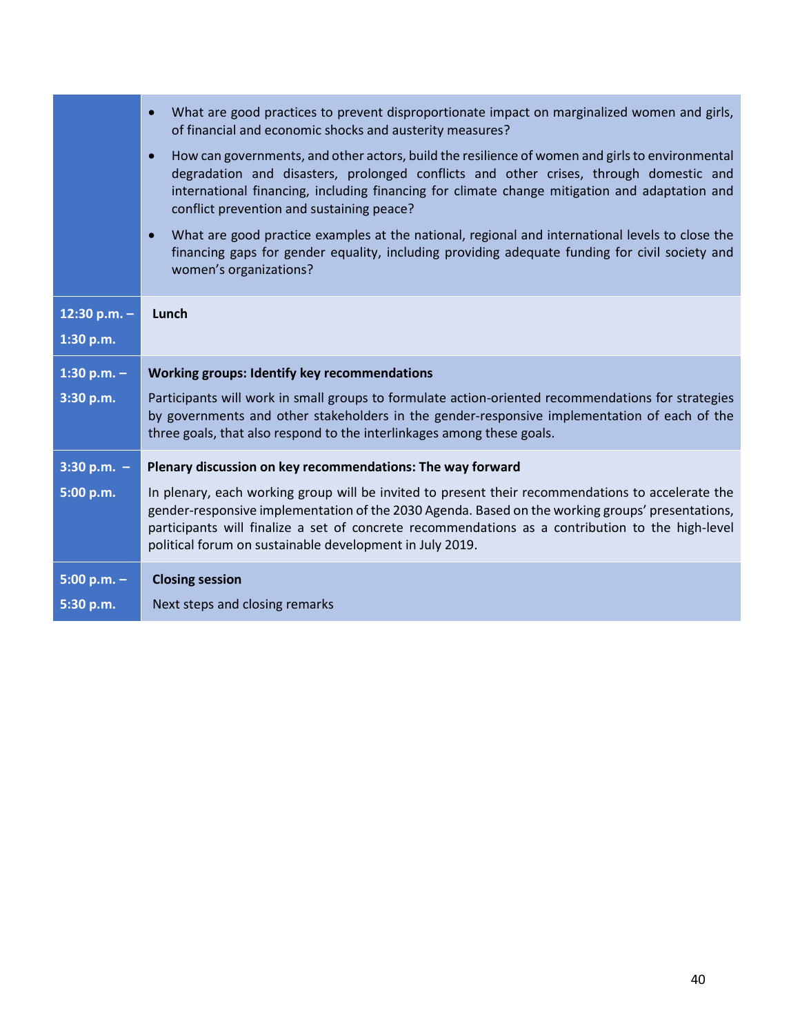| | |
|---|---|
| | • What are good practices to prevent disproportionate impact on marginalized women and girls, of financial and economic shocks and austerity measures?<br>• How can governments, and other actors, build the resilience of women and girls to environmental degradation and disasters, prolonged conflicts and other crises, through domestic and international financing, including financing for climate change mitigation and adaptation and conflict prevention and sustaining peace?<br>• What are good practice examples at the national, regional and international levels to close the financing gaps for gender equality, including providing adequate funding for civil society and women's organizations? |
| **12:30 p.m. – 1:30 p.m.** | **Lunch** |
| **1:30 p.m. – 3:30 p.m.** | **Working groups: Identify key recommendations**<br>Participants will work in small groups to formulate action-oriented recommendations for strategies by governments and other stakeholders in the gender-responsive implementation of each of the three goals, that also respond to the interlinkages among these goals. |
| **3:30 p.m. – 5:00 p.m.** | **Plenary discussion on key recommendations: The way forward**<br>In plenary, each working group will be invited to present their recommendations to accelerate the gender-responsive implementation of the 2030 Agenda. Based on the working groups' presentations, participants will finalize a set of concrete recommendations as a contribution to the high-level political forum on sustainable development in July 2019. |
| **5:00 p.m. – 5:30 p.m.** | **Closing session**<br>Next steps and closing remarks |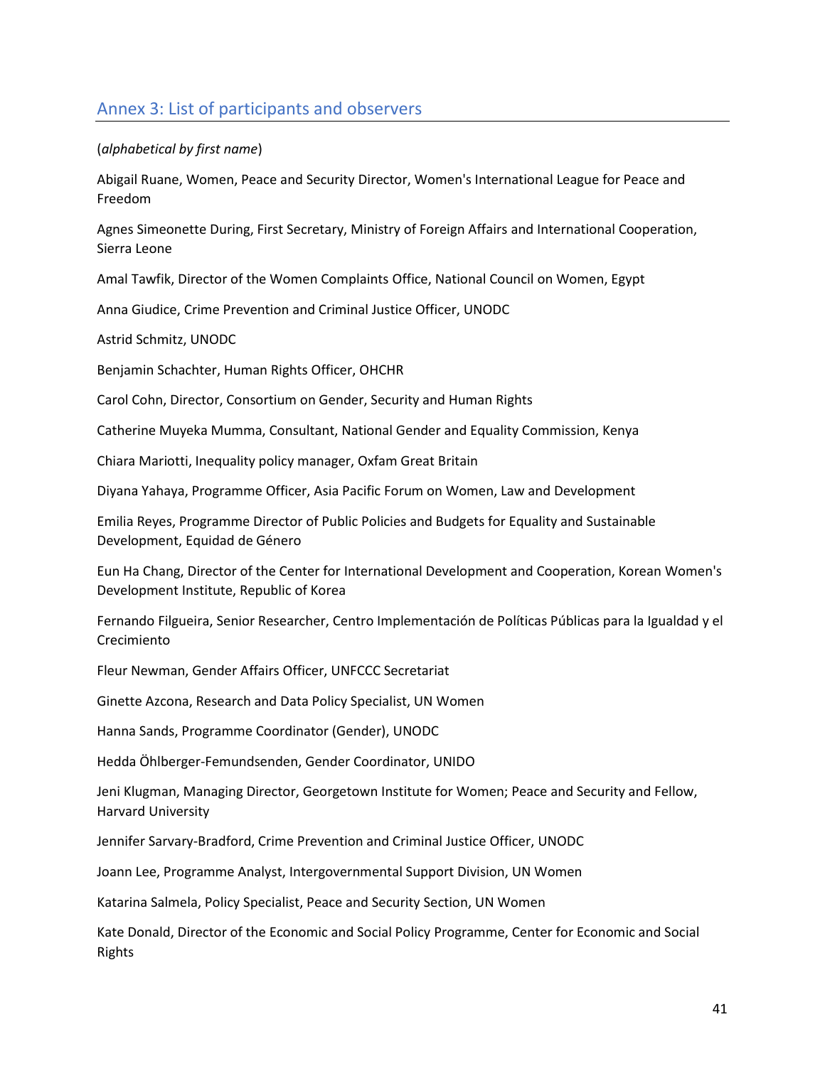## Annex 3: List of participants and observers

(*alphabetical by first name*)

Abigail Ruane, Women, Peace and Security Director, Women's International League for Peace and Freedom

Agnes Simeonette During, First Secretary, Ministry of Foreign Affairs and International Cooperation, Sierra Leone

Amal Tawfik, Director of the Women Complaints Office, National Council on Women, Egypt

Anna Giudice, Crime Prevention and Criminal Justice Officer, UNODC

Astrid Schmitz, UNODC

Benjamin Schachter, Human Rights Officer, OHCHR

Carol Cohn, Director, Consortium on Gender, Security and Human Rights

Catherine Muyeka Mumma, Consultant, National Gender and Equality Commission, Kenya

Chiara Mariotti, Inequality policy manager, Oxfam Great Britain

Diyana Yahaya, Programme Officer, Asia Pacific Forum on Women, Law and Development

Emilia Reyes, Programme Director of Public Policies and Budgets for Equality and Sustainable Development, Equidad de Género

Eun Ha Chang, Director of the Center for International Development and Cooperation, Korean Women's Development Institute, Republic of Korea

Fernando Filgueira, Senior Researcher, Centro Implementación de Políticas Públicas para la Igualdad y el Crecimiento

Fleur Newman, Gender Affairs Officer, UNFCCC Secretariat

Ginette Azcona, Research and Data Policy Specialist, UN Women

Hanna Sands, Programme Coordinator (Gender), UNODC

Hedda Öhlberger-Femundsenden, Gender Coordinator, UNIDO

Jeni Klugman, Managing Director, Georgetown Institute for Women; Peace and Security and Fellow, Harvard University

Jennifer Sarvary-Bradford, Crime Prevention and Criminal Justice Officer, UNODC

Joann Lee, Programme Analyst, Intergovernmental Support Division, UN Women

Katarina Salmela, Policy Specialist, Peace and Security Section, UN Women

Kate Donald, Director of the Economic and Social Policy Programme, Center for Economic and Social Rights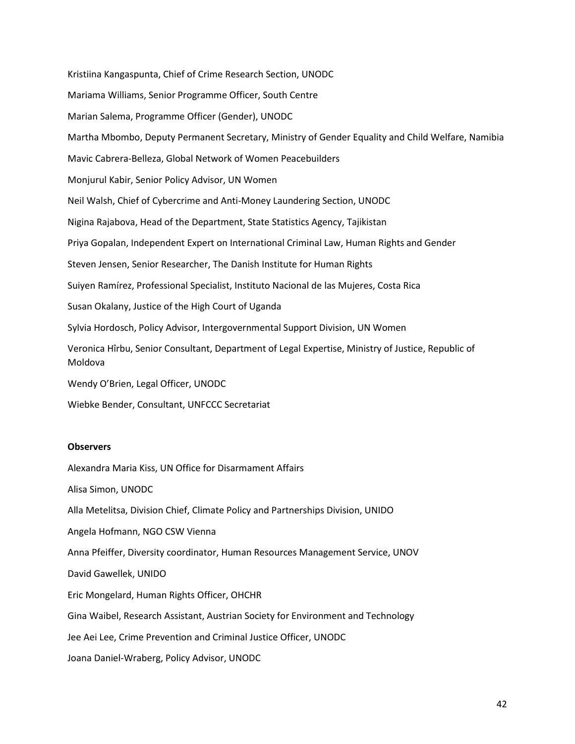Kristiina Kangaspunta, Chief of Crime Research Section, UNODC

Mariama Williams, Senior Programme Officer, South Centre

Marian Salema, Programme Officer (Gender), UNODC

Martha Mbombo, Deputy Permanent Secretary, Ministry of Gender Equality and Child Welfare, Namibia

Mavic Cabrera-Belleza, Global Network of Women Peacebuilders

Monjurul Kabir, Senior Policy Advisor, UN Women

Neil Walsh, Chief of Cybercrime and Anti-Money Laundering Section, UNODC

Nigina Rajabova, Head of the Department, State Statistics Agency, Tajikistan

Priya Gopalan, Independent Expert on International Criminal Law, Human Rights and Gender

Steven Jensen, Senior Researcher, The Danish Institute for Human Rights

Suiyen Ramírez, Professional Specialist, Instituto Nacional de las Mujeres, Costa Rica

Susan Okalany, Justice of the High Court of Uganda

Sylvia Hordosch, Policy Advisor, Intergovernmental Support Division, UN Women

Veronica Hîrbu, Senior Consultant, Department of Legal Expertise, Ministry of Justice, Republic of Moldova

Wendy O'Brien, Legal Officer, UNODC

Wiebke Bender, Consultant, UNFCCC Secretariat

**Observers**

Alexandra Maria Kiss, UN Office for Disarmament Affairs

Alisa Simon, UNODC

Alla Metelitsa, Division Chief, Climate Policy and Partnerships Division, UNIDO

Angela Hofmann, NGO CSW Vienna

Anna Pfeiffer, Diversity coordinator, Human Resources Management Service, UNOV

David Gawellek, UNIDO

Eric Mongelard, Human Rights Officer, OHCHR

Gina Waibel, Research Assistant, Austrian Society for Environment and Technology

Jee Aei Lee, Crime Prevention and Criminal Justice Officer, UNODC

Joana Daniel-Wraberg, Policy Advisor, UNODC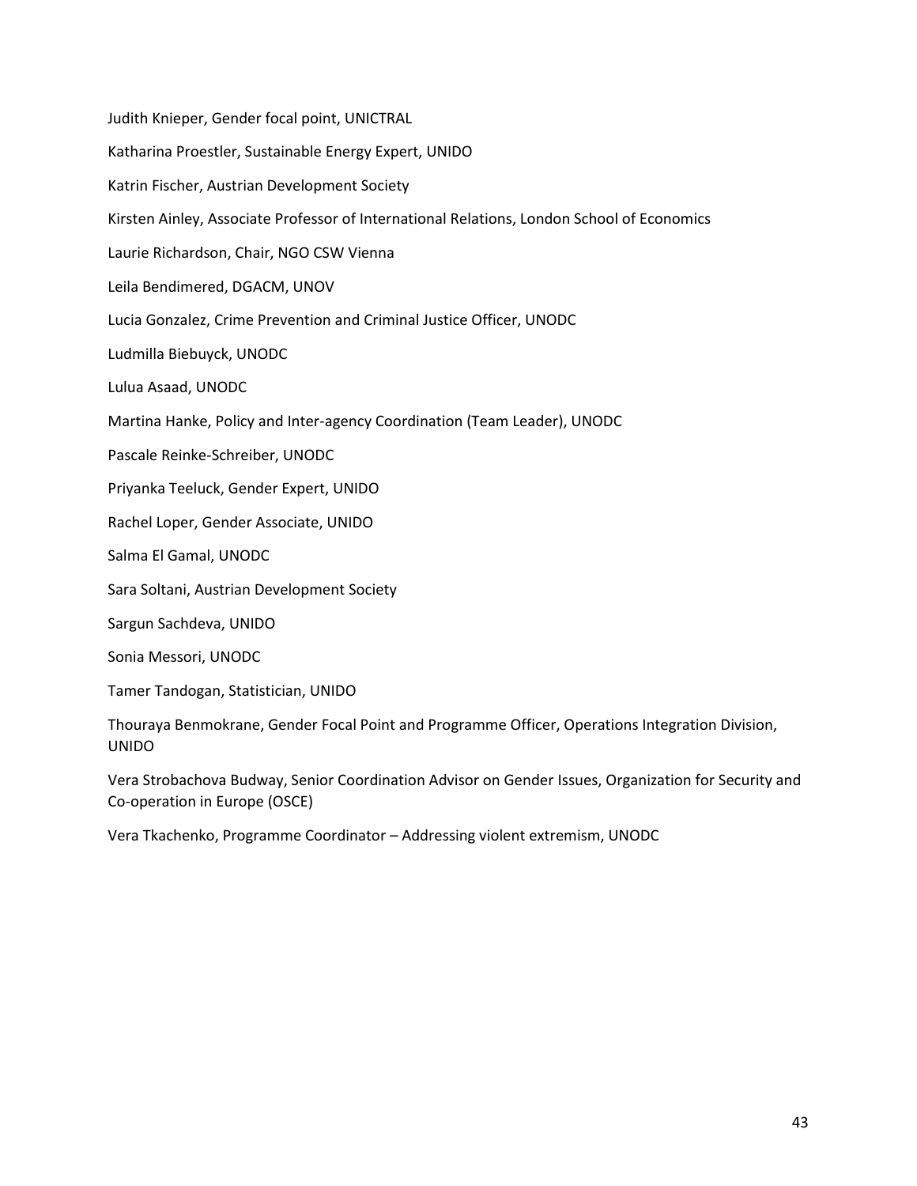Judith Knieper, Gender focal point, UNICTRAL

Katharina Proestler, Sustainable Energy Expert, UNIDO

Katrin Fischer, Austrian Development Society

Kirsten Ainley, Associate Professor of International Relations, London School of Economics

Laurie Richardson, Chair, NGO CSW Vienna

Leila Bendimered, DGACM, UNOV

Lucia Gonzalez, Crime Prevention and Criminal Justice Officer, UNODC

Ludmilla Biebuyck, UNODC

Lulua Asaad, UNODC

Martina Hanke, Policy and Inter-agency Coordination (Team Leader), UNODC

Pascale Reinke-Schreiber, UNODC

Priyanka Teeluck, Gender Expert, UNIDO

Rachel Loper, Gender Associate, UNIDO

Salma El Gamal, UNODC

Sara Soltani, Austrian Development Society

Sargun Sachdeva, UNIDO

Sonia Messori, UNODC

Tamer Tandogan, Statistician, UNIDO

Thouraya Benmokrane, Gender Focal Point and Programme Officer, Operations Integration Division, UNIDO

Vera Strobachova Budway, Senior Coordination Advisor on Gender Issues, Organization for Security and Co-operation in Europe (OSCE)

Vera Tkachenko, Programme Coordinator – Addressing violent extremism, UNODC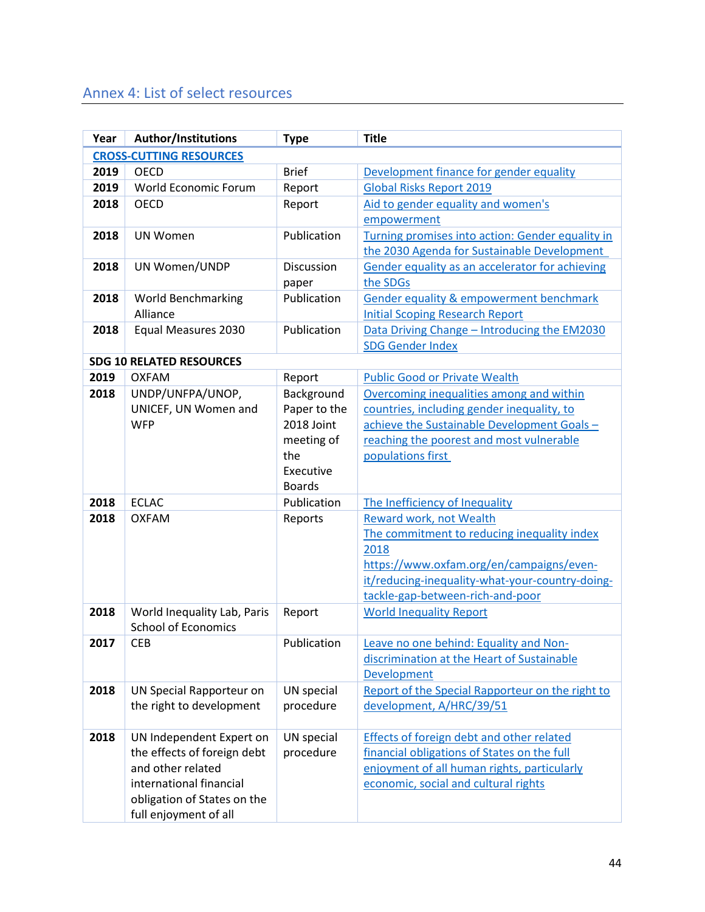## Annex 4: List of select resources

| Year | Author/Institutions | Type | Title |
|---|---|---|---|
| **CROSS-CUTTING RESOURCES** | | | |
| **2019** | OECD | Brief | Development finance for gender equality |
| **2019** | World Economic Forum | Report | Global Risks Report 2019 |
| **2018** | OECD | Report | Aid to gender equality and women's empowerment |
| **2018** | UN Women | Publication | Turning promises into action: Gender equality in the 2030 Agenda for Sustainable Development |
| **2018** | UN Women/UNDP | Discussion paper | Gender equality as an accelerator for achieving the SDGs |
| **2018** | World Benchmarking Alliance | Publication | Gender equality & empowerment benchmark Initial Scoping Research Report |
| **2018** | Equal Measures 2030 | Publication | Data Driving Change – Introducing the EM2030 SDG Gender Index |
| **SDG 10 RELATED RESOURCES** | | | |
| **2019** | OXFAM | Report | Public Good or Private Wealth |
| **2018** | UNDP/UNFPA/UNOP, UNICEF, UN Women and WFP | Background Paper to the 2018 Joint meeting of the Executive Boards | Overcoming inequalities among and within countries, including gender inequality, to achieve the Sustainable Development Goals – reaching the poorest and most vulnerable populations first |
| **2018** | ECLAC | Publication | The Inefficiency of Inequality |
| **2018** | OXFAM | Reports | Reward work, not Wealth<br>The commitment to reducing inequality index 2018<br>https://www.oxfam.org/en/campaigns/even-it/reducing-inequality-what-your-country-doing-tackle-gap-between-rich-and-poor |
| **2018** | World Inequality Lab, Paris School of Economics | Report | World Inequality Report |
| **2017** | CEB | Publication | Leave no one behind: Equality and Non-discrimination at the Heart of Sustainable Development |
| **2018** | UN Special Rapporteur on the right to development | UN special procedure | Report of the Special Rapporteur on the right to development, A/HRC/39/51 |
| **2018** | UN Independent Expert on the effects of foreign debt and other related international financial obligation of States on the full enjoyment of all | UN special procedure | Effects of foreign debt and other related financial obligations of States on the full enjoyment of all human rights, particularly economic, social and cultural rights |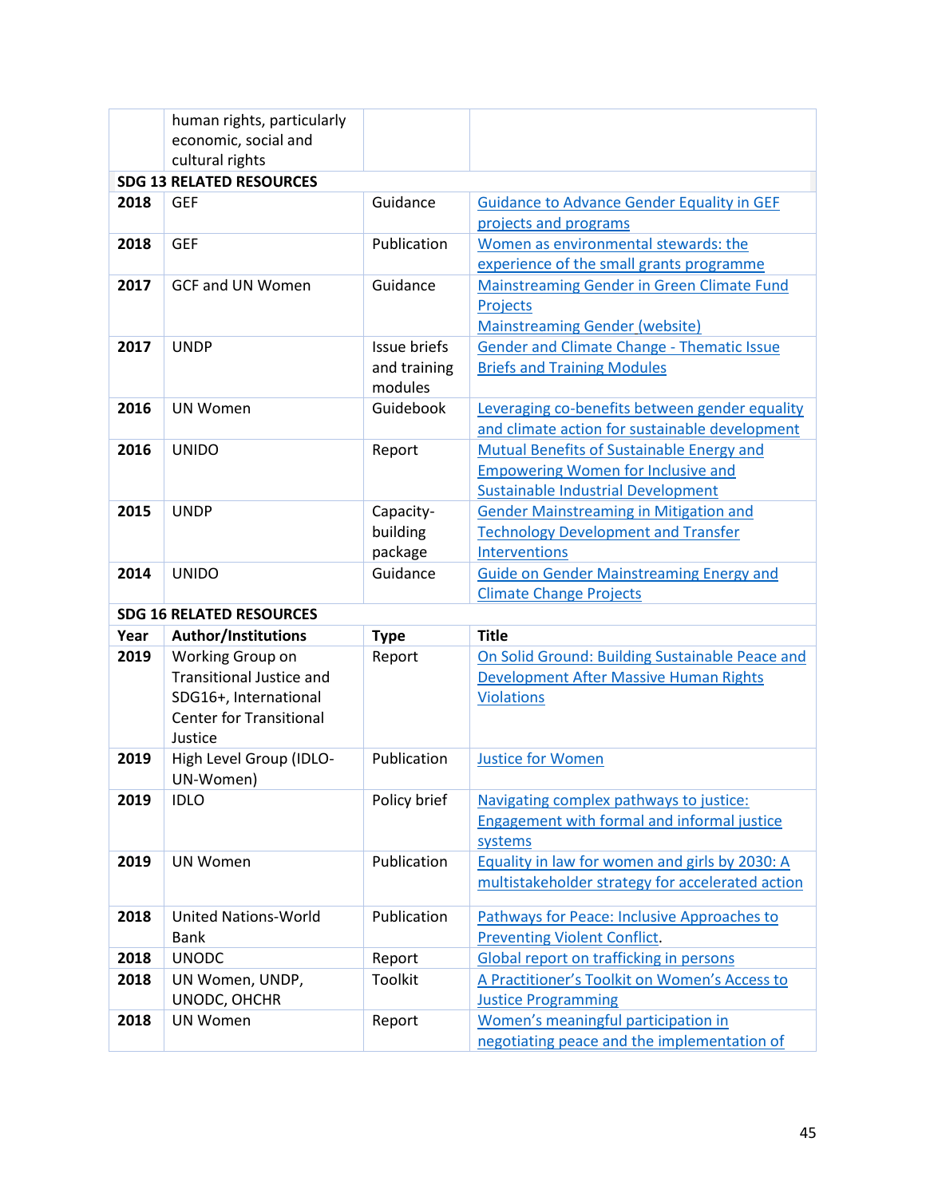| Year | Author/Institutions | Type | Title |
|---|---|---|---|
| | human rights, particularly economic, social and cultural rights | | |
| **SDG 13 RELATED RESOURCES** | | | |
| **2018** | GEF | Guidance | Guidance to Advance Gender Equality in GEF projects and programs |
| **2018** | GEF | Publication | Women as environmental stewards: the experience of the small grants programme |
| **2017** | GCF and UN Women | Guidance | Mainstreaming Gender in Green Climate Fund Projects<br>Mainstreaming Gender (website) |
| **2017** | UNDP | Issue briefs and training modules | Gender and Climate Change - Thematic Issue Briefs and Training Modules |
| **2016** | UN Women | Guidebook | Leveraging co-benefits between gender equality and climate action for sustainable development |
| **2016** | UNIDO | Report | Mutual Benefits of Sustainable Energy and Empowering Women for Inclusive and Sustainable Industrial Development |
| **2015** | UNDP | Capacity-building package | Gender Mainstreaming in Mitigation and Technology Development and Transfer Interventions |
| **2014** | UNIDO | Guidance | Guide on Gender Mainstreaming Energy and Climate Change Projects |
| **SDG 16 RELATED RESOURCES** | | | |
| **Year** | **Author/Institutions** | **Type** | **Title** |
| **2019** | Working Group on Transitional Justice and SDG16+, International Center for Transitional Justice | Report | On Solid Ground: Building Sustainable Peace and Development After Massive Human Rights Violations |
| **2019** | High Level Group (IDLO-UN-Women) | Publication | Justice for Women |
| **2019** | IDLO | Policy brief | Navigating complex pathways to justice: Engagement with formal and informal justice systems |
| **2019** | UN Women | Publication | Equality in law for women and girls by 2030: A multistakeholder strategy for accelerated action |
| **2018** | United Nations-World Bank | Publication | Pathways for Peace: Inclusive Approaches to Preventing Violent Conflict. |
| **2018** | UNODC | Report | Global report on trafficking in persons |
| **2018** | UN Women, UNDP, UNODC, OHCHR | Toolkit | A Practitioner's Toolkit on Women's Access to Justice Programming |
| **2018** | UN Women | Report | Women's meaningful participation in negotiating peace and the implementation of |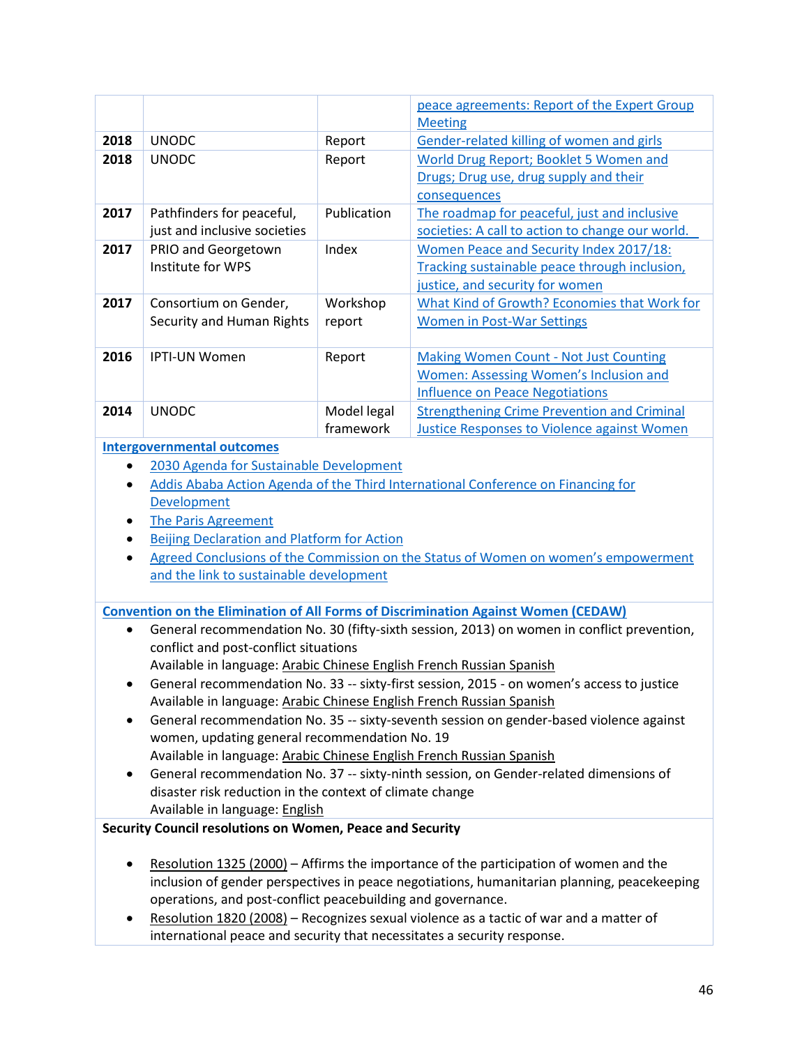| | | | |
|---|---|---|---|
| | | | peace agreements: Report of the Expert Group Meeting |
| **2018** | UNODC | Report | Gender-related killing of women and girls |
| **2018** | UNODC | Report | World Drug Report; Booklet 5 Women and Drugs; Drug use, drug supply and their consequences |
| **2017** | Pathfinders for peaceful, just and inclusive societies | Publication | The roadmap for peaceful, just and inclusive societies: A call to action to change our world. |
| **2017** | PRIO and Georgetown Institute for WPS | Index | Women Peace and Security Index 2017/18: Tracking sustainable peace through inclusion, justice, and security for women |
| **2017** | Consortium on Gender, Security and Human Rights | Workshop report | What Kind of Growth? Economies that Work for Women in Post-War Settings |
| **2016** | IPTI-UN Women | Report | Making Women Count - Not Just Counting Women: Assessing Women's Inclusion and Influence on Peace Negotiations |
| **2014** | UNODC | Model legal framework | Strengthening Crime Prevention and Criminal Justice Responses to Violence against Women |

**Intergovernmental outcomes**

- 2030 Agenda for Sustainable Development
- Addis Ababa Action Agenda of the Third International Conference on Financing for Development
- The Paris Agreement
- Beijing Declaration and Platform for Action
- Agreed Conclusions of the Commission on the Status of Women on women's empowerment and the link to sustainable development

**Convention on the Elimination of All Forms of Discrimination Against Women (CEDAW)**

- General recommendation No. 30 (fifty-sixth session, 2013) on women in conflict prevention, conflict and post-conflict situations
  Available in language: Arabic Chinese English French Russian Spanish
- General recommendation No. 33 -- sixty-first session, 2015 - on women's access to justice
  Available in language: Arabic Chinese English French Russian Spanish
- General recommendation No. 35 -- sixty-seventh session on gender-based violence against women, updating general recommendation No. 19
  Available in language: Arabic Chinese English French Russian Spanish
- General recommendation No. 37 -- sixty-ninth session, on Gender-related dimensions of disaster risk reduction in the context of climate change
  Available in language: English

**Security Council resolutions on Women, Peace and Security**

- Resolution 1325 (2000) – Affirms the importance of the participation of women and the inclusion of gender perspectives in peace negotiations, humanitarian planning, peacekeeping operations, and post-conflict peacebuilding and governance.
- Resolution 1820 (2008) – Recognizes sexual violence as a tactic of war and a matter of international peace and security that necessitates a security response.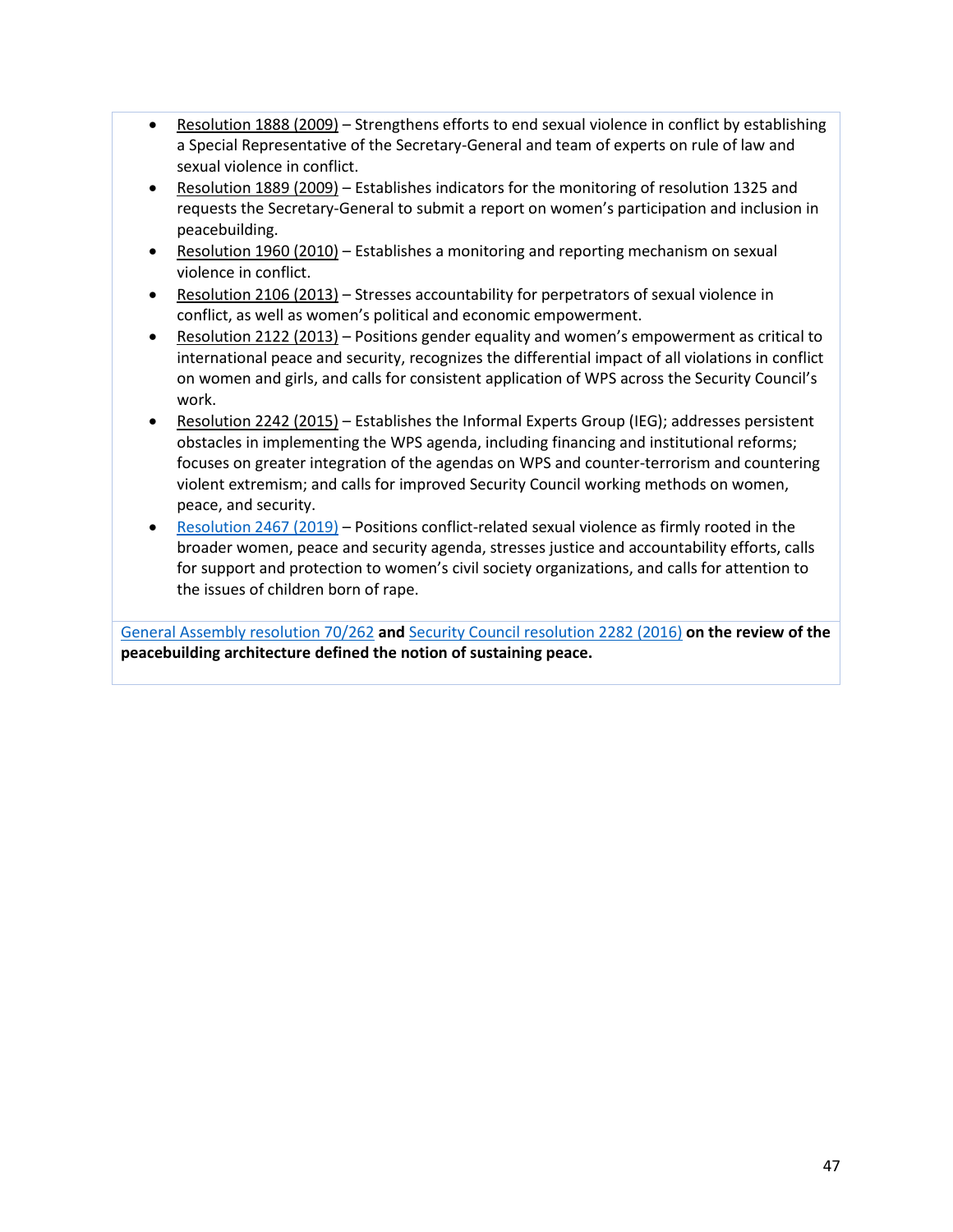- Resolution 1888 (2009) – Strengthens efforts to end sexual violence in conflict by establishing a Special Representative of the Secretary-General and team of experts on rule of law and sexual violence in conflict.
- Resolution 1889 (2009) – Establishes indicators for the monitoring of resolution 1325 and requests the Secretary-General to submit a report on women's participation and inclusion in peacebuilding.
- Resolution 1960 (2010) – Establishes a monitoring and reporting mechanism on sexual violence in conflict.
- Resolution 2106 (2013) – Stresses accountability for perpetrators of sexual violence in conflict, as well as women's political and economic empowerment.
- Resolution 2122 (2013) – Positions gender equality and women's empowerment as critical to international peace and security, recognizes the differential impact of all violations in conflict on women and girls, and calls for consistent application of WPS across the Security Council's work.
- Resolution 2242 (2015) – Establishes the Informal Experts Group (IEG); addresses persistent obstacles in implementing the WPS agenda, including financing and institutional reforms; focuses on greater integration of the agendas on WPS and counter-terrorism and countering violent extremism; and calls for improved Security Council working methods on women, peace, and security.
- Resolution 2467 (2019) – Positions conflict-related sexual violence as firmly rooted in the broader women, peace and security agenda, stresses justice and accountability efforts, calls for support and protection to women's civil society organizations, and calls for attention to the issues of children born of rape.

General Assembly resolution 70/262 **and** Security Council resolution 2282 (2016) **on the review of the peacebuilding architecture defined the notion of sustaining peace.**